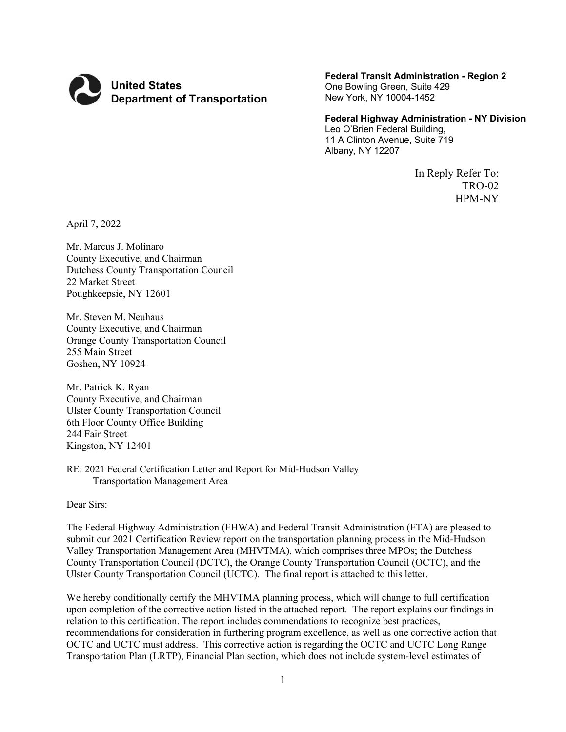**United States Department of Transportation**

**Federal Transit Administration - Region 2**
One Bowling Green, Suite 429
New York, NY 10004-1452

**Federal Highway Administration - NY Division**
Leo O'Brien Federal Building,
11 A Clinton Avenue, Suite 719
Albany, NY 12207

In Reply Refer To:
TRO-02
HPM-NY

April 7, 2022

Mr. Marcus J. Molinaro
County Executive, and Chairman
Dutchess County Transportation Council
22 Market Street
Poughkeepsie, NY 12601

Mr. Steven M. Neuhaus
County Executive, and Chairman
Orange County Transportation Council
255 Main Street
Goshen, NY 10924

Mr. Patrick K. Ryan
County Executive, and Chairman
Ulster County Transportation Council
6th Floor County Office Building
244 Fair Street
Kingston, NY 12401

RE: 2021 Federal Certification Letter and Report for Mid-Hudson Valley Transportation Management Area

Dear Sirs:

The Federal Highway Administration (FHWA) and Federal Transit Administration (FTA) are pleased to submit our 2021 Certification Review report on the transportation planning process in the Mid-Hudson Valley Transportation Management Area (MHVTMA), which comprises three MPOs; the Dutchess County Transportation Council (DCTC), the Orange County Transportation Council (OCTC), and the Ulster County Transportation Council (UCTC). The final report is attached to this letter.

We hereby conditionally certify the MHVTMA planning process, which will change to full certification upon completion of the corrective action listed in the attached report. The report explains our findings in relation to this certification. The report includes commendations to recognize best practices, recommendations for consideration in furthering program excellence, as well as one corrective action that OCTC and UCTC must address. This corrective action is regarding the OCTC and UCTC Long Range Transportation Plan (LRTP), Financial Plan section, which does not include system-level estimates of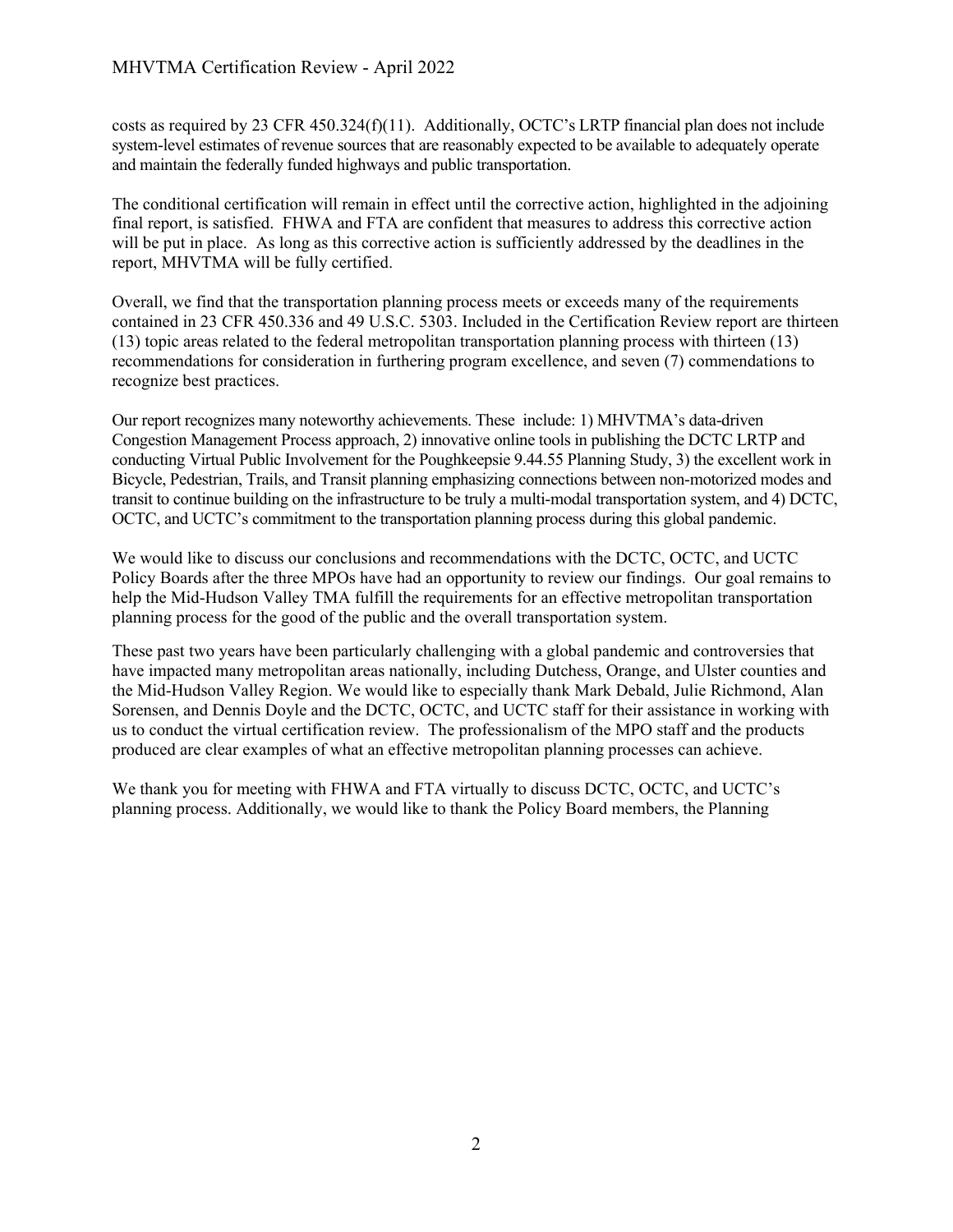costs as required by 23 CFR 450.324(f)(11). Additionally, OCTC's LRTP financial plan does not include system-level estimates of revenue sources that are reasonably expected to be available to adequately operate and maintain the federally funded highways and public transportation.

The conditional certification will remain in effect until the corrective action, highlighted in the adjoining final report, is satisfied. FHWA and FTA are confident that measures to address this corrective action will be put in place. As long as this corrective action is sufficiently addressed by the deadlines in the report, MHVTMA will be fully certified.

Overall, we find that the transportation planning process meets or exceeds many of the requirements contained in 23 CFR 450.336 and 49 U.S.C. 5303. Included in the Certification Review report are thirteen (13) topic areas related to the federal metropolitan transportation planning process with thirteen (13) recommendations for consideration in furthering program excellence, and seven (7) commendations to recognize best practices.

Our report recognizes many noteworthy achievements. These include: 1) MHVTMA's data-driven Congestion Management Process approach, 2) innovative online tools in publishing the DCTC LRTP and conducting Virtual Public Involvement for the Poughkeepsie 9.44.55 Planning Study, 3) the excellent work in Bicycle, Pedestrian, Trails, and Transit planning emphasizing connections between non-motorized modes and transit to continue building on the infrastructure to be truly a multi-modal transportation system, and 4) DCTC, OCTC, and UCTC's commitment to the transportation planning process during this global pandemic.

We would like to discuss our conclusions and recommendations with the DCTC, OCTC, and UCTC Policy Boards after the three MPOs have had an opportunity to review our findings. Our goal remains to help the Mid-Hudson Valley TMA fulfill the requirements for an effective metropolitan transportation planning process for the good of the public and the overall transportation system.

These past two years have been particularly challenging with a global pandemic and controversies that have impacted many metropolitan areas nationally, including Dutchess, Orange, and Ulster counties and the Mid-Hudson Valley Region. We would like to especially thank Mark Debald, Julie Richmond, Alan Sorensen, and Dennis Doyle and the DCTC, OCTC, and UCTC staff for their assistance in working with us to conduct the virtual certification review. The professionalism of the MPO staff and the products produced are clear examples of what an effective metropolitan planning processes can achieve.

We thank you for meeting with FHWA and FTA virtually to discuss DCTC, OCTC, and UCTC's planning process. Additionally, we would like to thank the Policy Board members, the Planning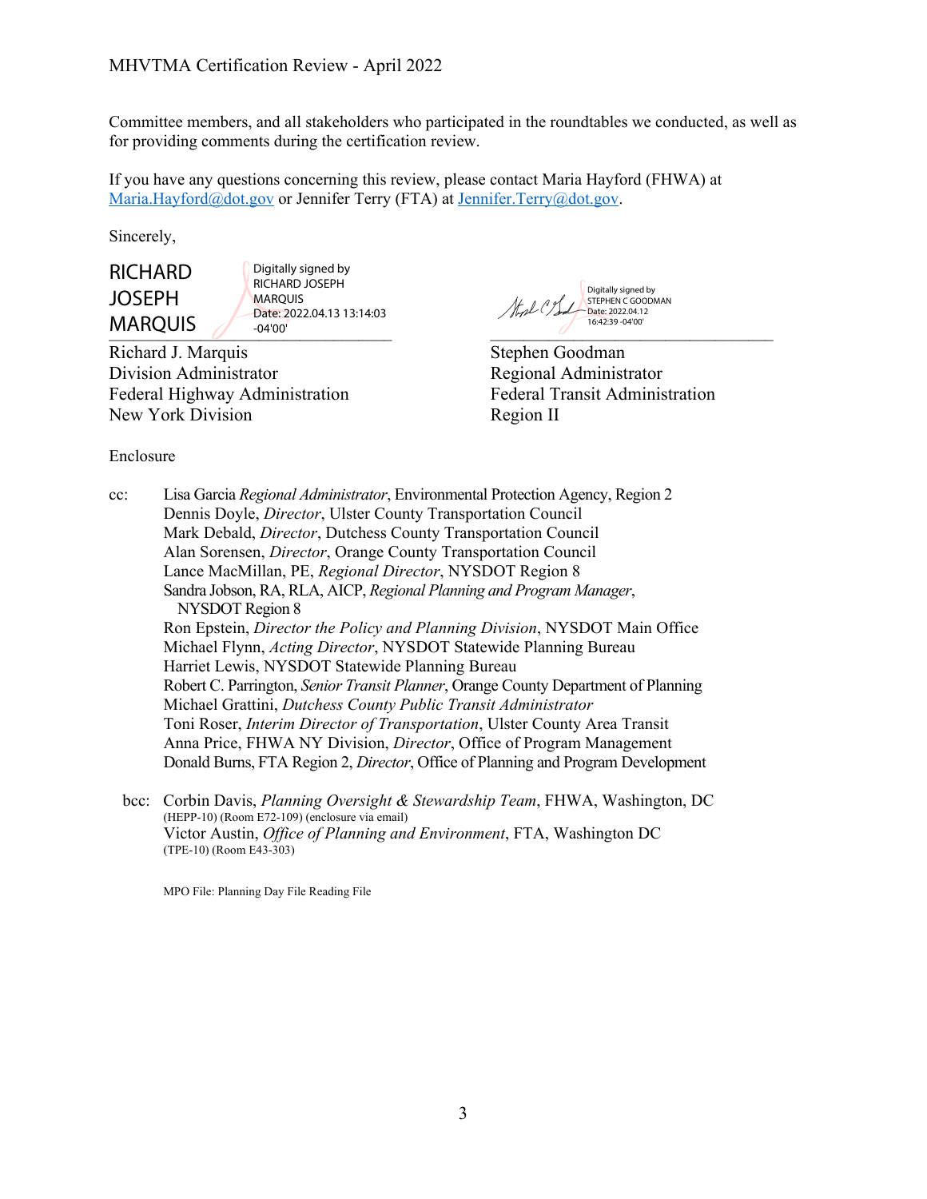Committee members, and all stakeholders who participated in the roundtables we conducted, as well as for providing comments during the certification review.

If you have any questions concerning this review, please contact Maria Hayford (FHWA) at [Maria.Hayford@dot.gov](mailto:Maria.Hayford@dot.gov) or Jennifer Terry (FTA) at [Jennifer.Terry@dot.gov](mailto:Jennifer.Terry@dot.gov).

Sincerely,

RICHARD JOSEPH MARQUIS — Digitally signed by RICHARD JOSEPH MARQUIS Date: 2022.04.13 13:14:03 -04'00'

Richard J. Marquis
Division Administrator
Federal Highway Administration
New York Division

Digitally signed by STEPHEN C GOODMAN Date: 2022.04.12 16:42:39 -04'00'

Stephen Goodman
Regional Administrator
Federal Transit Administration
Region II

Enclosure

cc: Lisa Garcia *Regional Administrator*, Environmental Protection Agency, Region 2
Dennis Doyle, *Director*, Ulster County Transportation Council
Mark Debald, *Director*, Dutchess County Transportation Council
Alan Sorensen, *Director*, Orange County Transportation Council
Lance MacMillan, PE, *Regional Director*, NYSDOT Region 8
Sandra Jobson, RA, RLA, AICP, *Regional Planning and Program Manager*, NYSDOT Region 8
Ron Epstein, *Director the Policy and Planning Division*, NYSDOT Main Office
Michael Flynn, *Acting Director*, NYSDOT Statewide Planning Bureau
Harriet Lewis, NYSDOT Statewide Planning Bureau
Robert C. Parrington, *Senior Transit Planner*, Orange County Department of Planning
Michael Grattini, *Dutchess County Public Transit Administrator*
Toni Roser, *Interim Director of Transportation*, Ulster County Area Transit
Anna Price, FHWA NY Division, *Director*, Office of Program Management
Donald Burns, FTA Region 2, *Director*, Office of Planning and Program Development

bcc: Corbin Davis, *Planning Oversight & Stewardship Team*, FHWA, Washington, DC
(HEPP-10) (Room E72-109) (enclosure via email)
Victor Austin, *Office of Planning and Environment*, FTA, Washington DC
(TPE-10) (Room E43-303)

MPO File: Planning Day File Reading File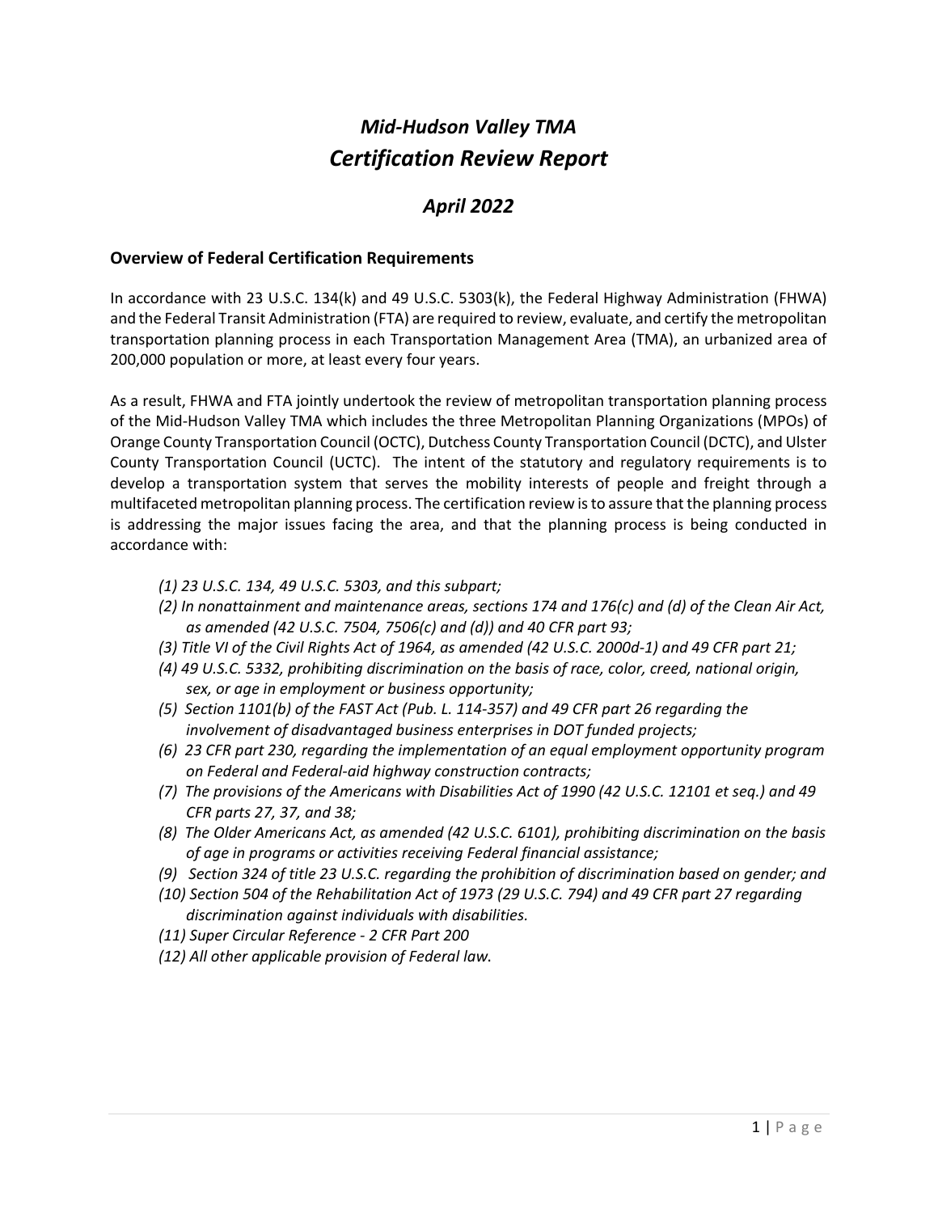# *Mid-Hudson Valley TMA*
# *Certification Review Report*

## *April 2022*

### Overview of Federal Certification Requirements

In accordance with 23 U.S.C. 134(k) and 49 U.S.C. 5303(k), the Federal Highway Administration (FHWA) and the Federal Transit Administration (FTA) are required to review, evaluate, and certify the metropolitan transportation planning process in each Transportation Management Area (TMA), an urbanized area of 200,000 population or more, at least every four years.

As a result, FHWA and FTA jointly undertook the review of metropolitan transportation planning process of the Mid-Hudson Valley TMA which includes the three Metropolitan Planning Organizations (MPOs) of Orange County Transportation Council (OCTC), Dutchess County Transportation Council (DCTC), and Ulster County Transportation Council (UCTC). The intent of the statutory and regulatory requirements is to develop a transportation system that serves the mobility interests of people and freight through a multifaceted metropolitan planning process. The certification review is to assure that the planning process is addressing the major issues facing the area, and that the planning process is being conducted in accordance with:

*(1) 23 U.S.C. 134, 49 U.S.C. 5303, and this subpart;*
*(2) In nonattainment and maintenance areas, sections 174 and 176(c) and (d) of the Clean Air Act, as amended (42 U.S.C. 7504, 7506(c) and (d)) and 40 CFR part 93;*
*(3) Title VI of the Civil Rights Act of 1964, as amended (42 U.S.C. 2000d-1) and 49 CFR part 21;*
*(4) 49 U.S.C. 5332, prohibiting discrimination on the basis of race, color, creed, national origin, sex, or age in employment or business opportunity;*
*(5) Section 1101(b) of the FAST Act (Pub. L. 114-357) and 49 CFR part 26 regarding the involvement of disadvantaged business enterprises in DOT funded projects;*
*(6) 23 CFR part 230, regarding the implementation of an equal employment opportunity program on Federal and Federal-aid highway construction contracts;*
*(7) The provisions of the Americans with Disabilities Act of 1990 (42 U.S.C. 12101 et seq.) and 49 CFR parts 27, 37, and 38;*
*(8) The Older Americans Act, as amended (42 U.S.C. 6101), prohibiting discrimination on the basis of age in programs or activities receiving Federal financial assistance;*
*(9) Section 324 of title 23 U.S.C. regarding the prohibition of discrimination based on gender; and*
*(10) Section 504 of the Rehabilitation Act of 1973 (29 U.S.C. 794) and 49 CFR part 27 regarding discrimination against individuals with disabilities.*
*(11) Super Circular Reference - 2 CFR Part 200*
*(12) All other applicable provision of Federal law.*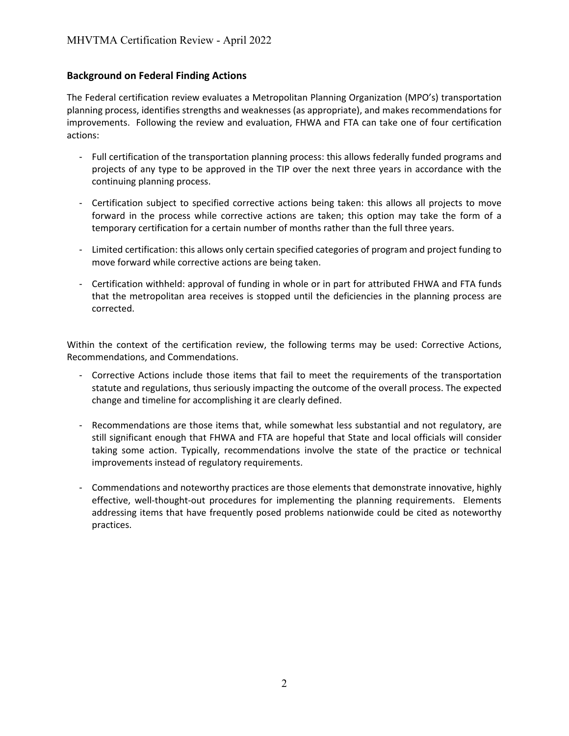## Background on Federal Finding Actions

The Federal certification review evaluates a Metropolitan Planning Organization (MPO's) transportation planning process, identifies strengths and weaknesses (as appropriate), and makes recommendations for improvements. Following the review and evaluation, FHWA and FTA can take one of four certification actions:

- Full certification of the transportation planning process: this allows federally funded programs and projects of any type to be approved in the TIP over the next three years in accordance with the continuing planning process.

- Certification subject to specified corrective actions being taken: this allows all projects to move forward in the process while corrective actions are taken; this option may take the form of a temporary certification for a certain number of months rather than the full three years.

- Limited certification: this allows only certain specified categories of program and project funding to move forward while corrective actions are being taken.

- Certification withheld: approval of funding in whole or in part for attributed FHWA and FTA funds that the metropolitan area receives is stopped until the deficiencies in the planning process are corrected.

Within the context of the certification review, the following terms may be used: Corrective Actions, Recommendations, and Commendations.

- Corrective Actions include those items that fail to meet the requirements of the transportation statute and regulations, thus seriously impacting the outcome of the overall process. The expected change and timeline for accomplishing it are clearly defined.

- Recommendations are those items that, while somewhat less substantial and not regulatory, are still significant enough that FHWA and FTA are hopeful that State and local officials will consider taking some action. Typically, recommendations involve the state of the practice or technical improvements instead of regulatory requirements.

- Commendations and noteworthy practices are those elements that demonstrate innovative, highly effective, well-thought-out procedures for implementing the planning requirements. Elements addressing items that have frequently posed problems nationwide could be cited as noteworthy practices.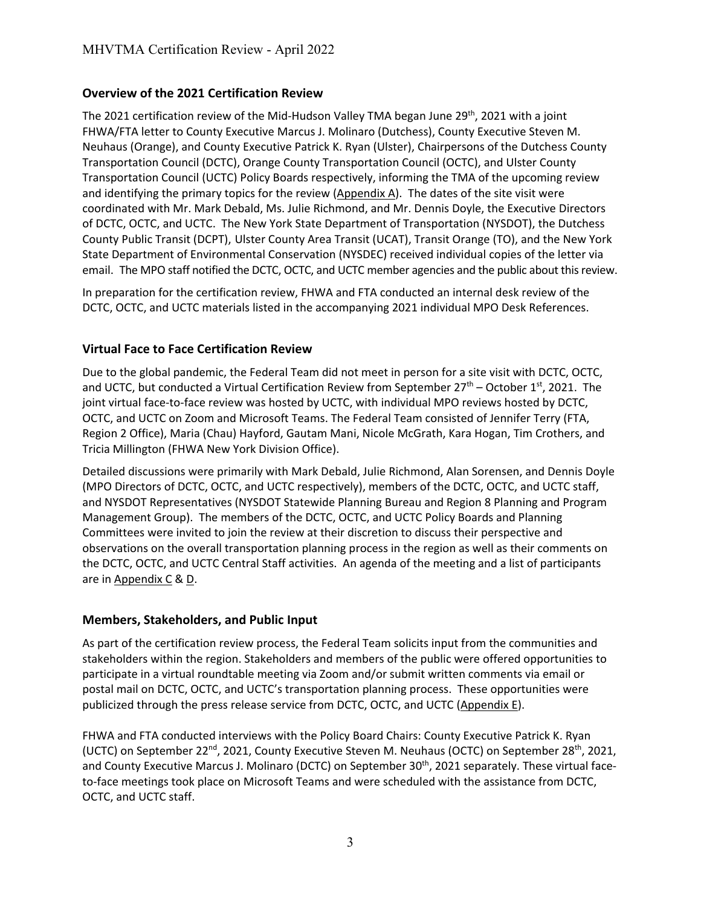## Overview of the 2021 Certification Review

The 2021 certification review of the Mid-Hudson Valley TMA began June 29th, 2021 with a joint FHWA/FTA letter to County Executive Marcus J. Molinaro (Dutchess), County Executive Steven M. Neuhaus (Orange), and County Executive Patrick K. Ryan (Ulster), Chairpersons of the Dutchess County Transportation Council (DCTC), Orange County Transportation Council (OCTC), and Ulster County Transportation Council (UCTC) Policy Boards respectively, informing the TMA of the upcoming review and identifying the primary topics for the review (Appendix A). The dates of the site visit were coordinated with Mr. Mark Debald, Ms. Julie Richmond, and Mr. Dennis Doyle, the Executive Directors of DCTC, OCTC, and UCTC. The New York State Department of Transportation (NYSDOT), the Dutchess County Public Transit (DCPT), Ulster County Area Transit (UCAT), Transit Orange (TO), and the New York State Department of Environmental Conservation (NYSDEC) received individual copies of the letter via email. The MPO staff notified the DCTC, OCTC, and UCTC member agencies and the public about this review.

In preparation for the certification review, FHWA and FTA conducted an internal desk review of the DCTC, OCTC, and UCTC materials listed in the accompanying 2021 individual MPO Desk References.

## Virtual Face to Face Certification Review

Due to the global pandemic, the Federal Team did not meet in person for a site visit with DCTC, OCTC, and UCTC, but conducted a Virtual Certification Review from September 27th – October 1st, 2021. The joint virtual face-to-face review was hosted by UCTC, with individual MPO reviews hosted by DCTC, OCTC, and UCTC on Zoom and Microsoft Teams. The Federal Team consisted of Jennifer Terry (FTA, Region 2 Office), Maria (Chau) Hayford, Gautam Mani, Nicole McGrath, Kara Hogan, Tim Crothers, and Tricia Millington (FHWA New York Division Office).

Detailed discussions were primarily with Mark Debald, Julie Richmond, Alan Sorensen, and Dennis Doyle (MPO Directors of DCTC, OCTC, and UCTC respectively), members of the DCTC, OCTC, and UCTC staff, and NYSDOT Representatives (NYSDOT Statewide Planning Bureau and Region 8 Planning and Program Management Group). The members of the DCTC, OCTC, and UCTC Policy Boards and Planning Committees were invited to join the review at their discretion to discuss their perspective and observations on the overall transportation planning process in the region as well as their comments on the DCTC, OCTC, and UCTC Central Staff activities. An agenda of the meeting and a list of participants are in Appendix C & D.

## Members, Stakeholders, and Public Input

As part of the certification review process, the Federal Team solicits input from the communities and stakeholders within the region. Stakeholders and members of the public were offered opportunities to participate in a virtual roundtable meeting via Zoom and/or submit written comments via email or postal mail on DCTC, OCTC, and UCTC's transportation planning process. These opportunities were publicized through the press release service from DCTC, OCTC, and UCTC (Appendix E).

FHWA and FTA conducted interviews with the Policy Board Chairs: County Executive Patrick K. Ryan (UCTC) on September 22nd, 2021, County Executive Steven M. Neuhaus (OCTC) on September 28th, 2021, and County Executive Marcus J. Molinaro (DCTC) on September 30th, 2021 separately. These virtual face-to-face meetings took place on Microsoft Teams and were scheduled with the assistance from DCTC, OCTC, and UCTC staff.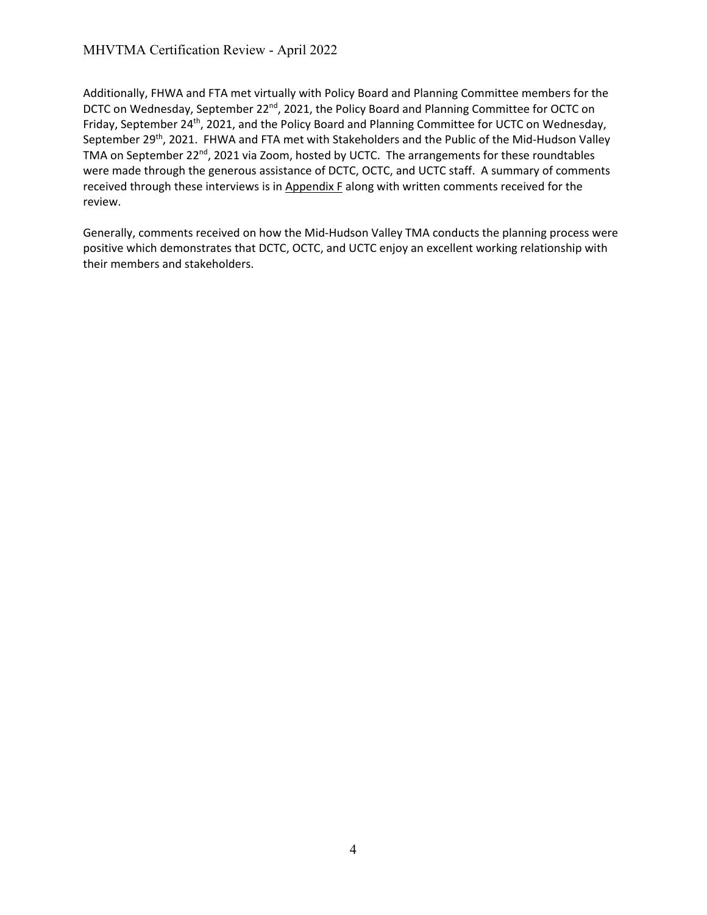Additionally, FHWA and FTA met virtually with Policy Board and Planning Committee members for the DCTC on Wednesday, September 22nd, 2021, the Policy Board and Planning Committee for OCTC on Friday, September 24th, 2021, and the Policy Board and Planning Committee for UCTC on Wednesday, September 29th, 2021. FHWA and FTA met with Stakeholders and the Public of the Mid-Hudson Valley TMA on September 22nd, 2021 via Zoom, hosted by UCTC. The arrangements for these roundtables were made through the generous assistance of DCTC, OCTC, and UCTC staff. A summary of comments received through these interviews is in Appendix F along with written comments received for the review.

Generally, comments received on how the Mid-Hudson Valley TMA conducts the planning process were positive which demonstrates that DCTC, OCTC, and UCTC enjoy an excellent working relationship with their members and stakeholders.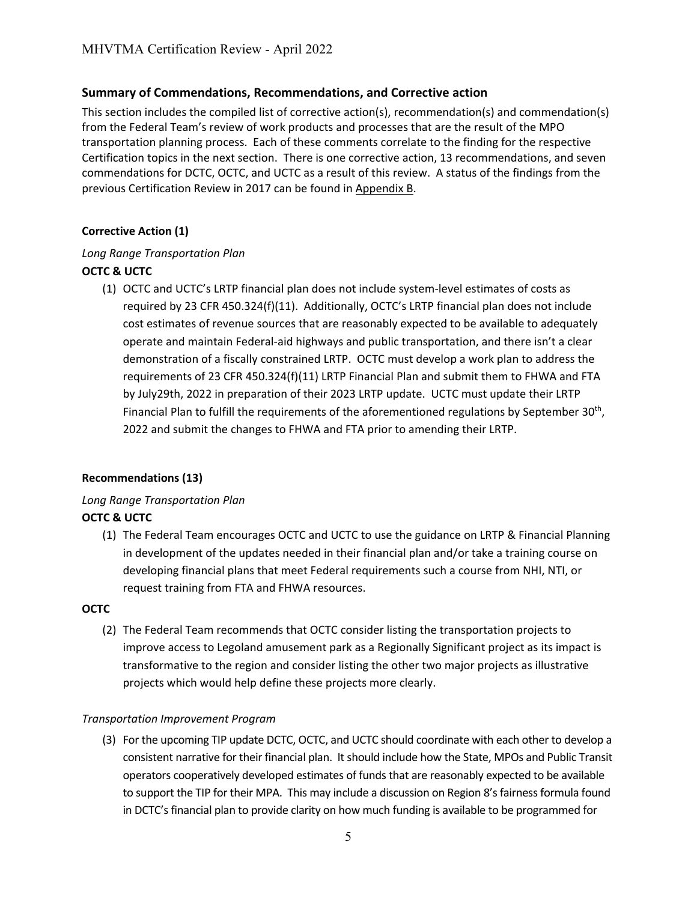## Summary of Commendations, Recommendations, and Corrective action

This section includes the compiled list of corrective action(s), recommendation(s) and commendation(s) from the Federal Team's review of work products and processes that are the result of the MPO transportation planning process. Each of these comments correlate to the finding for the respective Certification topics in the next section. There is one corrective action, 13 recommendations, and seven commendations for DCTC, OCTC, and UCTC as a result of this review. A status of the findings from the previous Certification Review in 2017 can be found in Appendix B.

### Corrective Action (1)

*Long Range Transportation Plan*

**OCTC & UCTC**

(1) OCTC and UCTC's LRTP financial plan does not include system-level estimates of costs as required by 23 CFR 450.324(f)(11). Additionally, OCTC's LRTP financial plan does not include cost estimates of revenue sources that are reasonably expected to be available to adequately operate and maintain Federal-aid highways and public transportation, and there isn't a clear demonstration of a fiscally constrained LRTP. OCTC must develop a work plan to address the requirements of 23 CFR 450.324(f)(11) LRTP Financial Plan and submit them to FHWA and FTA by July29th, 2022 in preparation of their 2023 LRTP update. UCTC must update their LRTP Financial Plan to fulfill the requirements of the aforementioned regulations by September 30th, 2022 and submit the changes to FHWA and FTA prior to amending their LRTP.

### Recommendations (13)

*Long Range Transportation Plan*

**OCTC & UCTC**

(1) The Federal Team encourages OCTC and UCTC to use the guidance on LRTP & Financial Planning in development of the updates needed in their financial plan and/or take a training course on developing financial plans that meet Federal requirements such a course from NHI, NTI, or request training from FTA and FHWA resources.

**OCTC**

(2) The Federal Team recommends that OCTC consider listing the transportation projects to improve access to Legoland amusement park as a Regionally Significant project as its impact is transformative to the region and consider listing the other two major projects as illustrative projects which would help define these projects more clearly.

*Transportation Improvement Program*

(3) For the upcoming TIP update DCTC, OCTC, and UCTC should coordinate with each other to develop a consistent narrative for their financial plan. It should include how the State, MPOs and Public Transit operators cooperatively developed estimates of funds that are reasonably expected to be available to support the TIP for their MPA. This may include a discussion on Region 8's fairness formula found in DCTC's financial plan to provide clarity on how much funding is available to be programmed for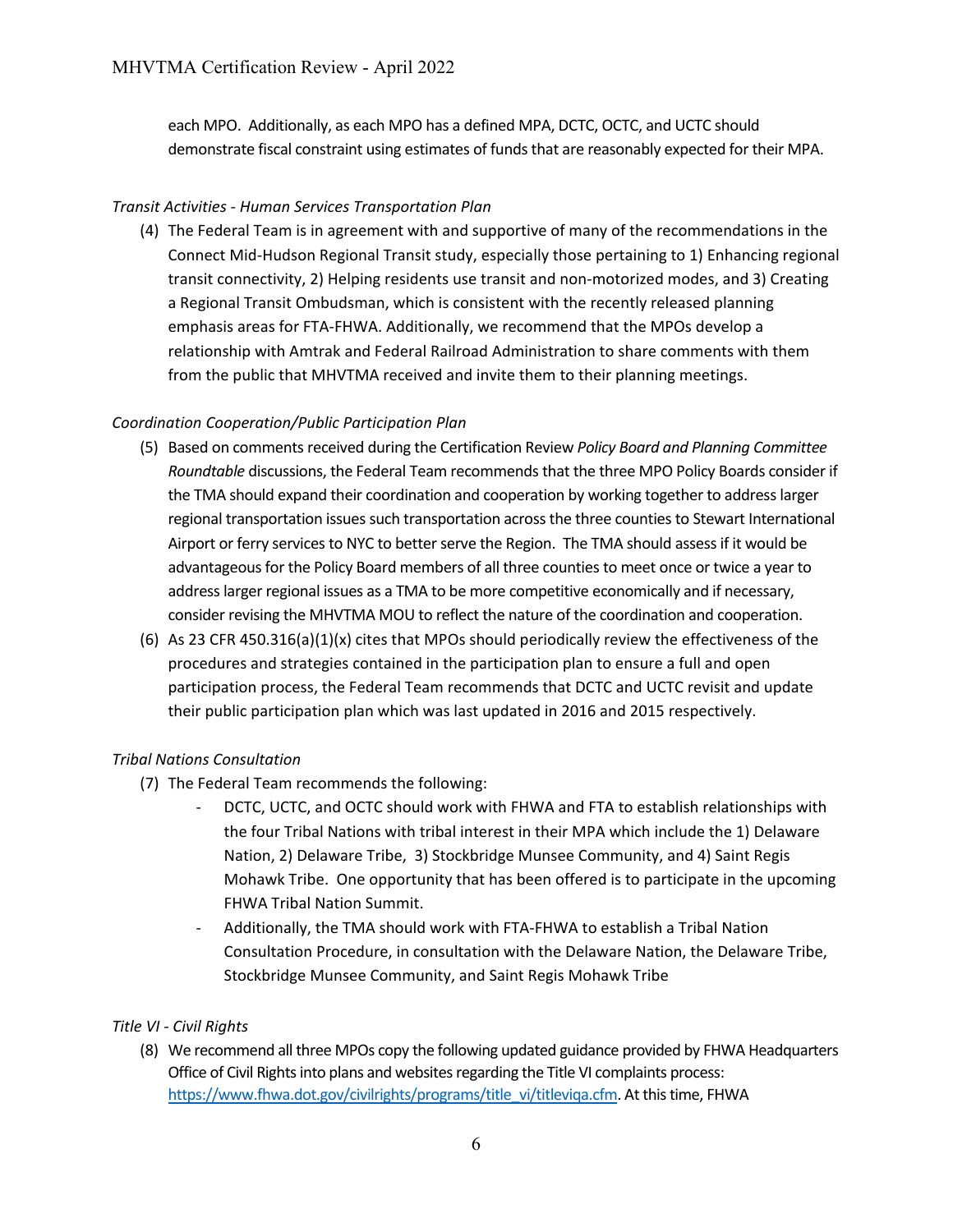each MPO. Additionally, as each MPO has a defined MPA, DCTC, OCTC, and UCTC should demonstrate fiscal constraint using estimates of funds that are reasonably expected for their MPA.

*Transit Activities - Human Services Transportation Plan*

(4) The Federal Team is in agreement with and supportive of many of the recommendations in the Connect Mid-Hudson Regional Transit study, especially those pertaining to 1) Enhancing regional transit connectivity, 2) Helping residents use transit and non-motorized modes, and 3) Creating a Regional Transit Ombudsman, which is consistent with the recently released planning emphasis areas for FTA-FHWA. Additionally, we recommend that the MPOs develop a relationship with Amtrak and Federal Railroad Administration to share comments with them from the public that MHVTMA received and invite them to their planning meetings.

*Coordination Cooperation/Public Participation Plan*

(5) Based on comments received during the Certification Review *Policy Board and Planning Committee Roundtable* discussions, the Federal Team recommends that the three MPO Policy Boards consider if the TMA should expand their coordination and cooperation by working together to address larger regional transportation issues such transportation across the three counties to Stewart International Airport or ferry services to NYC to better serve the Region. The TMA should assess if it would be advantageous for the Policy Board members of all three counties to meet once or twice a year to address larger regional issues as a TMA to be more competitive economically and if necessary, consider revising the MHVTMA MOU to reflect the nature of the coordination and cooperation.

(6) As 23 CFR 450.316(a)(1)(x) cites that MPOs should periodically review the effectiveness of the procedures and strategies contained in the participation plan to ensure a full and open participation process, the Federal Team recommends that DCTC and UCTC revisit and update their public participation plan which was last updated in 2016 and 2015 respectively.

*Tribal Nations Consultation*

(7) The Federal Team recommends the following:
   - DCTC, UCTC, and OCTC should work with FHWA and FTA to establish relationships with the four Tribal Nations with tribal interest in their MPA which include the 1) Delaware Nation, 2) Delaware Tribe, 3) Stockbridge Munsee Community, and 4) Saint Regis Mohawk Tribe. One opportunity that has been offered is to participate in the upcoming FHWA Tribal Nation Summit.
   - Additionally, the TMA should work with FTA-FHWA to establish a Tribal Nation Consultation Procedure, in consultation with the Delaware Nation, the Delaware Tribe, Stockbridge Munsee Community, and Saint Regis Mohawk Tribe

*Title VI - Civil Rights*

(8) We recommend all three MPOs copy the following updated guidance provided by FHWA Headquarters Office of Civil Rights into plans and websites regarding the Title VI complaints process: https://www.fhwa.dot.gov/civilrights/programs/title_vi/titleviqa.cfm. At this time, FHWA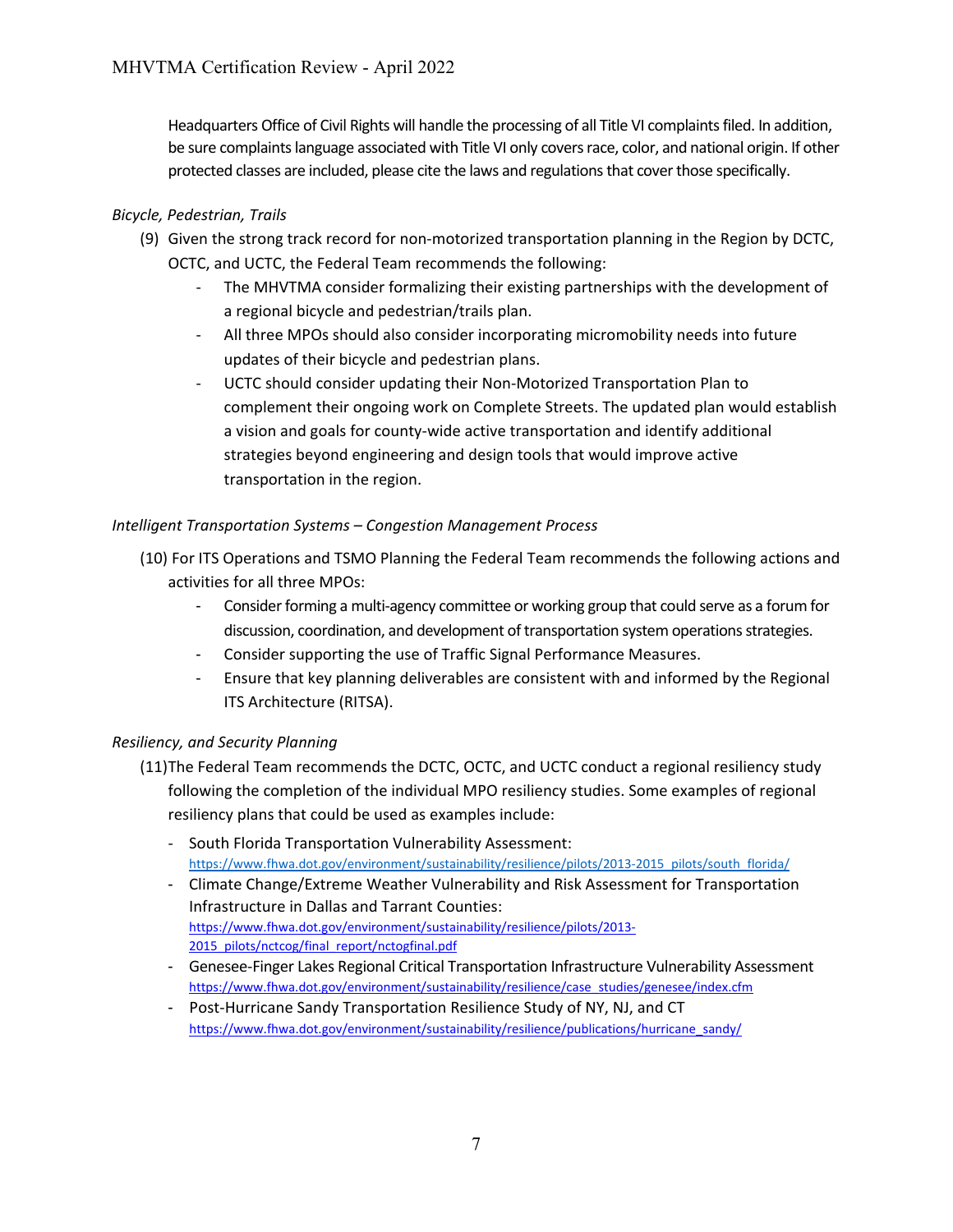Headquarters Office of Civil Rights will handle the processing of all Title VI complaints filed. In addition, be sure complaints language associated with Title VI only covers race, color, and national origin. If other protected classes are included, please cite the laws and regulations that cover those specifically.

*Bicycle, Pedestrian, Trails*

(9) Given the strong track record for non-motorized transportation planning in the Region by DCTC, OCTC, and UCTC, the Federal Team recommends the following:

- The MHVTMA consider formalizing their existing partnerships with the development of a regional bicycle and pedestrian/trails plan.
- All three MPOs should also consider incorporating micromobility needs into future updates of their bicycle and pedestrian plans.
- UCTC should consider updating their Non-Motorized Transportation Plan to complement their ongoing work on Complete Streets. The updated plan would establish a vision and goals for county-wide active transportation and identify additional strategies beyond engineering and design tools that would improve active transportation in the region.

*Intelligent Transportation Systems – Congestion Management Process*

(10) For ITS Operations and TSMO Planning the Federal Team recommends the following actions and activities for all three MPOs:

- Consider forming a multi-agency committee or working group that could serve as a forum for discussion, coordination, and development of transportation system operations strategies.
- Consider supporting the use of Traffic Signal Performance Measures.
- Ensure that key planning deliverables are consistent with and informed by the Regional ITS Architecture (RITSA).

*Resiliency, and Security Planning*

(11) The Federal Team recommends the DCTC, OCTC, and UCTC conduct a regional resiliency study following the completion of the individual MPO resiliency studies. Some examples of regional resiliency plans that could be used as examples include:

- South Florida Transportation Vulnerability Assessment: https://www.fhwa.dot.gov/environment/sustainability/resilience/pilots/2013-2015_pilots/south_florida/
- Climate Change/Extreme Weather Vulnerability and Risk Assessment for Transportation Infrastructure in Dallas and Tarrant Counties: https://www.fhwa.dot.gov/environment/sustainability/resilience/pilots/2013-2015_pilots/nctcog/final_report/nctogfinal.pdf
- Genesee-Finger Lakes Regional Critical Transportation Infrastructure Vulnerability Assessment https://www.fhwa.dot.gov/environment/sustainability/resilience/case_studies/genesee/index.cfm
- Post-Hurricane Sandy Transportation Resilience Study of NY, NJ, and CT https://www.fhwa.dot.gov/environment/sustainability/resilience/publications/hurricane_sandy/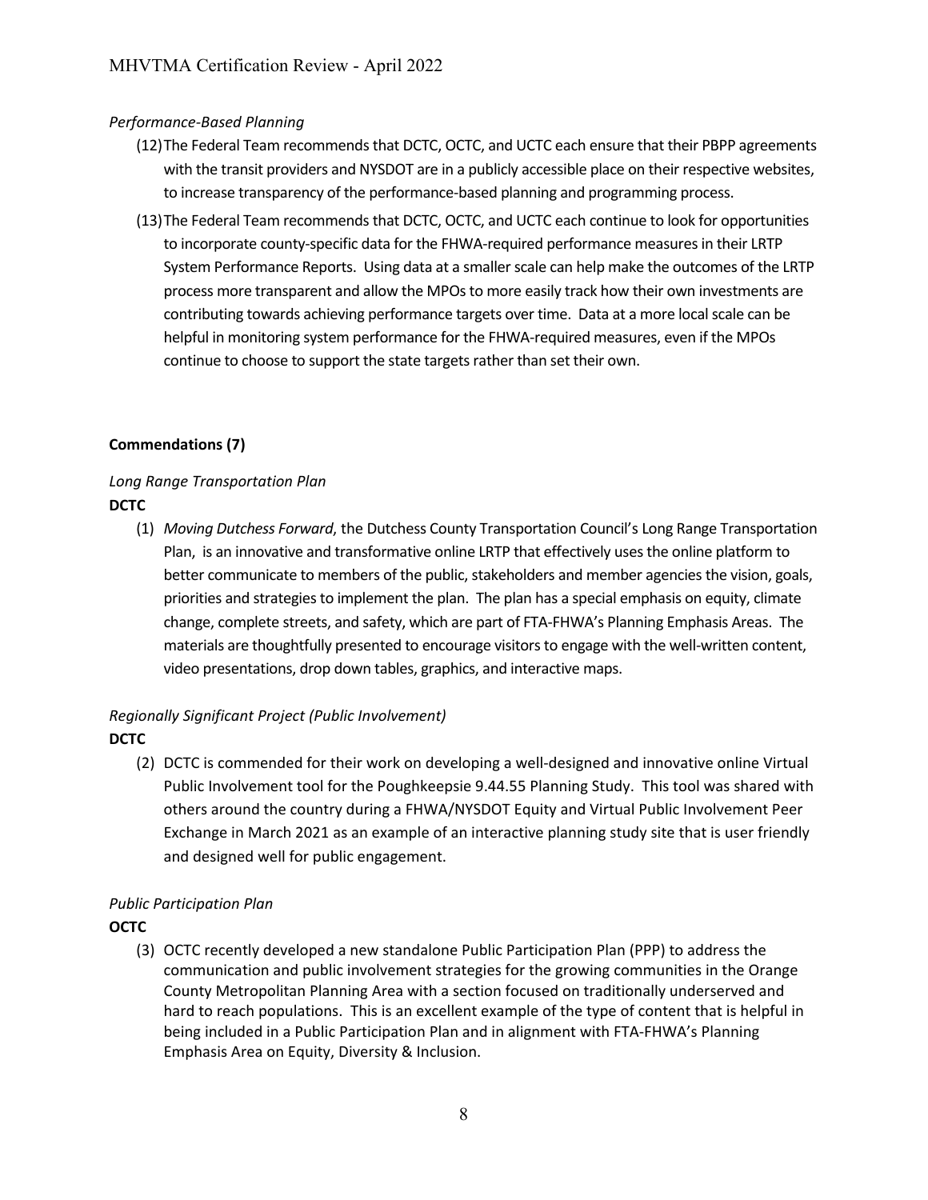*Performance-Based Planning*

(12) The Federal Team recommends that DCTC, OCTC, and UCTC each ensure that their PBPP agreements with the transit providers and NYSDOT are in a publicly accessible place on their respective websites, to increase transparency of the performance-based planning and programming process.

(13) The Federal Team recommends that DCTC, OCTC, and UCTC each continue to look for opportunities to incorporate county-specific data for the FHWA-required performance measures in their LRTP System Performance Reports. Using data at a smaller scale can help make the outcomes of the LRTP process more transparent and allow the MPOs to more easily track how their own investments are contributing towards achieving performance targets over time. Data at a more local scale can be helpful in monitoring system performance for the FHWA-required measures, even if the MPOs continue to choose to support the state targets rather than set their own.

**Commendations (7)**

*Long Range Transportation Plan*

**DCTC**

(1) *Moving Dutchess Forward*, the Dutchess County Transportation Council's Long Range Transportation Plan, is an innovative and transformative online LRTP that effectively uses the online platform to better communicate to members of the public, stakeholders and member agencies the vision, goals, priorities and strategies to implement the plan. The plan has a special emphasis on equity, climate change, complete streets, and safety, which are part of FTA-FHWA's Planning Emphasis Areas. The materials are thoughtfully presented to encourage visitors to engage with the well-written content, video presentations, drop down tables, graphics, and interactive maps.

*Regionally Significant Project (Public Involvement)*

**DCTC**

(2) DCTC is commended for their work on developing a well-designed and innovative online Virtual Public Involvement tool for the Poughkeepsie 9.44.55 Planning Study. This tool was shared with others around the country during a FHWA/NYSDOT Equity and Virtual Public Involvement Peer Exchange in March 2021 as an example of an interactive planning study site that is user friendly and designed well for public engagement.

*Public Participation Plan*

**OCTC**

(3) OCTC recently developed a new standalone Public Participation Plan (PPP) to address the communication and public involvement strategies for the growing communities in the Orange County Metropolitan Planning Area with a section focused on traditionally underserved and hard to reach populations. This is an excellent example of the type of content that is helpful in being included in a Public Participation Plan and in alignment with FTA-FHWA's Planning Emphasis Area on Equity, Diversity & Inclusion.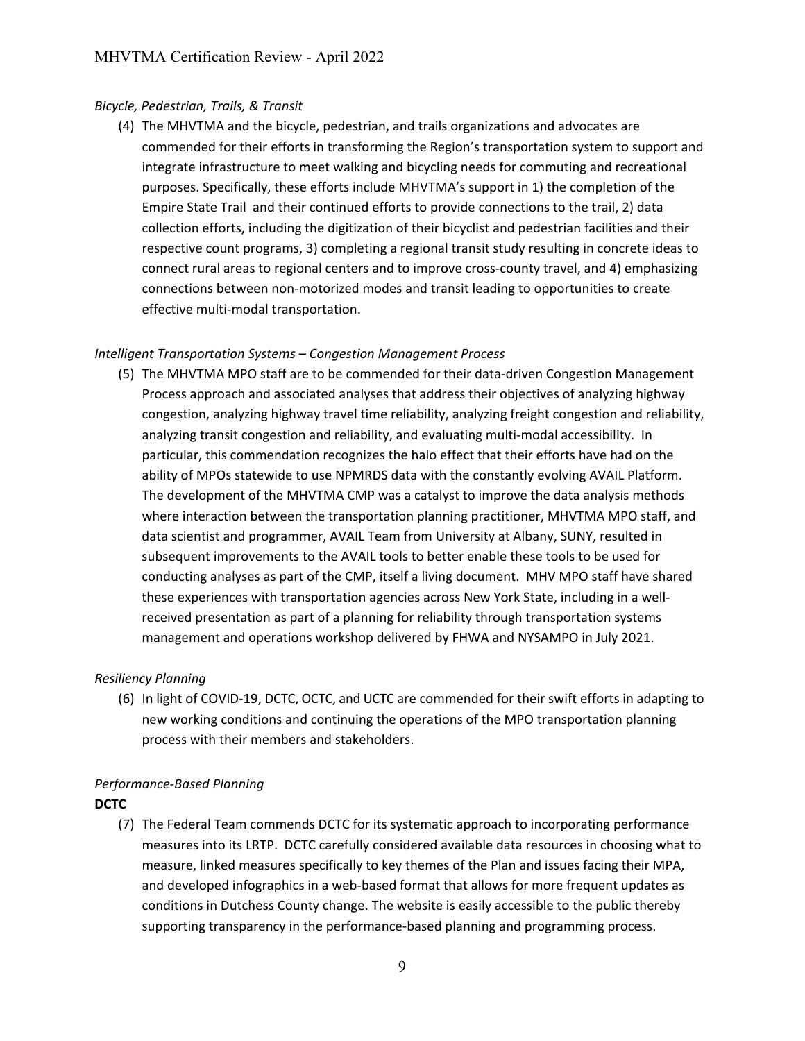*Bicycle, Pedestrian, Trails, & Transit*

(4) The MHVTMA and the bicycle, pedestrian, and trails organizations and advocates are commended for their efforts in transforming the Region's transportation system to support and integrate infrastructure to meet walking and bicycling needs for commuting and recreational purposes. Specifically, these efforts include MHVTMA's support in 1) the completion of the Empire State Trail and their continued efforts to provide connections to the trail, 2) data collection efforts, including the digitization of their bicyclist and pedestrian facilities and their respective count programs, 3) completing a regional transit study resulting in concrete ideas to connect rural areas to regional centers and to improve cross-county travel, and 4) emphasizing connections between non-motorized modes and transit leading to opportunities to create effective multi-modal transportation.

*Intelligent Transportation Systems – Congestion Management Process*

(5) The MHVTMA MPO staff are to be commended for their data-driven Congestion Management Process approach and associated analyses that address their objectives of analyzing highway congestion, analyzing highway travel time reliability, analyzing freight congestion and reliability, analyzing transit congestion and reliability, and evaluating multi-modal accessibility. In particular, this commendation recognizes the halo effect that their efforts have had on the ability of MPOs statewide to use NPMRDS data with the constantly evolving AVAIL Platform. The development of the MHVTMA CMP was a catalyst to improve the data analysis methods where interaction between the transportation planning practitioner, MHVTMA MPO staff, and data scientist and programmer, AVAIL Team from University at Albany, SUNY, resulted in subsequent improvements to the AVAIL tools to better enable these tools to be used for conducting analyses as part of the CMP, itself a living document. MHV MPO staff have shared these experiences with transportation agencies across New York State, including in a well-received presentation as part of a planning for reliability through transportation systems management and operations workshop delivered by FHWA and NYSAMPO in July 2021.

*Resiliency Planning*

(6) In light of COVID-19, DCTC, OCTC, and UCTC are commended for their swift efforts in adapting to new working conditions and continuing the operations of the MPO transportation planning process with their members and stakeholders.

*Performance-Based Planning*

**DCTC**

(7) The Federal Team commends DCTC for its systematic approach to incorporating performance measures into its LRTP. DCTC carefully considered available data resources in choosing what to measure, linked measures specifically to key themes of the Plan and issues facing their MPA, and developed infographics in a web-based format that allows for more frequent updates as conditions in Dutchess County change. The website is easily accessible to the public thereby supporting transparency in the performance-based planning and programming process.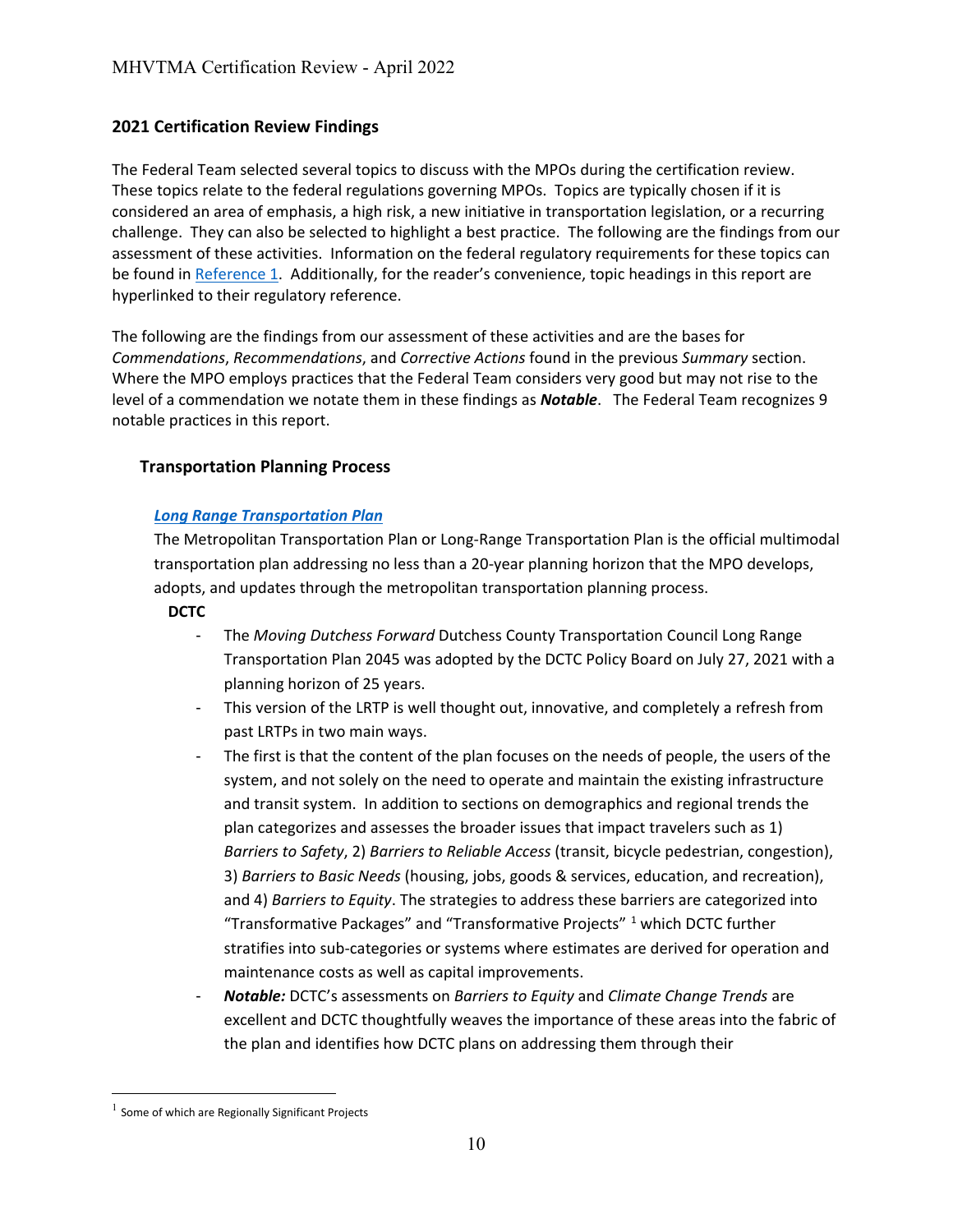## 2021 Certification Review Findings

The Federal Team selected several topics to discuss with the MPOs during the certification review. These topics relate to the federal regulations governing MPOs. Topics are typically chosen if it is considered an area of emphasis, a high risk, a new initiative in transportation legislation, or a recurring challenge. They can also be selected to highlight a best practice. The following are the findings from our assessment of these activities. Information on the federal regulatory requirements for these topics can be found in Reference 1. Additionally, for the reader's convenience, topic headings in this report are hyperlinked to their regulatory reference.

The following are the findings from our assessment of these activities and are the bases for *Commendations*, *Recommendations*, and *Corrective Actions* found in the previous *Summary* section. Where the MPO employs practices that the Federal Team considers very good but may not rise to the level of a commendation we notate them in these findings as ***Notable***. The Federal Team recognizes 9 notable practices in this report.

### Transportation Planning Process

#### *Long Range Transportation Plan*

The Metropolitan Transportation Plan or Long-Range Transportation Plan is the official multimodal transportation plan addressing no less than a 20-year planning horizon that the MPO develops, adopts, and updates through the metropolitan transportation planning process.

**DCTC**

- The *Moving Dutchess Forward* Dutchess County Transportation Council Long Range Transportation Plan 2045 was adopted by the DCTC Policy Board on July 27, 2021 with a planning horizon of 25 years.
- This version of the LRTP is well thought out, innovative, and completely a refresh from past LRTPs in two main ways.
- The first is that the content of the plan focuses on the needs of people, the users of the system, and not solely on the need to operate and maintain the existing infrastructure and transit system. In addition to sections on demographics and regional trends the plan categorizes and assesses the broader issues that impact travelers such as 1) *Barriers to Safety*, 2) *Barriers to Reliable Access* (transit, bicycle pedestrian, congestion), 3) *Barriers to Basic Needs* (housing, jobs, goods & services, education, and recreation), and 4) *Barriers to Equity*. The strategies to address these barriers are categorized into "Transformative Packages" and "Transformative Projects" [1] which DCTC further stratifies into sub-categories or systems where estimates are derived for operation and maintenance costs as well as capital improvements.
- ***Notable:*** DCTC's assessments on *Barriers to Equity* and *Climate Change Trends* are excellent and DCTC thoughtfully weaves the importance of these areas into the fabric of the plan and identifies how DCTC plans on addressing them through their

[1] Some of which are Regionally Significant Projects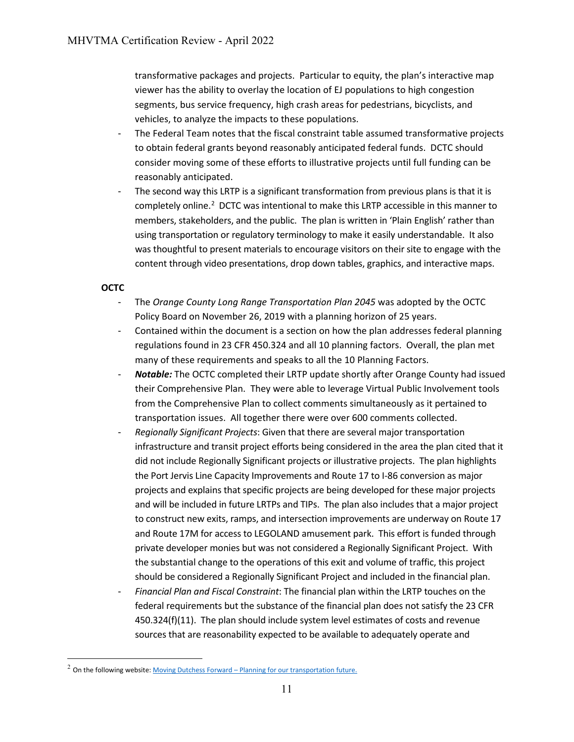transformative packages and projects. Particular to equity, the plan's interactive map viewer has the ability to overlay the location of EJ populations to high congestion segments, bus service frequency, high crash areas for pedestrians, bicyclists, and vehicles, to analyze the impacts to these populations.

- The Federal Team notes that the fiscal constraint table assumed transformative projects to obtain federal grants beyond reasonably anticipated federal funds. DCTC should consider moving some of these efforts to illustrative projects until full funding can be reasonably anticipated.
- The second way this LRTP is a significant transformation from previous plans is that it is completely online.[2] DCTC was intentional to make this LRTP accessible in this manner to members, stakeholders, and the public. The plan is written in 'Plain English' rather than using transportation or regulatory terminology to make it easily understandable. It also was thoughtful to present materials to encourage visitors on their site to engage with the content through video presentations, drop down tables, graphics, and interactive maps.

**OCTC**

- The *Orange County Long Range Transportation Plan 2045* was adopted by the OCTC Policy Board on November 26, 2019 with a planning horizon of 25 years.
- Contained within the document is a section on how the plan addresses federal planning regulations found in 23 CFR 450.324 and all 10 planning factors. Overall, the plan met many of these requirements and speaks to all the 10 Planning Factors.
- ***Notable:*** The OCTC completed their LRTP update shortly after Orange County had issued their Comprehensive Plan. They were able to leverage Virtual Public Involvement tools from the Comprehensive Plan to collect comments simultaneously as it pertained to transportation issues. All together there were over 600 comments collected.
- *Regionally Significant Projects*: Given that there are several major transportation infrastructure and transit project efforts being considered in the area the plan cited that it did not include Regionally Significant projects or illustrative projects. The plan highlights the Port Jervis Line Capacity Improvements and Route 17 to I-86 conversion as major projects and explains that specific projects are being developed for these major projects and will be included in future LRTPs and TIPs. The plan also includes that a major project to construct new exits, ramps, and intersection improvements are underway on Route 17 and Route 17M for access to LEGOLAND amusement park. This effort is funded through private developer monies but was not considered a Regionally Significant Project. With the substantial change to the operations of this exit and volume of traffic, this project should be considered a Regionally Significant Project and included in the financial plan.
- *Financial Plan and Fiscal Constraint*: The financial plan within the LRTP touches on the federal requirements but the substance of the financial plan does not satisfy the 23 CFR 450.324(f)(11). The plan should include system level estimates of costs and revenue sources that are reasonability expected to be available to adequately operate and

[2] On the following website: Moving Dutchess Forward – Planning for our transportation future.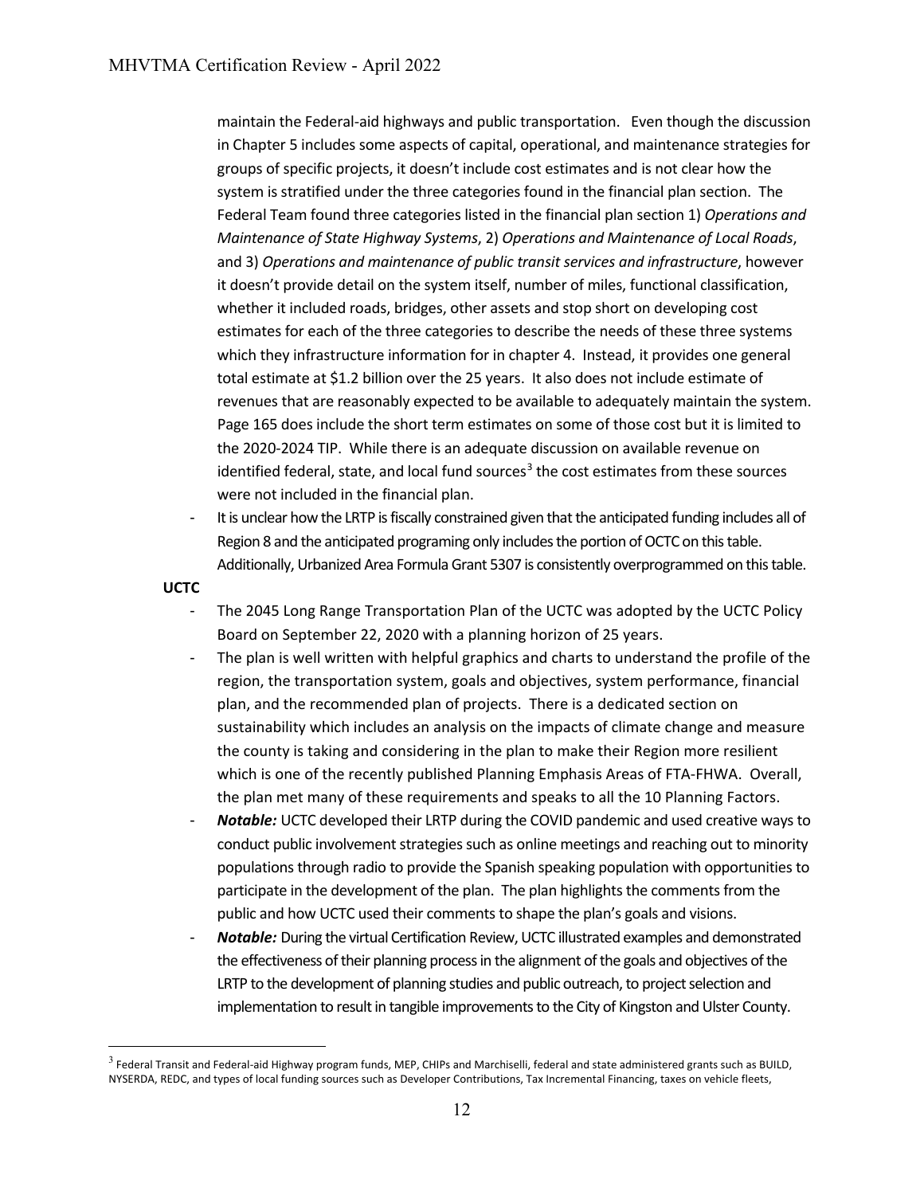maintain the Federal-aid highways and public transportation. Even though the discussion in Chapter 5 includes some aspects of capital, operational, and maintenance strategies for groups of specific projects, it doesn't include cost estimates and is not clear how the system is stratified under the three categories found in the financial plan section. The Federal Team found three categories listed in the financial plan section 1) *Operations and Maintenance of State Highway Systems*, 2) *Operations and Maintenance of Local Roads*, and 3) *Operations and maintenance of public transit services and infrastructure*, however it doesn't provide detail on the system itself, number of miles, functional classification, whether it included roads, bridges, other assets and stop short on developing cost estimates for each of the three categories to describe the needs of these three systems which they infrastructure information for in chapter 4. Instead, it provides one general total estimate at $1.2 billion over the 25 years. It also does not include estimate of revenues that are reasonably expected to be available to adequately maintain the system. Page 165 does include the short term estimates on some of those cost but it is limited to the 2020-2024 TIP. While there is an adequate discussion on available revenue on identified federal, state, and local fund sources[3] the cost estimates from these sources were not included in the financial plan.

- It is unclear how the LRTP is fiscally constrained given that the anticipated funding includes all of Region 8 and the anticipated programing only includes the portion of OCTC on this table. Additionally, Urbanized Area Formula Grant 5307 is consistently overprogrammed on this table.

**UCTC**

- The 2045 Long Range Transportation Plan of the UCTC was adopted by the UCTC Policy Board on September 22, 2020 with a planning horizon of 25 years.
- The plan is well written with helpful graphics and charts to understand the profile of the region, the transportation system, goals and objectives, system performance, financial plan, and the recommended plan of projects. There is a dedicated section on sustainability which includes an analysis on the impacts of climate change and measure the county is taking and considering in the plan to make their Region more resilient which is one of the recently published Planning Emphasis Areas of FTA-FHWA. Overall, the plan met many of these requirements and speaks to all the 10 Planning Factors.
- ***Notable:*** UCTC developed their LRTP during the COVID pandemic and used creative ways to conduct public involvement strategies such as online meetings and reaching out to minority populations through radio to provide the Spanish speaking population with opportunities to participate in the development of the plan. The plan highlights the comments from the public and how UCTC used their comments to shape the plan's goals and visions.
- ***Notable:*** During the virtual Certification Review, UCTC illustrated examples and demonstrated the effectiveness of their planning process in the alignment of the goals and objectives of the LRTP to the development of planning studies and public outreach, to project selection and implementation to result in tangible improvements to the City of Kingston and Ulster County.

[3] Federal Transit and Federal-aid Highway program funds, MEP, CHIPs and Marchiselli, federal and state administered grants such as BUILD, NYSERDA, REDC, and types of local funding sources such as Developer Contributions, Tax Incremental Financing, taxes on vehicle fleets,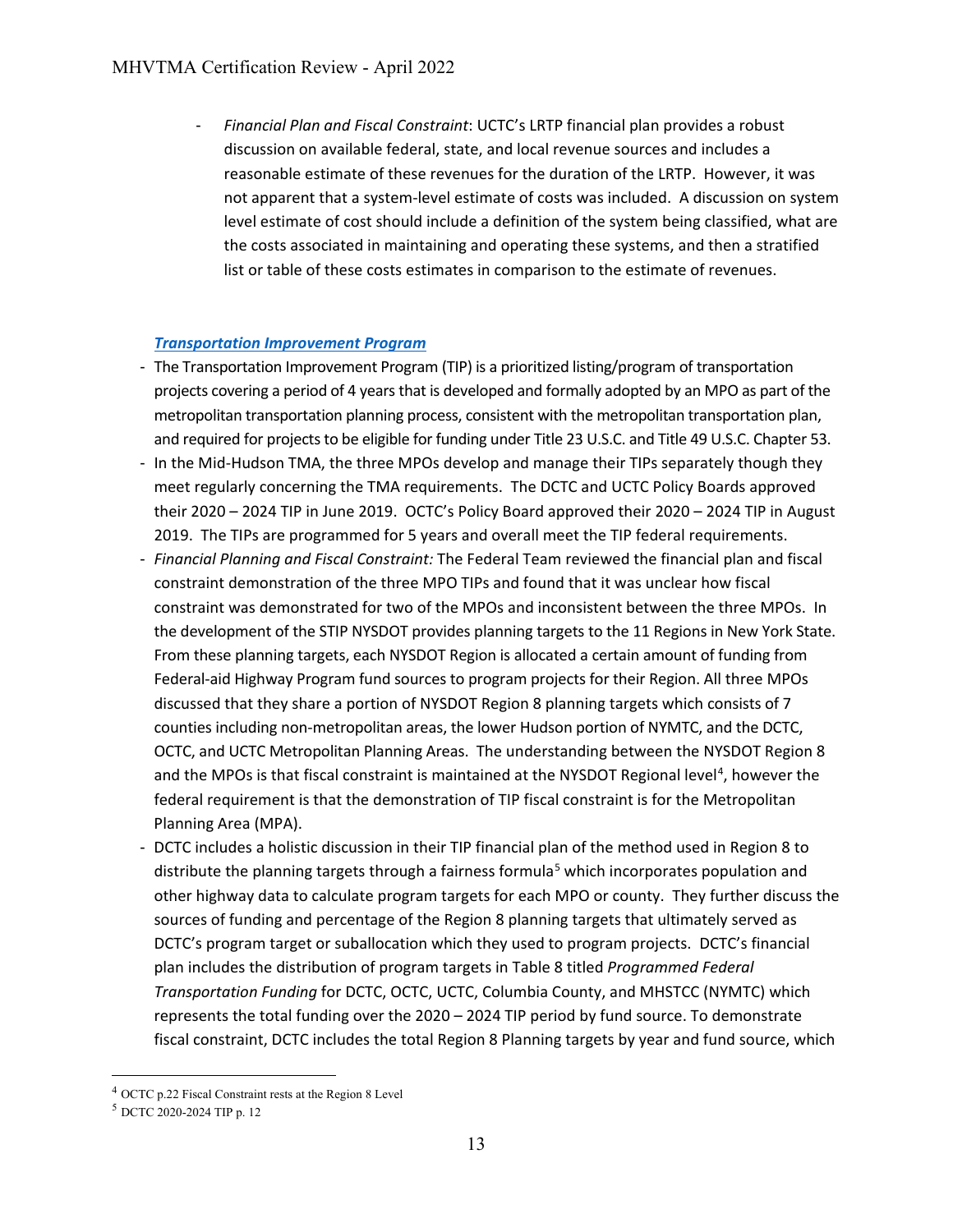- *Financial Plan and Fiscal Constraint*: UCTC's LRTP financial plan provides a robust discussion on available federal, state, and local revenue sources and includes a reasonable estimate of these revenues for the duration of the LRTP. However, it was not apparent that a system-level estimate of costs was included. A discussion on system level estimate of cost should include a definition of the system being classified, what are the costs associated in maintaining and operating these systems, and then a stratified list or table of these costs estimates in comparison to the estimate of revenues.

### *Transportation Improvement Program*

- The Transportation Improvement Program (TIP) is a prioritized listing/program of transportation projects covering a period of 4 years that is developed and formally adopted by an MPO as part of the metropolitan transportation planning process, consistent with the metropolitan transportation plan, and required for projects to be eligible for funding under Title 23 U.S.C. and Title 49 U.S.C. Chapter 53.
- In the Mid-Hudson TMA, the three MPOs develop and manage their TIPs separately though they meet regularly concerning the TMA requirements. The DCTC and UCTC Policy Boards approved their 2020 – 2024 TIP in June 2019. OCTC's Policy Board approved their 2020 – 2024 TIP in August 2019. The TIPs are programmed for 5 years and overall meet the TIP federal requirements.
- *Financial Planning and Fiscal Constraint:* The Federal Team reviewed the financial plan and fiscal constraint demonstration of the three MPO TIPs and found that it was unclear how fiscal constraint was demonstrated for two of the MPOs and inconsistent between the three MPOs. In the development of the STIP NYSDOT provides planning targets to the 11 Regions in New York State. From these planning targets, each NYSDOT Region is allocated a certain amount of funding from Federal-aid Highway Program fund sources to program projects for their Region. All three MPOs discussed that they share a portion of NYSDOT Region 8 planning targets which consists of 7 counties including non-metropolitan areas, the lower Hudson portion of NYMTC, and the DCTC, OCTC, and UCTC Metropolitan Planning Areas. The understanding between the NYSDOT Region 8 and the MPOs is that fiscal constraint is maintained at the NYSDOT Regional level[4], however the federal requirement is that the demonstration of TIP fiscal constraint is for the Metropolitan Planning Area (MPA).
- DCTC includes a holistic discussion in their TIP financial plan of the method used in Region 8 to distribute the planning targets through a fairness formula[5] which incorporates population and other highway data to calculate program targets for each MPO or county. They further discuss the sources of funding and percentage of the Region 8 planning targets that ultimately served as DCTC's program target or suballocation which they used to program projects. DCTC's financial plan includes the distribution of program targets in Table 8 titled *Programmed Federal Transportation Funding* for DCTC, OCTC, UCTC, Columbia County, and MHSTCC (NYMTC) which represents the total funding over the 2020 – 2024 TIP period by fund source. To demonstrate fiscal constraint, DCTC includes the total Region 8 Planning targets by year and fund source, which

---

[4] OCTC p.22 Fiscal Constraint rests at the Region 8 Level

[5] DCTC 2020-2024 TIP p. 12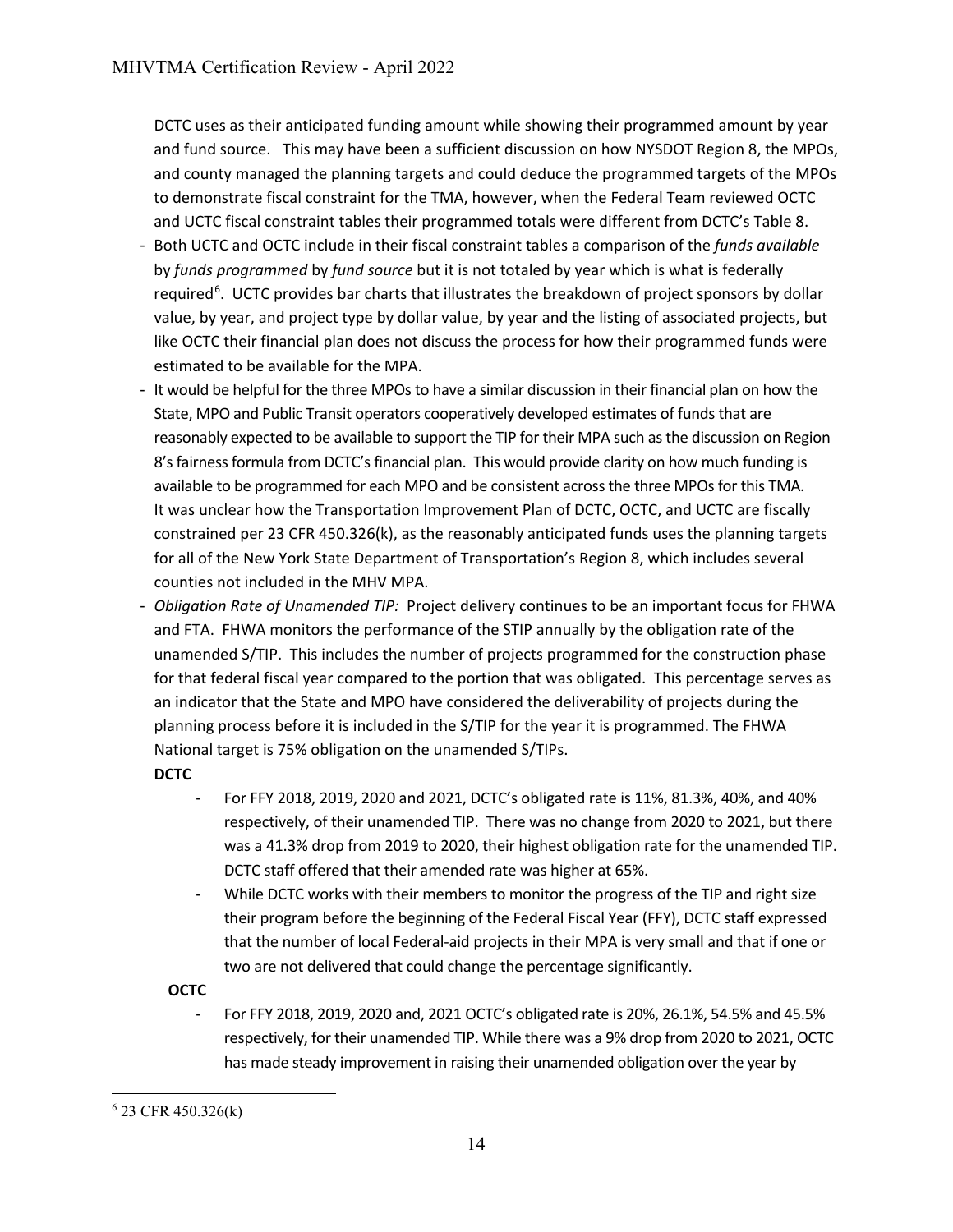DCTC uses as their anticipated funding amount while showing their programmed amount by year and fund source. This may have been a sufficient discussion on how NYSDOT Region 8, the MPOs, and county managed the planning targets and could deduce the programmed targets of the MPOs to demonstrate fiscal constraint for the TMA, however, when the Federal Team reviewed OCTC and UCTC fiscal constraint tables their programmed totals were different from DCTC's Table 8.

- Both UCTC and OCTC include in their fiscal constraint tables a comparison of the *funds available* by *funds programmed* by *fund source* but it is not totaled by year which is what is federally required[6]. UCTC provides bar charts that illustrates the breakdown of project sponsors by dollar value, by year, and project type by dollar value, by year and the listing of associated projects, but like OCTC their financial plan does not discuss the process for how their programmed funds were estimated to be available for the MPA.
- It would be helpful for the three MPOs to have a similar discussion in their financial plan on how the State, MPO and Public Transit operators cooperatively developed estimates of funds that are reasonably expected to be available to support the TIP for their MPA such as the discussion on Region 8's fairness formula from DCTC's financial plan. This would provide clarity on how much funding is available to be programmed for each MPO and be consistent across the three MPOs for this TMA. It was unclear how the Transportation Improvement Plan of DCTC, OCTC, and UCTC are fiscally constrained per 23 CFR 450.326(k), as the reasonably anticipated funds uses the planning targets for all of the New York State Department of Transportation's Region 8, which includes several counties not included in the MHV MPA.
- *Obligation Rate of Unamended TIP:* Project delivery continues to be an important focus for FHWA and FTA. FHWA monitors the performance of the STIP annually by the obligation rate of the unamended S/TIP. This includes the number of projects programmed for the construction phase for that federal fiscal year compared to the portion that was obligated. This percentage serves as an indicator that the State and MPO have considered the deliverability of projects during the planning process before it is included in the S/TIP for the year it is programmed. The FHWA National target is 75% obligation on the unamended S/TIPs.

**DCTC**

- For FFY 2018, 2019, 2020 and 2021, DCTC's obligated rate is 11%, 81.3%, 40%, and 40% respectively, of their unamended TIP. There was no change from 2020 to 2021, but there was a 41.3% drop from 2019 to 2020, their highest obligation rate for the unamended TIP. DCTC staff offered that their amended rate was higher at 65%.
- While DCTC works with their members to monitor the progress of the TIP and right size their program before the beginning of the Federal Fiscal Year (FFY), DCTC staff expressed that the number of local Federal-aid projects in their MPA is very small and that if one or two are not delivered that could change the percentage significantly.

**OCTC**

- For FFY 2018, 2019, 2020 and, 2021 OCTC's obligated rate is 20%, 26.1%, 54.5% and 45.5% respectively, for their unamended TIP. While there was a 9% drop from 2020 to 2021, OCTC has made steady improvement in raising their unamended obligation over the year by

[6] 23 CFR 450.326(k)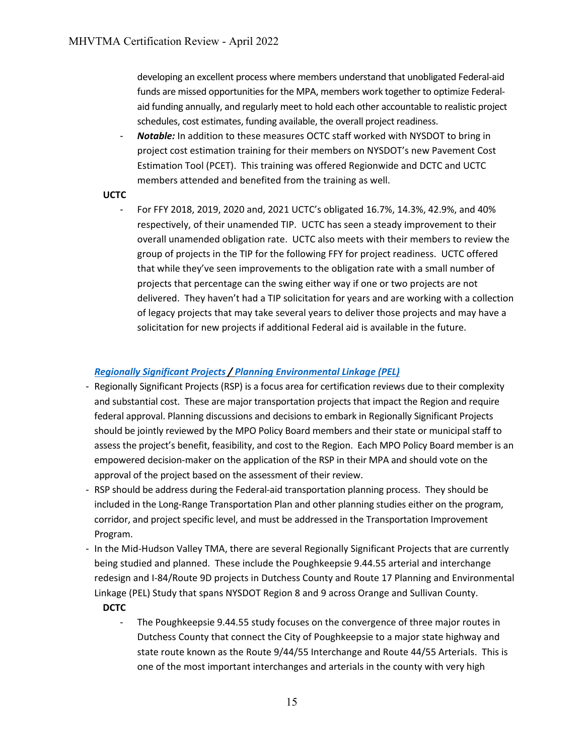developing an excellent process where members understand that unobligated Federal-aid funds are missed opportunities for the MPA, members work together to optimize Federal-aid funding annually, and regularly meet to hold each other accountable to realistic project schedules, cost estimates, funding available, the overall project readiness.

- ***Notable:*** In addition to these measures OCTC staff worked with NYSDOT to bring in project cost estimation training for their members on NYSDOT's new Pavement Cost Estimation Tool (PCET). This training was offered Regionwide and DCTC and UCTC members attended and benefited from the training as well.

**UCTC**

- For FFY 2018, 2019, 2020 and, 2021 UCTC's obligated 16.7%, 14.3%, 42.9%, and 40% respectively, of their unamended TIP. UCTC has seen a steady improvement to their overall unamended obligation rate. UCTC also meets with their members to review the group of projects in the TIP for the following FFY for project readiness. UCTC offered that while they've seen improvements to the obligation rate with a small number of projects that percentage can the swing either way if one or two projects are not delivered. They haven't had a TIP solicitation for years and are working with a collection of legacy projects that may take several years to deliver those projects and may have a solicitation for new projects if additional Federal aid is available in the future.

***Regionally Significant Projects / Planning Environmental Linkage (PEL)***

- Regionally Significant Projects (RSP) is a focus area for certification reviews due to their complexity and substantial cost. These are major transportation projects that impact the Region and require federal approval. Planning discussions and decisions to embark in Regionally Significant Projects should be jointly reviewed by the MPO Policy Board members and their state or municipal staff to assess the project's benefit, feasibility, and cost to the Region. Each MPO Policy Board member is an empowered decision-maker on the application of the RSP in their MPA and should vote on the approval of the project based on the assessment of their review.
- RSP should be address during the Federal-aid transportation planning process. They should be included in the Long-Range Transportation Plan and other planning studies either on the program, corridor, and project specific level, and must be addressed in the Transportation Improvement Program.
- In the Mid-Hudson Valley TMA, there are several Regionally Significant Projects that are currently being studied and planned. These include the Poughkeepsie 9.44.55 arterial and interchange redesign and I-84/Route 9D projects in Dutchess County and Route 17 Planning and Environmental Linkage (PEL) Study that spans NYSDOT Region 8 and 9 across Orange and Sullivan County.

**DCTC**

- The Poughkeepsie 9.44.55 study focuses on the convergence of three major routes in Dutchess County that connect the City of Poughkeepsie to a major state highway and state route known as the Route 9/44/55 Interchange and Route 44/55 Arterials. This is one of the most important interchanges and arterials in the county with very high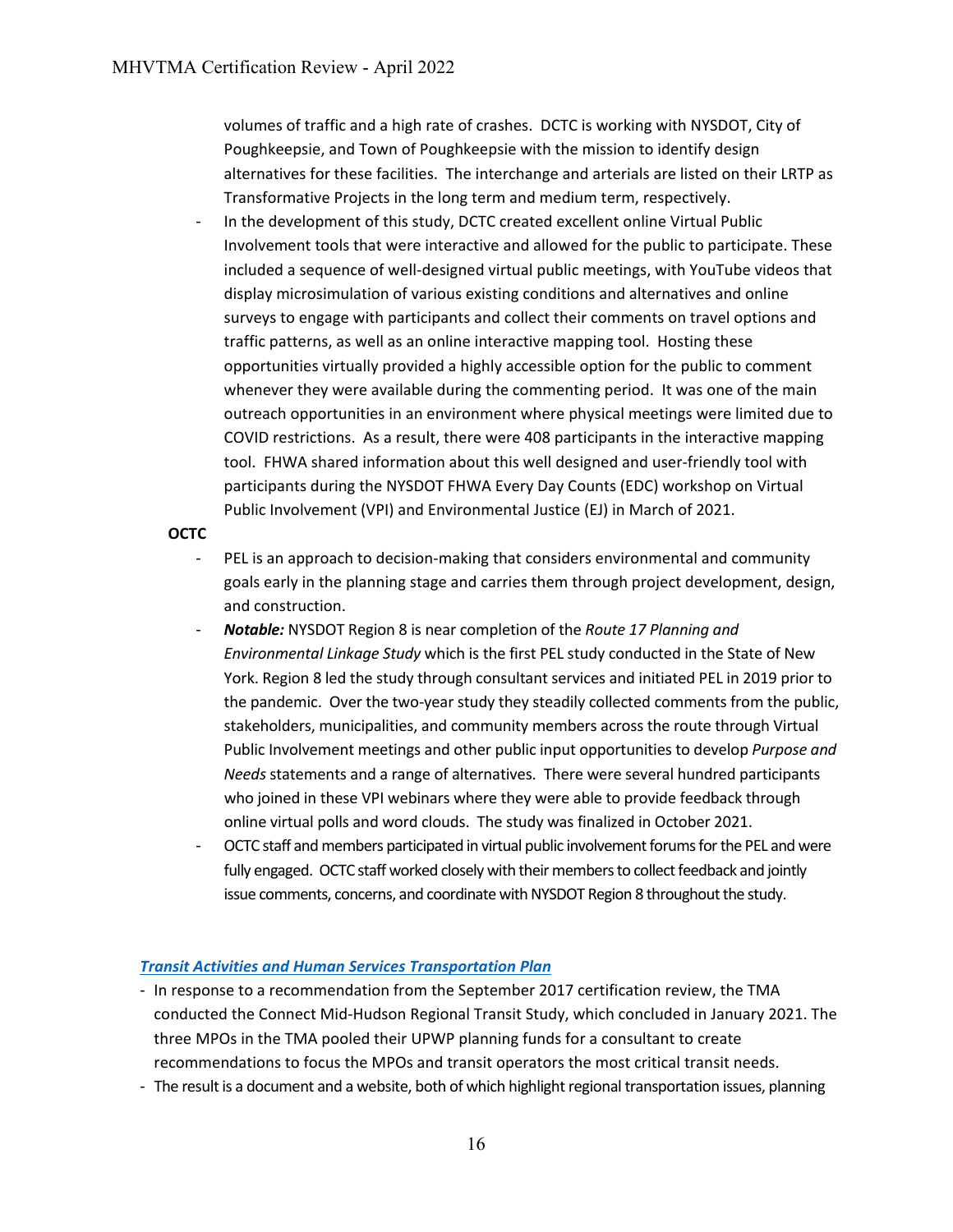volumes of traffic and a high rate of crashes. DCTC is working with NYSDOT, City of Poughkeepsie, and Town of Poughkeepsie with the mission to identify design alternatives for these facilities. The interchange and arterials are listed on their LRTP as Transformative Projects in the long term and medium term, respectively.

- In the development of this study, DCTC created excellent online Virtual Public Involvement tools that were interactive and allowed for the public to participate. These included a sequence of well-designed virtual public meetings, with YouTube videos that display microsimulation of various existing conditions and alternatives and online surveys to engage with participants and collect their comments on travel options and traffic patterns, as well as an online interactive mapping tool. Hosting these opportunities virtually provided a highly accessible option for the public to comment whenever they were available during the commenting period. It was one of the main outreach opportunities in an environment where physical meetings were limited due to COVID restrictions. As a result, there were 408 participants in the interactive mapping tool. FHWA shared information about this well designed and user-friendly tool with participants during the NYSDOT FHWA Every Day Counts (EDC) workshop on Virtual Public Involvement (VPI) and Environmental Justice (EJ) in March of 2021.

**OCTC**

- PEL is an approach to decision-making that considers environmental and community goals early in the planning stage and carries them through project development, design, and construction.
- ***Notable:*** NYSDOT Region 8 is near completion of the *Route 17 Planning and Environmental Linkage Study* which is the first PEL study conducted in the State of New York. Region 8 led the study through consultant services and initiated PEL in 2019 prior to the pandemic. Over the two-year study they steadily collected comments from the public, stakeholders, municipalities, and community members across the route through Virtual Public Involvement meetings and other public input opportunities to develop *Purpose and Needs* statements and a range of alternatives. There were several hundred participants who joined in these VPI webinars where they were able to provide feedback through online virtual polls and word clouds. The study was finalized in October 2021.
- OCTC staff and members participated in virtual public involvement forums for the PEL and were fully engaged. OCTC staff worked closely with their members to collect feedback and jointly issue comments, concerns, and coordinate with NYSDOT Region 8 throughout the study.

***Transit Activities and Human Services Transportation Plan***

- In response to a recommendation from the September 2017 certification review, the TMA conducted the Connect Mid-Hudson Regional Transit Study, which concluded in January 2021. The three MPOs in the TMA pooled their UPWP planning funds for a consultant to create recommendations to focus the MPOs and transit operators the most critical transit needs.
- The result is a document and a website, both of which highlight regional transportation issues, planning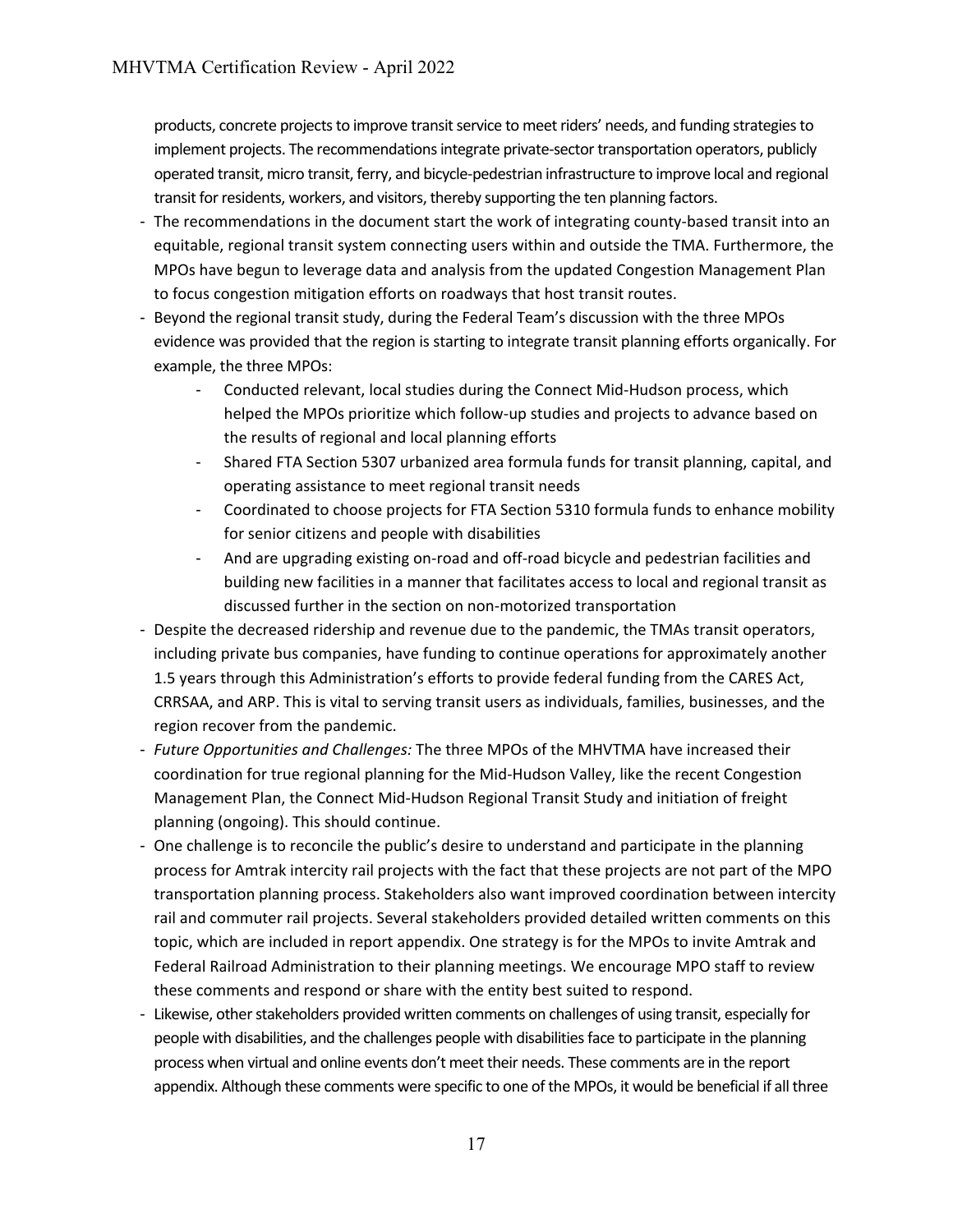products, concrete projects to improve transit service to meet riders' needs, and funding strategies to implement projects. The recommendations integrate private-sector transportation operators, publicly operated transit, micro transit, ferry, and bicycle-pedestrian infrastructure to improve local and regional transit for residents, workers, and visitors, thereby supporting the ten planning factors.

- The recommendations in the document start the work of integrating county-based transit into an equitable, regional transit system connecting users within and outside the TMA. Furthermore, the MPOs have begun to leverage data and analysis from the updated Congestion Management Plan to focus congestion mitigation efforts on roadways that host transit routes.
- Beyond the regional transit study, during the Federal Team's discussion with the three MPOs evidence was provided that the region is starting to integrate transit planning efforts organically. For example, the three MPOs:
  - Conducted relevant, local studies during the Connect Mid-Hudson process, which helped the MPOs prioritize which follow-up studies and projects to advance based on the results of regional and local planning efforts
  - Shared FTA Section 5307 urbanized area formula funds for transit planning, capital, and operating assistance to meet regional transit needs
  - Coordinated to choose projects for FTA Section 5310 formula funds to enhance mobility for senior citizens and people with disabilities
  - And are upgrading existing on-road and off-road bicycle and pedestrian facilities and building new facilities in a manner that facilitates access to local and regional transit as discussed further in the section on non-motorized transportation
- Despite the decreased ridership and revenue due to the pandemic, the TMAs transit operators, including private bus companies, have funding to continue operations for approximately another 1.5 years through this Administration's efforts to provide federal funding from the CARES Act, CRRSAA, and ARP. This is vital to serving transit users as individuals, families, businesses, and the region recover from the pandemic.
- *Future Opportunities and Challenges:* The three MPOs of the MHVTMA have increased their coordination for true regional planning for the Mid-Hudson Valley, like the recent Congestion Management Plan, the Connect Mid-Hudson Regional Transit Study and initiation of freight planning (ongoing). This should continue.
- One challenge is to reconcile the public's desire to understand and participate in the planning process for Amtrak intercity rail projects with the fact that these projects are not part of the MPO transportation planning process. Stakeholders also want improved coordination between intercity rail and commuter rail projects. Several stakeholders provided detailed written comments on this topic, which are included in report appendix. One strategy is for the MPOs to invite Amtrak and Federal Railroad Administration to their planning meetings. We encourage MPO staff to review these comments and respond or share with the entity best suited to respond.
- Likewise, other stakeholders provided written comments on challenges of using transit, especially for people with disabilities, and the challenges people with disabilities face to participate in the planning process when virtual and online events don't meet their needs. These comments are in the report appendix. Although these comments were specific to one of the MPOs, it would be beneficial if all three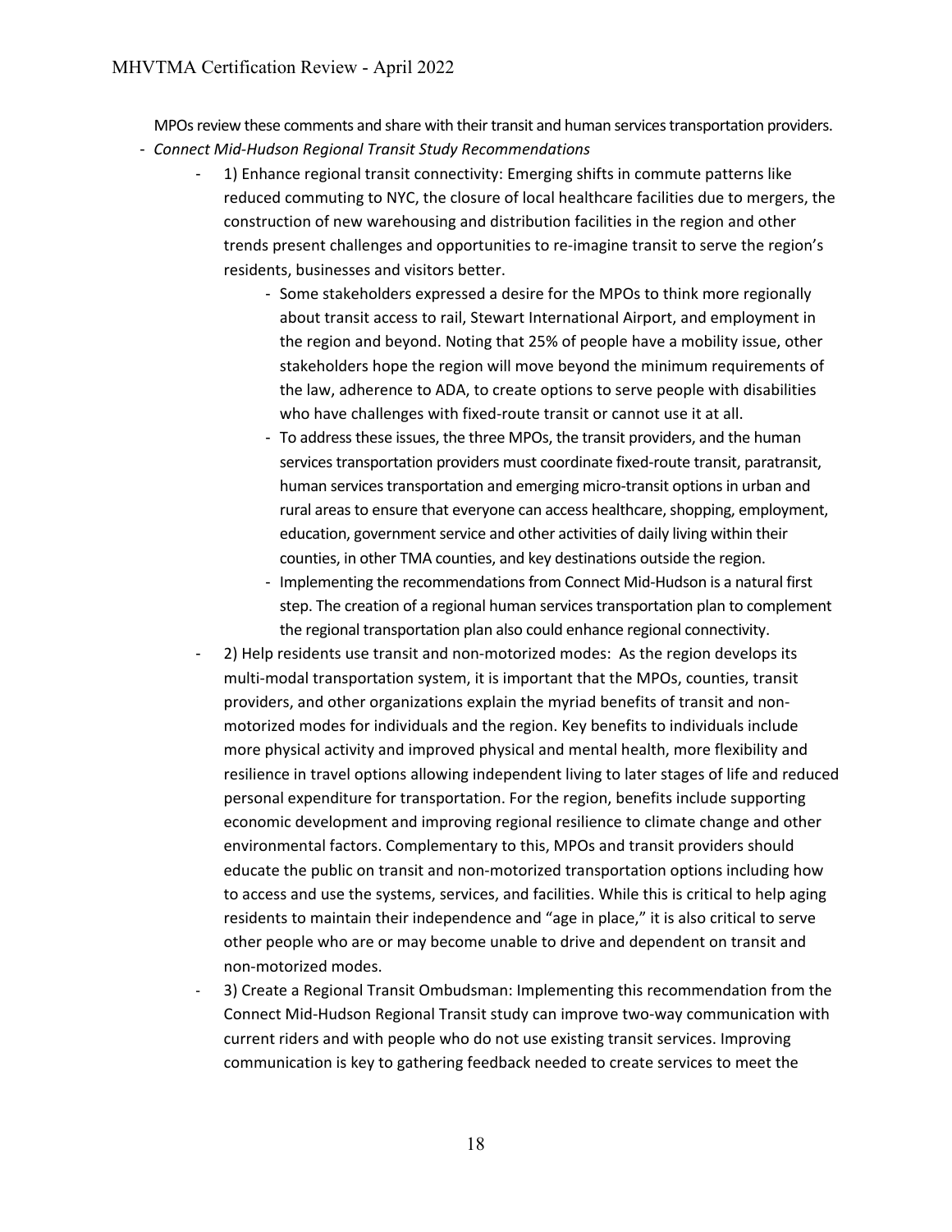MPOs review these comments and share with their transit and human services transportation providers.

- *Connect Mid-Hudson Regional Transit Study Recommendations*
    - 1) Enhance regional transit connectivity: Emerging shifts in commute patterns like reduced commuting to NYC, the closure of local healthcare facilities due to mergers, the construction of new warehousing and distribution facilities in the region and other trends present challenges and opportunities to re-imagine transit to serve the region's residents, businesses and visitors better.
        - Some stakeholders expressed a desire for the MPOs to think more regionally about transit access to rail, Stewart International Airport, and employment in the region and beyond. Noting that 25% of people have a mobility issue, other stakeholders hope the region will move beyond the minimum requirements of the law, adherence to ADA, to create options to serve people with disabilities who have challenges with fixed-route transit or cannot use it at all.
        - To address these issues, the three MPOs, the transit providers, and the human services transportation providers must coordinate fixed-route transit, paratransit, human services transportation and emerging micro-transit options in urban and rural areas to ensure that everyone can access healthcare, shopping, employment, education, government service and other activities of daily living within their counties, in other TMA counties, and key destinations outside the region.
        - Implementing the recommendations from Connect Mid-Hudson is a natural first step. The creation of a regional human services transportation plan to complement the regional transportation plan also could enhance regional connectivity.
    - 2) Help residents use transit and non-motorized modes: As the region develops its multi-modal transportation system, it is important that the MPOs, counties, transit providers, and other organizations explain the myriad benefits of transit and non-motorized modes for individuals and the region. Key benefits to individuals include more physical activity and improved physical and mental health, more flexibility and resilience in travel options allowing independent living to later stages of life and reduced personal expenditure for transportation. For the region, benefits include supporting economic development and improving regional resilience to climate change and other environmental factors. Complementary to this, MPOs and transit providers should educate the public on transit and non-motorized transportation options including how to access and use the systems, services, and facilities. While this is critical to help aging residents to maintain their independence and "age in place," it is also critical to serve other people who are or may become unable to drive and dependent on transit and non-motorized modes.
    - 3) Create a Regional Transit Ombudsman: Implementing this recommendation from the Connect Mid-Hudson Regional Transit study can improve two-way communication with current riders and with people who do not use existing transit services. Improving communication is key to gathering feedback needed to create services to meet the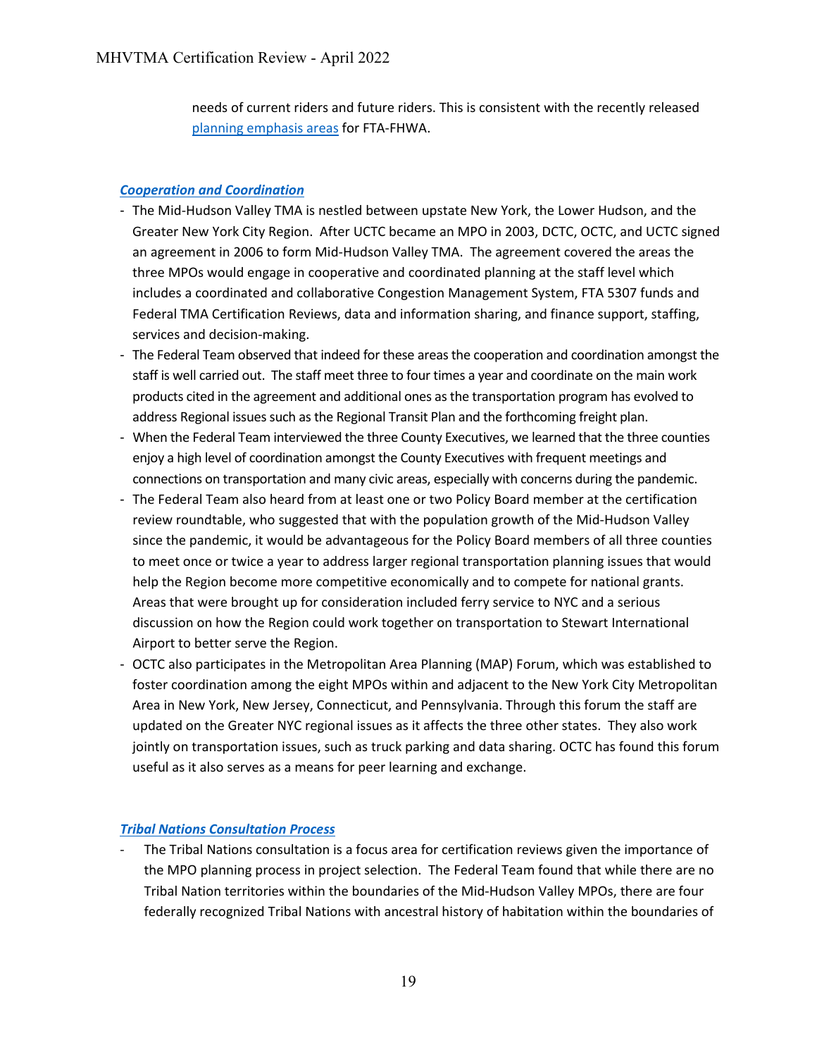needs of current riders and future riders. This is consistent with the recently released [planning emphasis areas](planning emphasis areas) for FTA-FHWA.

### ***Cooperation and Coordination***

- The Mid-Hudson Valley TMA is nestled between upstate New York, the Lower Hudson, and the Greater New York City Region. After UCTC became an MPO in 2003, DCTC, OCTC, and UCTC signed an agreement in 2006 to form Mid-Hudson Valley TMA. The agreement covered the areas the three MPOs would engage in cooperative and coordinated planning at the staff level which includes a coordinated and collaborative Congestion Management System, FTA 5307 funds and Federal TMA Certification Reviews, data and information sharing, and finance support, staffing, services and decision-making.
- The Federal Team observed that indeed for these areas the cooperation and coordination amongst the staff is well carried out. The staff meet three to four times a year and coordinate on the main work products cited in the agreement and additional ones as the transportation program has evolved to address Regional issues such as the Regional Transit Plan and the forthcoming freight plan.
- When the Federal Team interviewed the three County Executives, we learned that the three counties enjoy a high level of coordination amongst the County Executives with frequent meetings and connections on transportation and many civic areas, especially with concerns during the pandemic.
- The Federal Team also heard from at least one or two Policy Board member at the certification review roundtable, who suggested that with the population growth of the Mid-Hudson Valley since the pandemic, it would be advantageous for the Policy Board members of all three counties to meet once or twice a year to address larger regional transportation planning issues that would help the Region become more competitive economically and to compete for national grants. Areas that were brought up for consideration included ferry service to NYC and a serious discussion on how the Region could work together on transportation to Stewart International Airport to better serve the Region.
- OCTC also participates in the Metropolitan Area Planning (MAP) Forum, which was established to foster coordination among the eight MPOs within and adjacent to the New York City Metropolitan Area in New York, New Jersey, Connecticut, and Pennsylvania. Through this forum the staff are updated on the Greater NYC regional issues as it affects the three other states. They also work jointly on transportation issues, such as truck parking and data sharing. OCTC has found this forum useful as it also serves as a means for peer learning and exchange.

### ***Tribal Nations Consultation Process***

- The Tribal Nations consultation is a focus area for certification reviews given the importance of the MPO planning process in project selection. The Federal Team found that while there are no Tribal Nation territories within the boundaries of the Mid-Hudson Valley MPOs, there are four federally recognized Tribal Nations with ancestral history of habitation within the boundaries of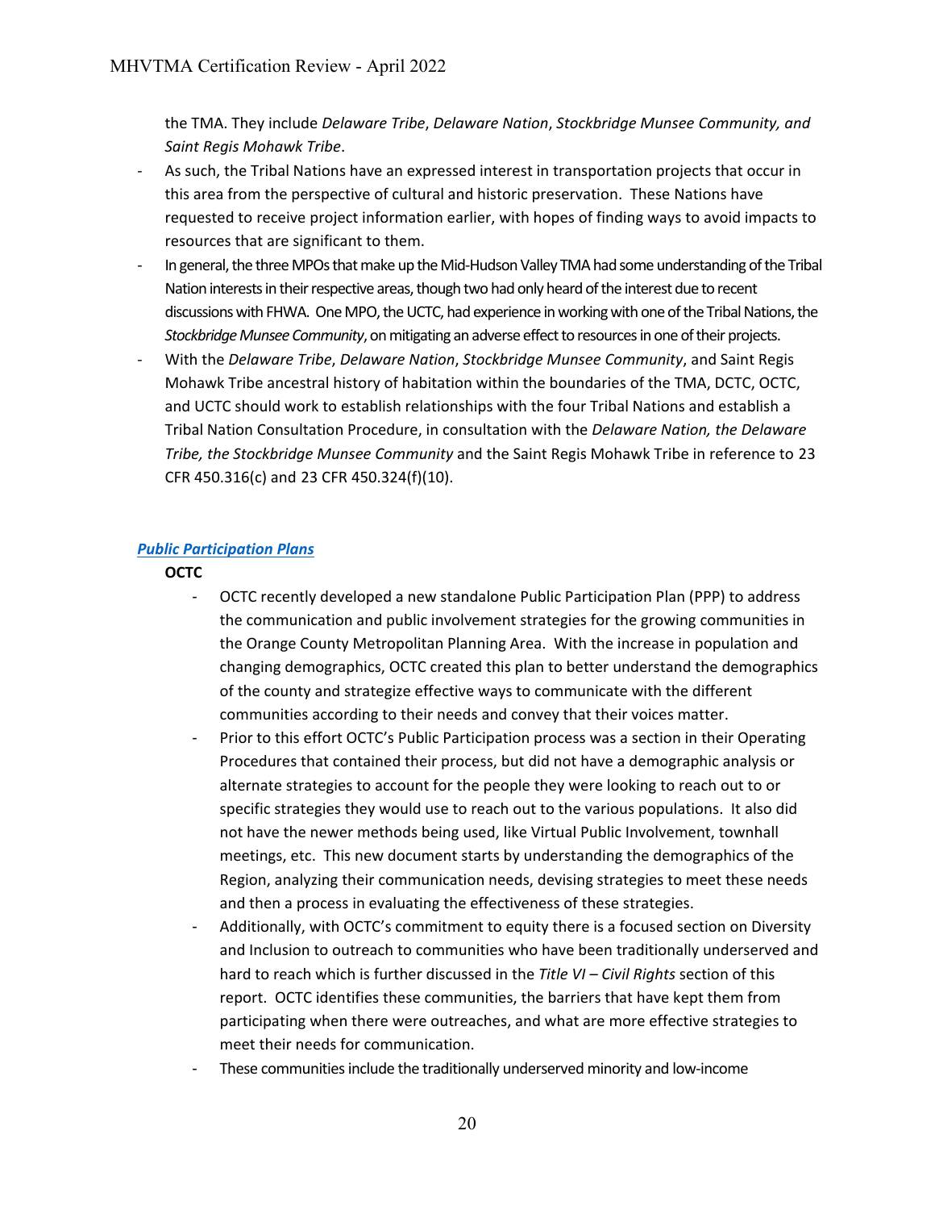the TMA. They include *Delaware Tribe*, *Delaware Nation*, *Stockbridge Munsee Community, and Saint Regis Mohawk Tribe*.

- As such, the Tribal Nations have an expressed interest in transportation projects that occur in this area from the perspective of cultural and historic preservation. These Nations have requested to receive project information earlier, with hopes of finding ways to avoid impacts to resources that are significant to them.
- In general, the three MPOs that make up the Mid-Hudson Valley TMA had some understanding of the Tribal Nation interests in their respective areas, though two had only heard of the interest due to recent discussions with FHWA. One MPO, the UCTC, had experience in working with one of the Tribal Nations, the *Stockbridge Munsee Community*, on mitigating an adverse effect to resources in one of their projects.
- With the *Delaware Tribe*, *Delaware Nation*, *Stockbridge Munsee Community*, and Saint Regis Mohawk Tribe ancestral history of habitation within the boundaries of the TMA, DCTC, OCTC, and UCTC should work to establish relationships with the four Tribal Nations and establish a Tribal Nation Consultation Procedure, in consultation with the *Delaware Nation, the Delaware Tribe, the Stockbridge Munsee Community* and the Saint Regis Mohawk Tribe in reference to 23 CFR 450.316(c) and 23 CFR 450.324(f)(10).

### *Public Participation Plans*

**OCTC**

- OCTC recently developed a new standalone Public Participation Plan (PPP) to address the communication and public involvement strategies for the growing communities in the Orange County Metropolitan Planning Area. With the increase in population and changing demographics, OCTC created this plan to better understand the demographics of the county and strategize effective ways to communicate with the different communities according to their needs and convey that their voices matter.
- Prior to this effort OCTC's Public Participation process was a section in their Operating Procedures that contained their process, but did not have a demographic analysis or alternate strategies to account for the people they were looking to reach out to or specific strategies they would use to reach out to the various populations. It also did not have the newer methods being used, like Virtual Public Involvement, townhall meetings, etc. This new document starts by understanding the demographics of the Region, analyzing their communication needs, devising strategies to meet these needs and then a process in evaluating the effectiveness of these strategies.
- Additionally, with OCTC's commitment to equity there is a focused section on Diversity and Inclusion to outreach to communities who have been traditionally underserved and hard to reach which is further discussed in the *Title VI – Civil Rights* section of this report. OCTC identifies these communities, the barriers that have kept them from participating when there were outreaches, and what are more effective strategies to meet their needs for communication.
- These communities include the traditionally underserved minority and low-income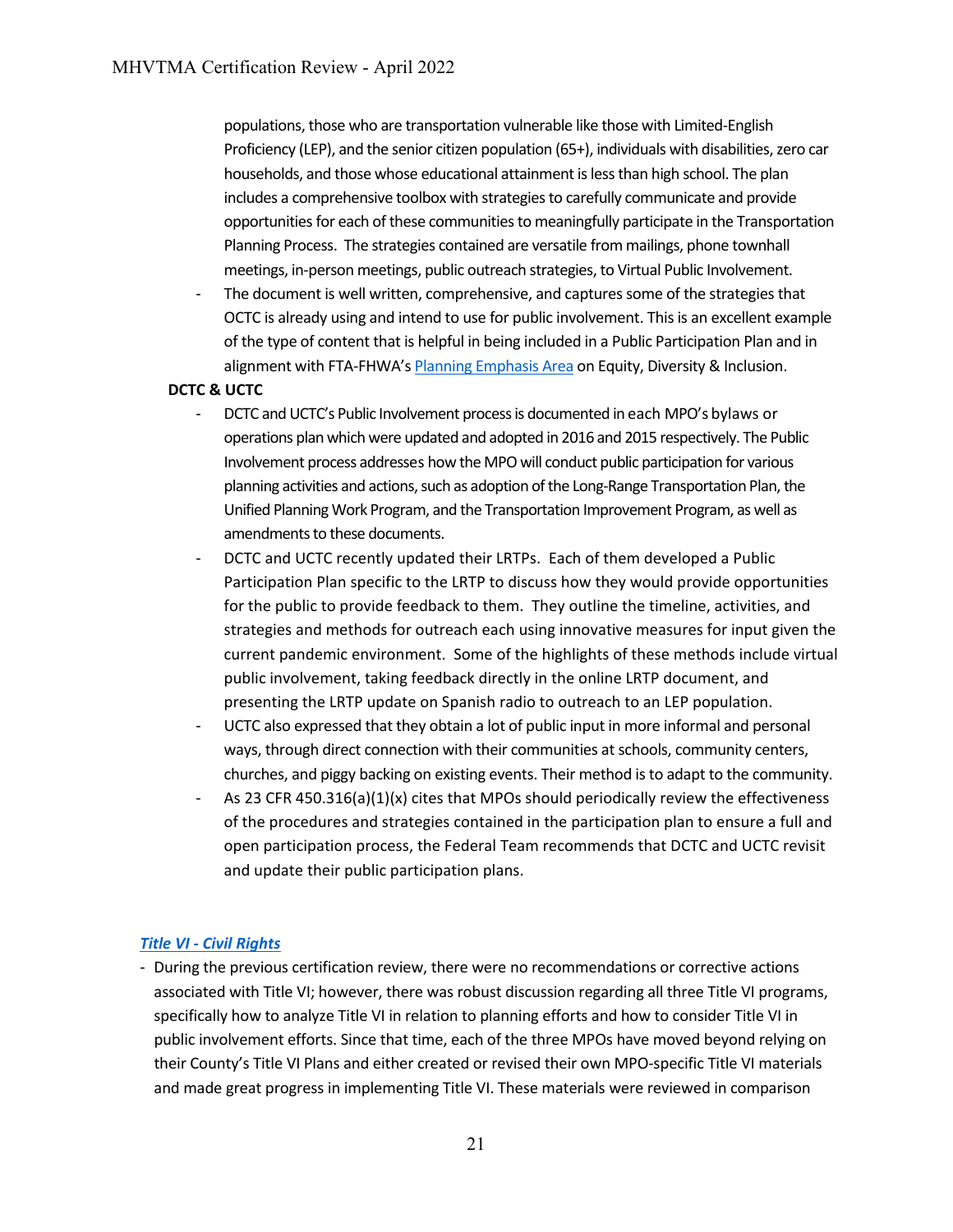populations, those who are transportation vulnerable like those with Limited-English Proficiency (LEP), and the senior citizen population (65+), individuals with disabilities, zero car households, and those whose educational attainment is less than high school. The plan includes a comprehensive toolbox with strategies to carefully communicate and provide opportunities for each of these communities to meaningfully participate in the Transportation Planning Process. The strategies contained are versatile from mailings, phone townhall meetings, in-person meetings, public outreach strategies, to Virtual Public Involvement.

- The document is well written, comprehensive, and captures some of the strategies that OCTC is already using and intend to use for public involvement. This is an excellent example of the type of content that is helpful in being included in a Public Participation Plan and in alignment with FTA-FHWA's [Planning Emphasis Area]() on Equity, Diversity & Inclusion.

**DCTC & UCTC**

- DCTC and UCTC's Public Involvement process is documented in each MPO's bylaws or operations plan which were updated and adopted in 2016 and 2015 respectively. The Public Involvement process addresses how the MPO will conduct public participation for various planning activities and actions, such as adoption of the Long-Range Transportation Plan, the Unified Planning Work Program, and the Transportation Improvement Program, as well as amendments to these documents.
- DCTC and UCTC recently updated their LRTPs. Each of them developed a Public Participation Plan specific to the LRTP to discuss how they would provide opportunities for the public to provide feedback to them. They outline the timeline, activities, and strategies and methods for outreach each using innovative measures for input given the current pandemic environment. Some of the highlights of these methods include virtual public involvement, taking feedback directly in the online LRTP document, and presenting the LRTP update on Spanish radio to outreach to an LEP population.
- UCTC also expressed that they obtain a lot of public input in more informal and personal ways, through direct connection with their communities at schools, community centers, churches, and piggy backing on existing events. Their method is to adapt to the community.
- As 23 CFR 450.316(a)(1)(x) cites that MPOs should periodically review the effectiveness of the procedures and strategies contained in the participation plan to ensure a full and open participation process, the Federal Team recommends that DCTC and UCTC revisit and update their public participation plans.

### *Title VI - Civil Rights*

- During the previous certification review, there were no recommendations or corrective actions associated with Title VI; however, there was robust discussion regarding all three Title VI programs, specifically how to analyze Title VI in relation to planning efforts and how to consider Title VI in public involvement efforts. Since that time, each of the three MPOs have moved beyond relying on their County's Title VI Plans and either created or revised their own MPO-specific Title VI materials and made great progress in implementing Title VI. These materials were reviewed in comparison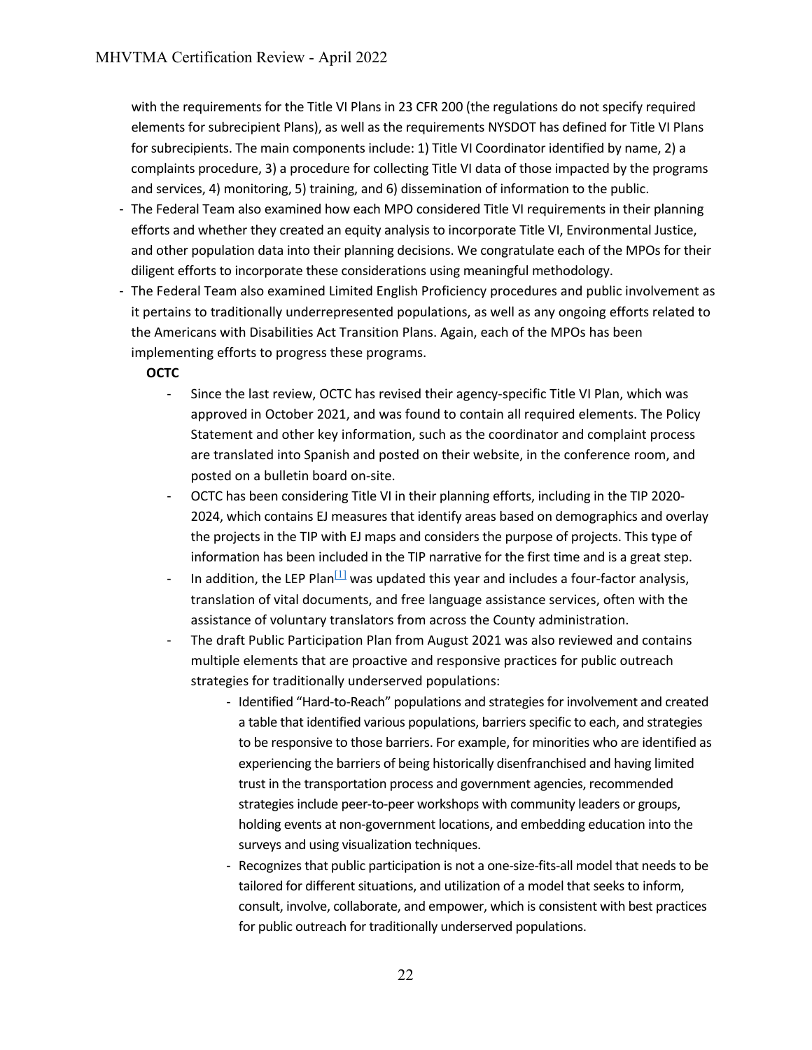with the requirements for the Title VI Plans in 23 CFR 200 (the regulations do not specify required elements for subrecipient Plans), as well as the requirements NYSDOT has defined for Title VI Plans for subrecipients. The main components include: 1) Title VI Coordinator identified by name, 2) a complaints procedure, 3) a procedure for collecting Title VI data of those impacted by the programs and services, 4) monitoring, 5) training, and 6) dissemination of information to the public.

- The Federal Team also examined how each MPO considered Title VI requirements in their planning efforts and whether they created an equity analysis to incorporate Title VI, Environmental Justice, and other population data into their planning decisions. We congratulate each of the MPOs for their diligent efforts to incorporate these considerations using meaningful methodology.
- The Federal Team also examined Limited English Proficiency procedures and public involvement as it pertains to traditionally underrepresented populations, as well as any ongoing efforts related to the Americans with Disabilities Act Transition Plans. Again, each of the MPOs has been implementing efforts to progress these programs.

**OCTC**

- Since the last review, OCTC has revised their agency-specific Title VI Plan, which was approved in October 2021, and was found to contain all required elements. The Policy Statement and other key information, such as the coordinator and complaint process are translated into Spanish and posted on their website, in the conference room, and posted on a bulletin board on-site.
- OCTC has been considering Title VI in their planning efforts, including in the TIP 2020-2024, which contains EJ measures that identify areas based on demographics and overlay the projects in the TIP with EJ maps and considers the purpose of projects. This type of information has been included in the TIP narrative for the first time and is a great step.
- In addition, the LEP Plan[1] was updated this year and includes a four-factor analysis, translation of vital documents, and free language assistance services, often with the assistance of voluntary translators from across the County administration.
- The draft Public Participation Plan from August 2021 was also reviewed and contains multiple elements that are proactive and responsive practices for public outreach strategies for traditionally underserved populations:
    - Identified "Hard-to-Reach" populations and strategies for involvement and created a table that identified various populations, barriers specific to each, and strategies to be responsive to those barriers. For example, for minorities who are identified as experiencing the barriers of being historically disenfranchised and having limited trust in the transportation process and government agencies, recommended strategies include peer-to-peer workshops with community leaders or groups, holding events at non-government locations, and embedding education into the surveys and using visualization techniques.
    - Recognizes that public participation is not a one-size-fits-all model that needs to be tailored for different situations, and utilization of a model that seeks to inform, consult, involve, collaborate, and empower, which is consistent with best practices for public outreach for traditionally underserved populations.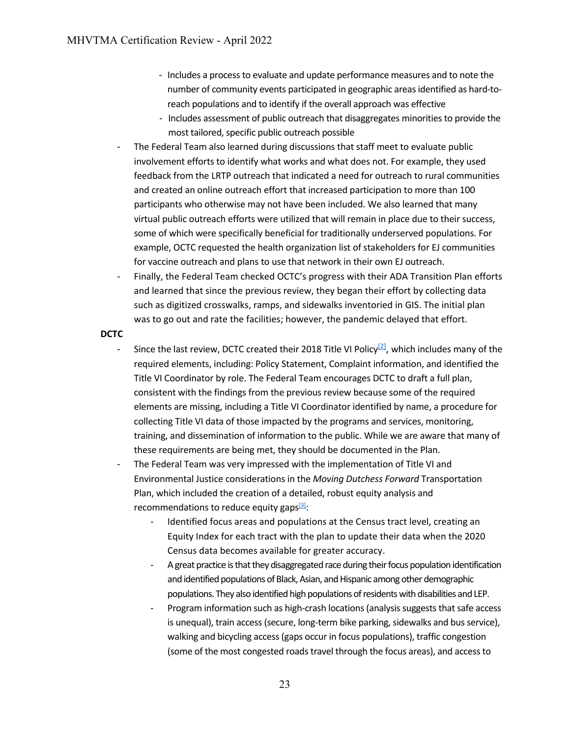- Includes a process to evaluate and update performance measures and to note the number of community events participated in geographic areas identified as hard-to-reach populations and to identify if the overall approach was effective
  - Includes assessment of public outreach that disaggregates minorities to provide the most tailored, specific public outreach possible
- The Federal Team also learned during discussions that staff meet to evaluate public involvement efforts to identify what works and what does not. For example, they used feedback from the LRTP outreach that indicated a need for outreach to rural communities and created an online outreach effort that increased participation to more than 100 participants who otherwise may not have been included. We also learned that many virtual public outreach efforts were utilized that will remain in place due to their success, some of which were specifically beneficial for traditionally underserved populations. For example, OCTC requested the health organization list of stakeholders for EJ communities for vaccine outreach and plans to use that network in their own EJ outreach.
- Finally, the Federal Team checked OCTC's progress with their ADA Transition Plan efforts and learned that since the previous review, they began their effort by collecting data such as digitized crosswalks, ramps, and sidewalks inventoried in GIS. The initial plan was to go out and rate the facilities; however, the pandemic delayed that effort.

**DCTC**

- Since the last review, DCTC created their 2018 Title VI Policy[2], which includes many of the required elements, including: Policy Statement, Complaint information, and identified the Title VI Coordinator by role. The Federal Team encourages DCTC to draft a full plan, consistent with the findings from the previous review because some of the required elements are missing, including a Title VI Coordinator identified by name, a procedure for collecting Title VI data of those impacted by the programs and services, monitoring, training, and dissemination of information to the public. While we are aware that many of these requirements are being met, they should be documented in the Plan.
- The Federal Team was very impressed with the implementation of Title VI and Environmental Justice considerations in the *Moving Dutchess Forward* Transportation Plan, which included the creation of a detailed, robust equity analysis and recommendations to reduce equity gaps[3]:
  - Identified focus areas and populations at the Census tract level, creating an Equity Index for each tract with the plan to update their data when the 2020 Census data becomes available for greater accuracy.
  - A great practice is that they disaggregated race during their focus population identification and identified populations of Black, Asian, and Hispanic among other demographic populations. They also identified high populations of residents with disabilities and LEP.
  - Program information such as high-crash locations (analysis suggests that safe access is unequal), train access (secure, long-term bike parking, sidewalks and bus service), walking and bicycling access (gaps occur in focus populations), traffic congestion (some of the most congested roads travel through the focus areas), and access to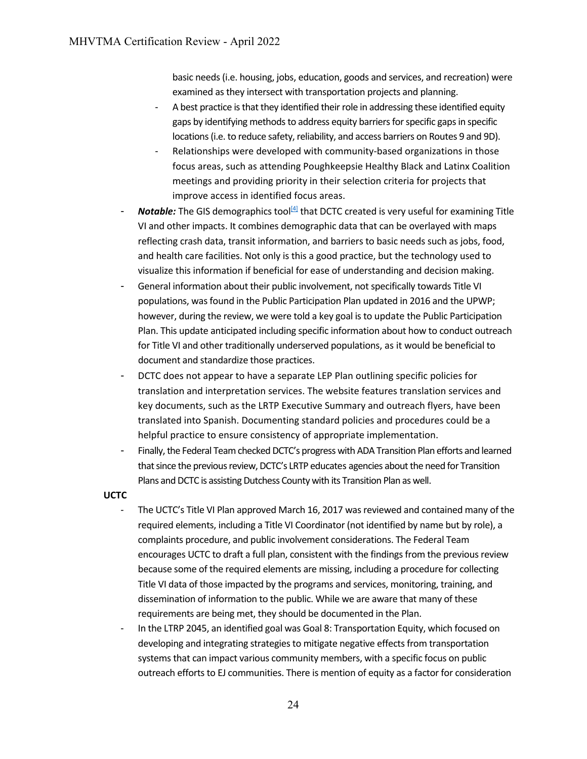basic needs (i.e. housing, jobs, education, goods and services, and recreation) were examined as they intersect with transportation projects and planning.

  - A best practice is that they identified their role in addressing these identified equity gaps by identifying methods to address equity barriers for specific gaps in specific locations (i.e. to reduce safety, reliability, and access barriers on Routes 9 and 9D).
  - Relationships were developed with community-based organizations in those focus areas, such as attending Poughkeepsie Healthy Black and Latinx Coalition meetings and providing priority in their selection criteria for projects that improve access in identified focus areas.

- ***Notable:*** The GIS demographics tool[4] that DCTC created is very useful for examining Title VI and other impacts. It combines demographic data that can be overlayed with maps reflecting crash data, transit information, and barriers to basic needs such as jobs, food, and health care facilities. Not only is this a good practice, but the technology used to visualize this information if beneficial for ease of understanding and decision making.
- General information about their public involvement, not specifically towards Title VI populations, was found in the Public Participation Plan updated in 2016 and the UPWP; however, during the review, we were told a key goal is to update the Public Participation Plan. This update anticipated including specific information about how to conduct outreach for Title VI and other traditionally underserved populations, as it would be beneficial to document and standardize those practices.
- DCTC does not appear to have a separate LEP Plan outlining specific policies for translation and interpretation services. The website features translation services and key documents, such as the LRTP Executive Summary and outreach flyers, have been translated into Spanish. Documenting standard policies and procedures could be a helpful practice to ensure consistency of appropriate implementation.
- Finally, the Federal Team checked DCTC's progress with ADA Transition Plan efforts and learned that since the previous review, DCTC's LRTP educates agencies about the need for Transition Plans and DCTC is assisting Dutchess County with its Transition Plan as well.

**UCTC**

- The UCTC's Title VI Plan approved March 16, 2017 was reviewed and contained many of the required elements, including a Title VI Coordinator (not identified by name but by role), a complaints procedure, and public involvement considerations. The Federal Team encourages UCTC to draft a full plan, consistent with the findings from the previous review because some of the required elements are missing, including a procedure for collecting Title VI data of those impacted by the programs and services, monitoring, training, and dissemination of information to the public. While we are aware that many of these requirements are being met, they should be documented in the Plan.
- In the LTRP 2045, an identified goal was Goal 8: Transportation Equity, which focused on developing and integrating strategies to mitigate negative effects from transportation systems that can impact various community members, with a specific focus on public outreach efforts to EJ communities. There is mention of equity as a factor for consideration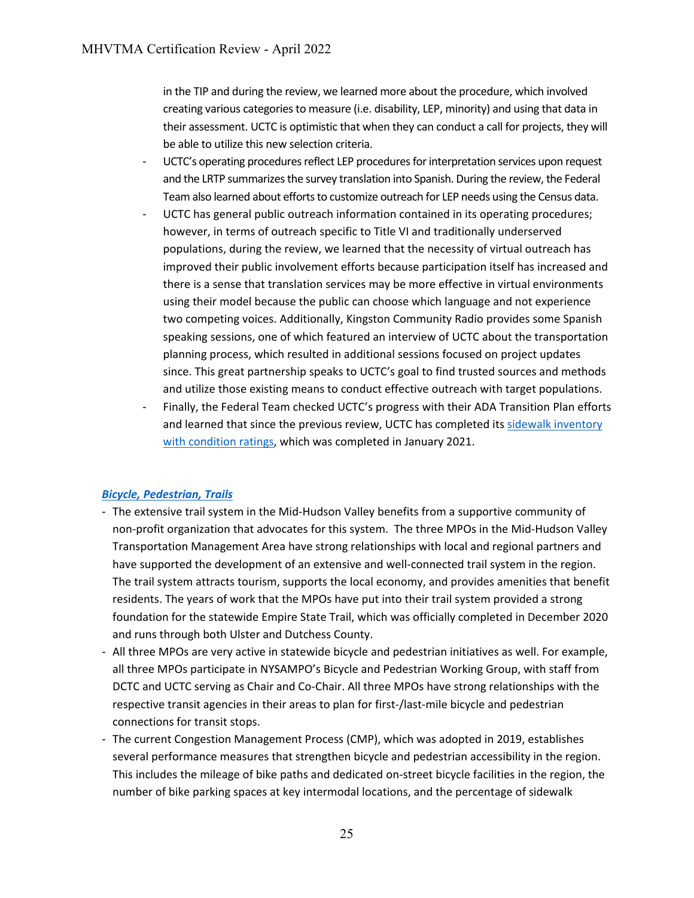in the TIP and during the review, we learned more about the procedure, which involved creating various categories to measure (i.e. disability, LEP, minority) and using that data in their assessment. UCTC is optimistic that when they can conduct a call for projects, they will be able to utilize this new selection criteria.

- UCTC's operating procedures reflect LEP procedures for interpretation services upon request and the LRTP summarizes the survey translation into Spanish. During the review, the Federal Team also learned about efforts to customize outreach for LEP needs using the Census data.
- UCTC has general public outreach information contained in its operating procedures; however, in terms of outreach specific to Title VI and traditionally underserved populations, during the review, we learned that the necessity of virtual outreach has improved their public involvement efforts because participation itself has increased and there is a sense that translation services may be more effective in virtual environments using their model because the public can choose which language and not experience two competing voices. Additionally, Kingston Community Radio provides some Spanish speaking sessions, one of which featured an interview of UCTC about the transportation planning process, which resulted in additional sessions focused on project updates since. This great partnership speaks to UCTC's goal to find trusted sources and methods and utilize those existing means to conduct effective outreach with target populations.
- Finally, the Federal Team checked UCTC's progress with their ADA Transition Plan efforts and learned that since the previous review, UCTC has completed its sidewalk inventory with condition ratings, which was completed in January 2021.

***Bicycle, Pedestrian, Trails***

- The extensive trail system in the Mid-Hudson Valley benefits from a supportive community of non-profit organization that advocates for this system. The three MPOs in the Mid-Hudson Valley Transportation Management Area have strong relationships with local and regional partners and have supported the development of an extensive and well-connected trail system in the region. The trail system attracts tourism, supports the local economy, and provides amenities that benefit residents. The years of work that the MPOs have put into their trail system provided a strong foundation for the statewide Empire State Trail, which was officially completed in December 2020 and runs through both Ulster and Dutchess County.
- All three MPOs are very active in statewide bicycle and pedestrian initiatives as well. For example, all three MPOs participate in NYSAMPO's Bicycle and Pedestrian Working Group, with staff from DCTC and UCTC serving as Chair and Co-Chair. All three MPOs have strong relationships with the respective transit agencies in their areas to plan for first-/last-mile bicycle and pedestrian connections for transit stops.
- The current Congestion Management Process (CMP), which was adopted in 2019, establishes several performance measures that strengthen bicycle and pedestrian accessibility in the region. This includes the mileage of bike paths and dedicated on-street bicycle facilities in the region, the number of bike parking spaces at key intermodal locations, and the percentage of sidewalk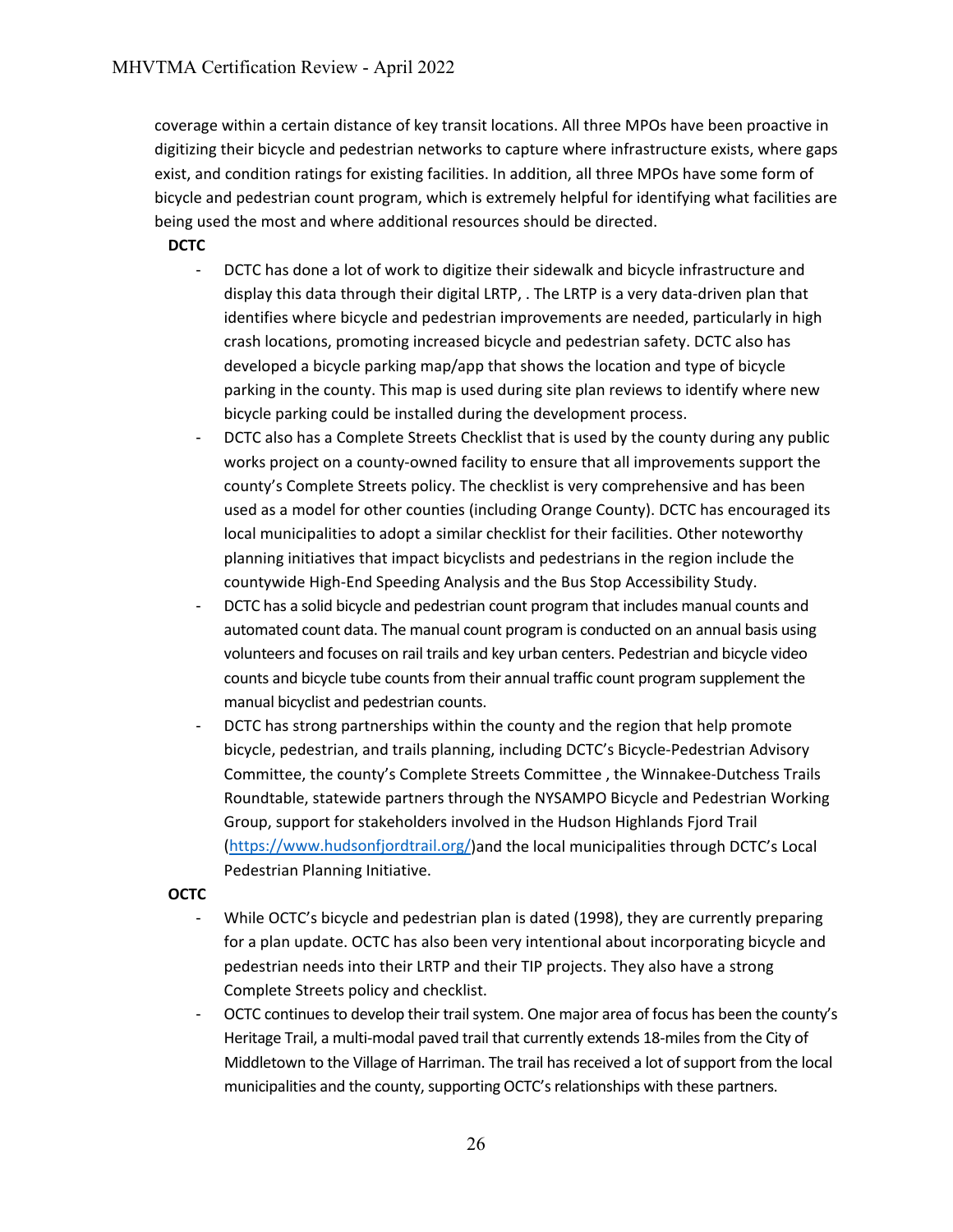coverage within a certain distance of key transit locations. All three MPOs have been proactive in digitizing their bicycle and pedestrian networks to capture where infrastructure exists, where gaps exist, and condition ratings for existing facilities. In addition, all three MPOs have some form of bicycle and pedestrian count program, which is extremely helpful for identifying what facilities are being used the most and where additional resources should be directed.

**DCTC**

- DCTC has done a lot of work to digitize their sidewalk and bicycle infrastructure and display this data through their digital LRTP, . The LRTP is a very data-driven plan that identifies where bicycle and pedestrian improvements are needed, particularly in high crash locations, promoting increased bicycle and pedestrian safety. DCTC also has developed a bicycle parking map/app that shows the location and type of bicycle parking in the county. This map is used during site plan reviews to identify where new bicycle parking could be installed during the development process.
- DCTC also has a Complete Streets Checklist that is used by the county during any public works project on a county-owned facility to ensure that all improvements support the county's Complete Streets policy. The checklist is very comprehensive and has been used as a model for other counties (including Orange County). DCTC has encouraged its local municipalities to adopt a similar checklist for their facilities. Other noteworthy planning initiatives that impact bicyclists and pedestrians in the region include the countywide High-End Speeding Analysis and the Bus Stop Accessibility Study.
- DCTC has a solid bicycle and pedestrian count program that includes manual counts and automated count data. The manual count program is conducted on an annual basis using volunteers and focuses on rail trails and key urban centers. Pedestrian and bicycle video counts and bicycle tube counts from their annual traffic count program supplement the manual bicyclist and pedestrian counts.
- DCTC has strong partnerships within the county and the region that help promote bicycle, pedestrian, and trails planning, including DCTC's Bicycle-Pedestrian Advisory Committee, the county's Complete Streets Committee , the Winnakee-Dutchess Trails Roundtable, statewide partners through the NYSAMPO Bicycle and Pedestrian Working Group, support for stakeholders involved in the Hudson Highlands Fjord Trail (https://www.hudsonfjordtrail.org/)and the local municipalities through DCTC's Local Pedestrian Planning Initiative.

**OCTC**

- While OCTC's bicycle and pedestrian plan is dated (1998), they are currently preparing for a plan update. OCTC has also been very intentional about incorporating bicycle and pedestrian needs into their LRTP and their TIP projects. They also have a strong Complete Streets policy and checklist.
- OCTC continues to develop their trail system. One major area of focus has been the county's Heritage Trail, a multi-modal paved trail that currently extends 18-miles from the City of Middletown to the Village of Harriman. The trail has received a lot of support from the local municipalities and the county, supporting OCTC's relationships with these partners.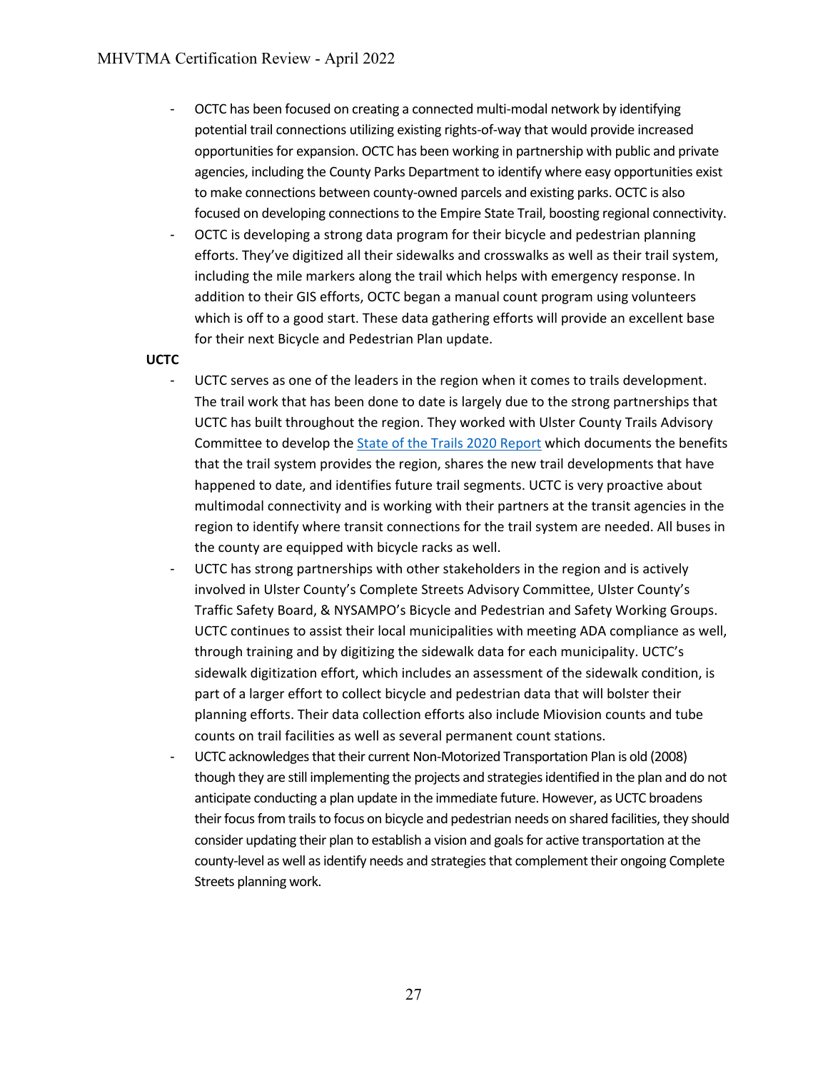- OCTC has been focused on creating a connected multi-modal network by identifying potential trail connections utilizing existing rights-of-way that would provide increased opportunities for expansion. OCTC has been working in partnership with public and private agencies, including the County Parks Department to identify where easy opportunities exist to make connections between county-owned parcels and existing parks. OCTC is also focused on developing connections to the Empire State Trail, boosting regional connectivity.
- OCTC is developing a strong data program for their bicycle and pedestrian planning efforts. They've digitized all their sidewalks and crosswalks as well as their trail system, including the mile markers along the trail which helps with emergency response. In addition to their GIS efforts, OCTC began a manual count program using volunteers which is off to a good start. These data gathering efforts will provide an excellent base for their next Bicycle and Pedestrian Plan update.

**UCTC**

- UCTC serves as one of the leaders in the region when it comes to trails development. The trail work that has been done to date is largely due to the strong partnerships that UCTC has built throughout the region. They worked with Ulster County Trails Advisory Committee to develop the State of the Trails 2020 Report which documents the benefits that the trail system provides the region, shares the new trail developments that have happened to date, and identifies future trail segments. UCTC is very proactive about multimodal connectivity and is working with their partners at the transit agencies in the region to identify where transit connections for the trail system are needed. All buses in the county are equipped with bicycle racks as well.
- UCTC has strong partnerships with other stakeholders in the region and is actively involved in Ulster County's Complete Streets Advisory Committee, Ulster County's Traffic Safety Board, & NYSAMPO's Bicycle and Pedestrian and Safety Working Groups. UCTC continues to assist their local municipalities with meeting ADA compliance as well, through training and by digitizing the sidewalk data for each municipality. UCTC's sidewalk digitization effort, which includes an assessment of the sidewalk condition, is part of a larger effort to collect bicycle and pedestrian data that will bolster their planning efforts. Their data collection efforts also include Miovision counts and tube counts on trail facilities as well as several permanent count stations.
- UCTC acknowledges that their current Non-Motorized Transportation Plan is old (2008) though they are still implementing the projects and strategies identified in the plan and do not anticipate conducting a plan update in the immediate future. However, as UCTC broadens their focus from trails to focus on bicycle and pedestrian needs on shared facilities, they should consider updating their plan to establish a vision and goals for active transportation at the county-level as well as identify needs and strategies that complement their ongoing Complete Streets planning work.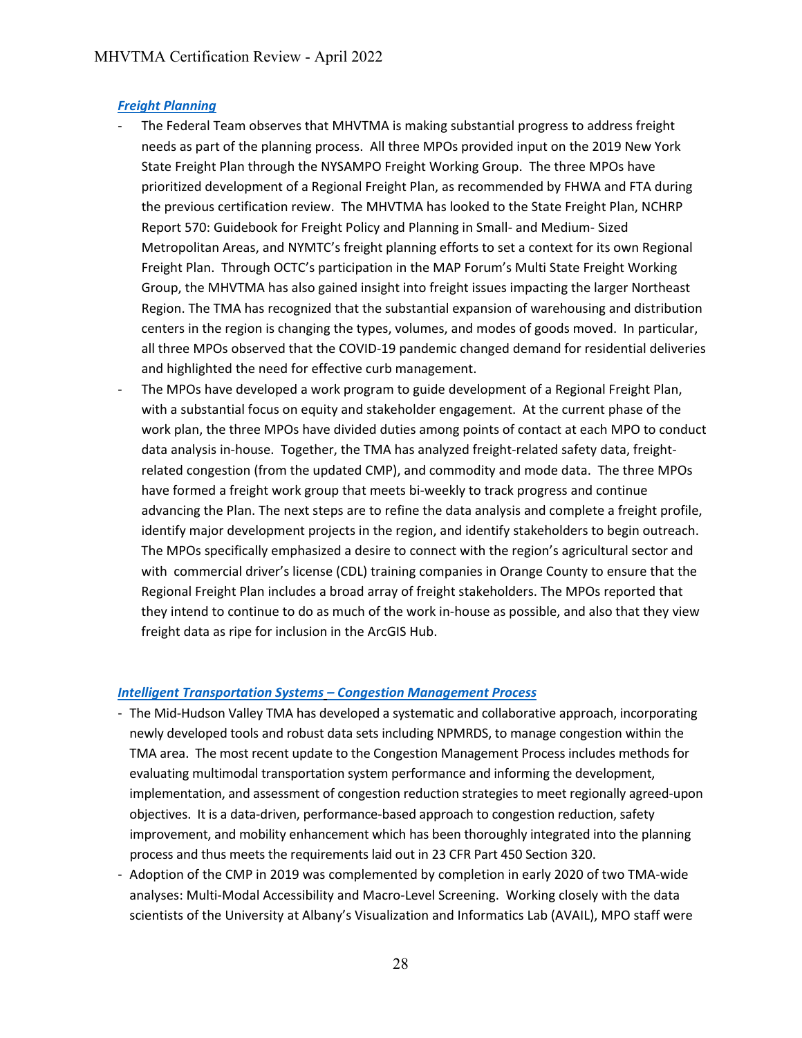***Freight Planning***

- The Federal Team observes that MHVTMA is making substantial progress to address freight needs as part of the planning process. All three MPOs provided input on the 2019 New York State Freight Plan through the NYSAMPO Freight Working Group. The three MPOs have prioritized development of a Regional Freight Plan, as recommended by FHWA and FTA during the previous certification review. The MHVTMA has looked to the State Freight Plan, NCHRP Report 570: Guidebook for Freight Policy and Planning in Small- and Medium- Sized Metropolitan Areas, and NYMTC's freight planning efforts to set a context for its own Regional Freight Plan. Through OCTC's participation in the MAP Forum's Multi State Freight Working Group, the MHVTMA has also gained insight into freight issues impacting the larger Northeast Region. The TMA has recognized that the substantial expansion of warehousing and distribution centers in the region is changing the types, volumes, and modes of goods moved. In particular, all three MPOs observed that the COVID-19 pandemic changed demand for residential deliveries and highlighted the need for effective curb management.
- The MPOs have developed a work program to guide development of a Regional Freight Plan, with a substantial focus on equity and stakeholder engagement. At the current phase of the work plan, the three MPOs have divided duties among points of contact at each MPO to conduct data analysis in-house. Together, the TMA has analyzed freight-related safety data, freight-related congestion (from the updated CMP), and commodity and mode data. The three MPOs have formed a freight work group that meets bi-weekly to track progress and continue advancing the Plan. The next steps are to refine the data analysis and complete a freight profile, identify major development projects in the region, and identify stakeholders to begin outreach. The MPOs specifically emphasized a desire to connect with the region's agricultural sector and with commercial driver's license (CDL) training companies in Orange County to ensure that the Regional Freight Plan includes a broad array of freight stakeholders. The MPOs reported that they intend to continue to do as much of the work in-house as possible, and also that they view freight data as ripe for inclusion in the ArcGIS Hub.

***Intelligent Transportation Systems – Congestion Management Process***

- The Mid-Hudson Valley TMA has developed a systematic and collaborative approach, incorporating newly developed tools and robust data sets including NPMRDS, to manage congestion within the TMA area. The most recent update to the Congestion Management Process includes methods for evaluating multimodal transportation system performance and informing the development, implementation, and assessment of congestion reduction strategies to meet regionally agreed-upon objectives. It is a data-driven, performance-based approach to congestion reduction, safety improvement, and mobility enhancement which has been thoroughly integrated into the planning process and thus meets the requirements laid out in 23 CFR Part 450 Section 320.
- Adoption of the CMP in 2019 was complemented by completion in early 2020 of two TMA-wide analyses: Multi-Modal Accessibility and Macro-Level Screening. Working closely with the data scientists of the University at Albany's Visualization and Informatics Lab (AVAIL), MPO staff were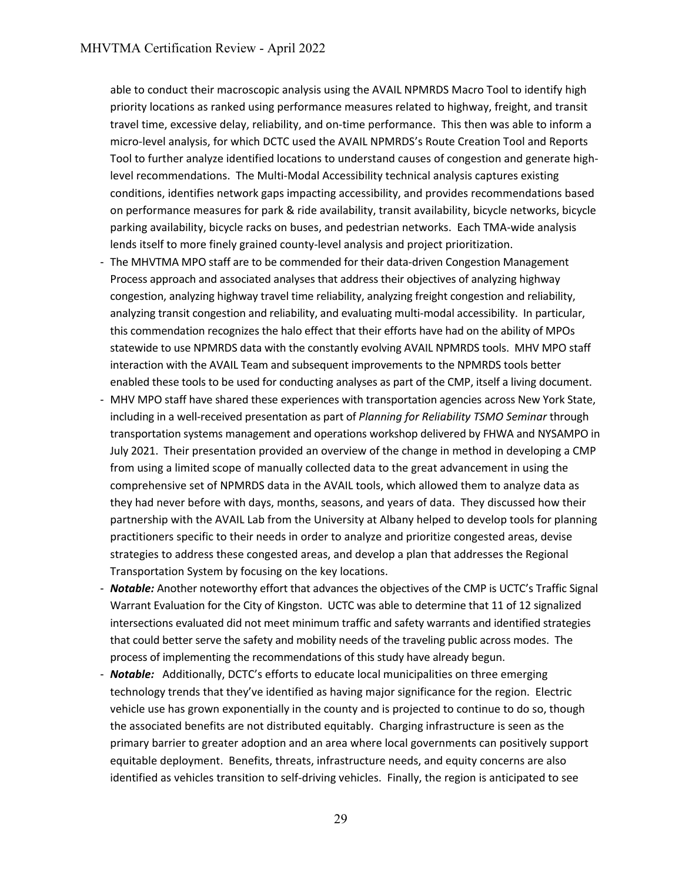able to conduct their macroscopic analysis using the AVAIL NPMRDS Macro Tool to identify high priority locations as ranked using performance measures related to highway, freight, and transit travel time, excessive delay, reliability, and on-time performance. This then was able to inform a micro-level analysis, for which DCTC used the AVAIL NPMRDS's Route Creation Tool and Reports Tool to further analyze identified locations to understand causes of congestion and generate high-level recommendations. The Multi-Modal Accessibility technical analysis captures existing conditions, identifies network gaps impacting accessibility, and provides recommendations based on performance measures for park & ride availability, transit availability, bicycle networks, bicycle parking availability, bicycle racks on buses, and pedestrian networks. Each TMA-wide analysis lends itself to more finely grained county-level analysis and project prioritization.

- The MHVTMA MPO staff are to be commended for their data-driven Congestion Management Process approach and associated analyses that address their objectives of analyzing highway congestion, analyzing highway travel time reliability, analyzing freight congestion and reliability, analyzing transit congestion and reliability, and evaluating multi-modal accessibility. In particular, this commendation recognizes the halo effect that their efforts have had on the ability of MPOs statewide to use NPMRDS data with the constantly evolving AVAIL NPMRDS tools. MHV MPO staff interaction with the AVAIL Team and subsequent improvements to the NPMRDS tools better enabled these tools to be used for conducting analyses as part of the CMP, itself a living document.
- MHV MPO staff have shared these experiences with transportation agencies across New York State, including in a well-received presentation as part of *Planning for Reliability TSMO Seminar* through transportation systems management and operations workshop delivered by FHWA and NYSAMPO in July 2021. Their presentation provided an overview of the change in method in developing a CMP from using a limited scope of manually collected data to the great advancement in using the comprehensive set of NPMRDS data in the AVAIL tools, which allowed them to analyze data as they had never before with days, months, seasons, and years of data. They discussed how their partnership with the AVAIL Lab from the University at Albany helped to develop tools for planning practitioners specific to their needs in order to analyze and prioritize congested areas, devise strategies to address these congested areas, and develop a plan that addresses the Regional Transportation System by focusing on the key locations.
- ***Notable:*** Another noteworthy effort that advances the objectives of the CMP is UCTC's Traffic Signal Warrant Evaluation for the City of Kingston. UCTC was able to determine that 11 of 12 signalized intersections evaluated did not meet minimum traffic and safety warrants and identified strategies that could better serve the safety and mobility needs of the traveling public across modes. The process of implementing the recommendations of this study have already begun.
- ***Notable:*** Additionally, DCTC's efforts to educate local municipalities on three emerging technology trends that they've identified as having major significance for the region. Electric vehicle use has grown exponentially in the county and is projected to continue to do so, though the associated benefits are not distributed equitably. Charging infrastructure is seen as the primary barrier to greater adoption and an area where local governments can positively support equitable deployment. Benefits, threats, infrastructure needs, and equity concerns are also identified as vehicles transition to self-driving vehicles. Finally, the region is anticipated to see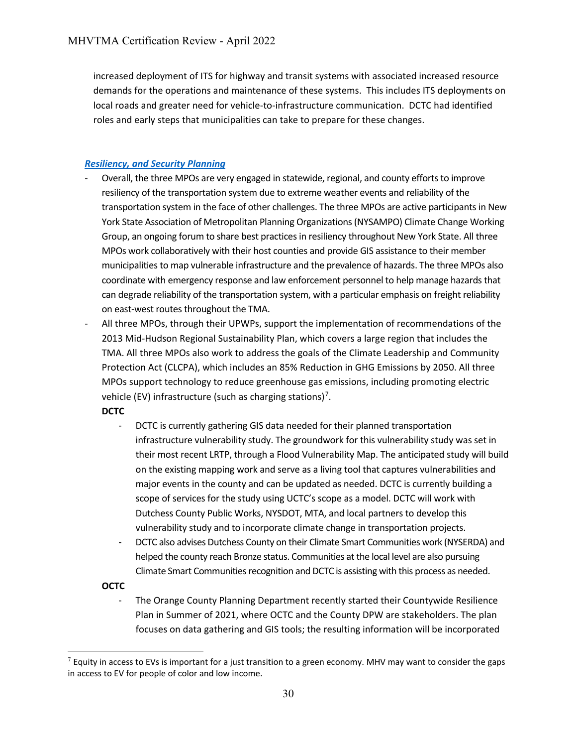increased deployment of ITS for highway and transit systems with associated increased resource demands for the operations and maintenance of these systems. This includes ITS deployments on local roads and greater need for vehicle-to-infrastructure communication. DCTC had identified roles and early steps that municipalities can take to prepare for these changes.

***Resiliency, and Security Planning***

- Overall, the three MPOs are very engaged in statewide, regional, and county efforts to improve resiliency of the transportation system due to extreme weather events and reliability of the transportation system in the face of other challenges. The three MPOs are active participants in New York State Association of Metropolitan Planning Organizations (NYSAMPO) Climate Change Working Group, an ongoing forum to share best practices in resiliency throughout New York State. All three MPOs work collaboratively with their host counties and provide GIS assistance to their member municipalities to map vulnerable infrastructure and the prevalence of hazards. The three MPOs also coordinate with emergency response and law enforcement personnel to help manage hazards that can degrade reliability of the transportation system, with a particular emphasis on freight reliability on east-west routes throughout the TMA.
- All three MPOs, through their UPWPs, support the implementation of recommendations of the 2013 Mid-Hudson Regional Sustainability Plan, which covers a large region that includes the TMA. All three MPOs also work to address the goals of the Climate Leadership and Community Protection Act (CLCPA), which includes an 85% Reduction in GHG Emissions by 2050. All three MPOs support technology to reduce greenhouse gas emissions, including promoting electric vehicle (EV) infrastructure (such as charging stations)[7].

  **DCTC**

  - DCTC is currently gathering GIS data needed for their planned transportation infrastructure vulnerability study. The groundwork for this vulnerability study was set in their most recent LRTP, through a Flood Vulnerability Map. The anticipated study will build on the existing mapping work and serve as a living tool that captures vulnerabilities and major events in the county and can be updated as needed. DCTC is currently building a scope of services for the study using UCTC's scope as a model. DCTC will work with Dutchess County Public Works, NYSDOT, MTA, and local partners to develop this vulnerability study and to incorporate climate change in transportation projects.
  - DCTC also advises Dutchess County on their Climate Smart Communities work (NYSERDA) and helped the county reach Bronze status. Communities at the local level are also pursuing Climate Smart Communities recognition and DCTC is assisting with this process as needed.

  **OCTC**

  - The Orange County Planning Department recently started their Countywide Resilience Plan in Summer of 2021, where OCTC and the County DPW are stakeholders. The plan focuses on data gathering and GIS tools; the resulting information will be incorporated

[7] Equity in access to EVs is important for a just transition to a green economy. MHV may want to consider the gaps in access to EV for people of color and low income.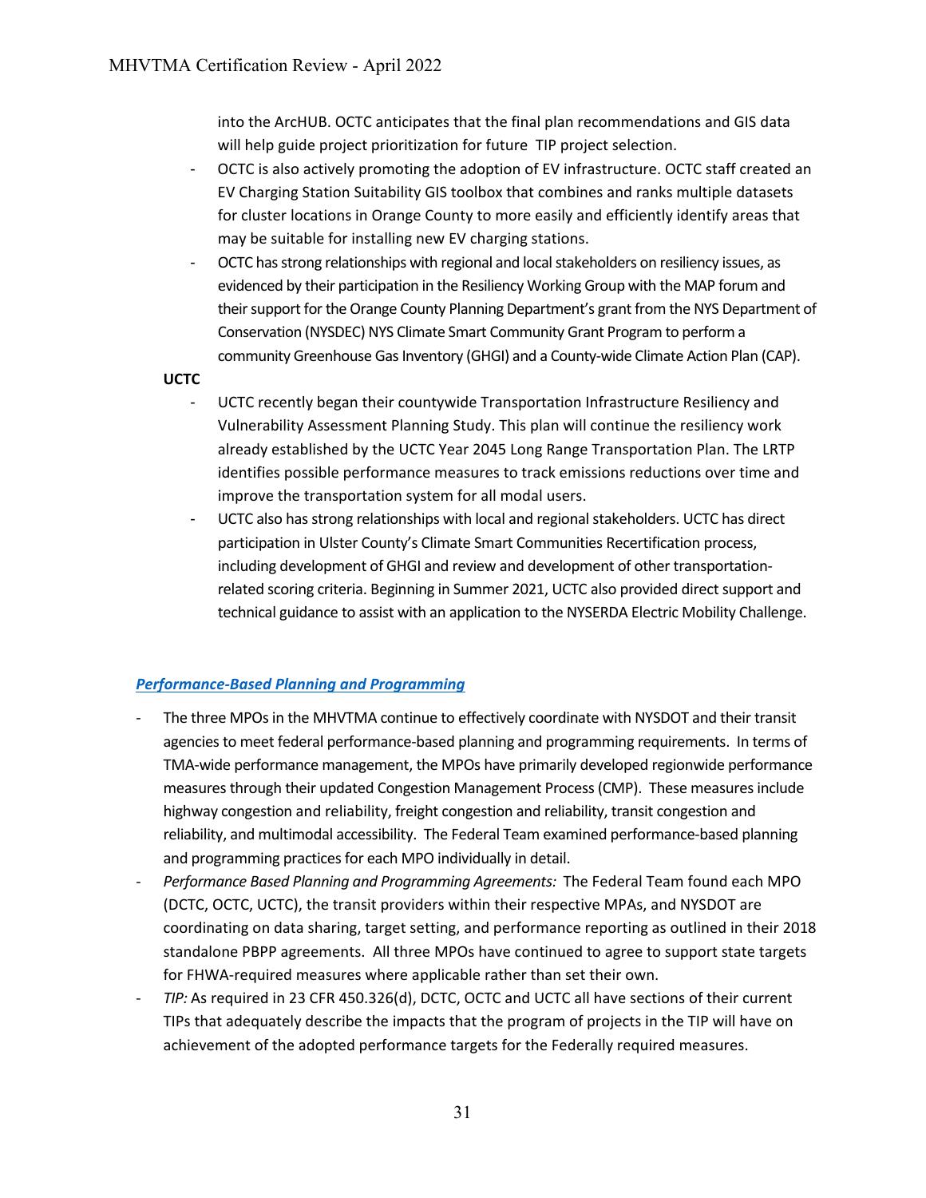into the ArcHUB. OCTC anticipates that the final plan recommendations and GIS data will help guide project prioritization for future TIP project selection.

- OCTC is also actively promoting the adoption of EV infrastructure. OCTC staff created an EV Charging Station Suitability GIS toolbox that combines and ranks multiple datasets for cluster locations in Orange County to more easily and efficiently identify areas that may be suitable for installing new EV charging stations.
- OCTC has strong relationships with regional and local stakeholders on resiliency issues, as evidenced by their participation in the Resiliency Working Group with the MAP forum and their support for the Orange County Planning Department's grant from the NYS Department of Conservation (NYSDEC) NYS Climate Smart Community Grant Program to perform a community Greenhouse Gas Inventory (GHGI) and a County-wide Climate Action Plan (CAP).

**UCTC**

- UCTC recently began their countywide Transportation Infrastructure Resiliency and Vulnerability Assessment Planning Study. This plan will continue the resiliency work already established by the UCTC Year 2045 Long Range Transportation Plan. The LRTP identifies possible performance measures to track emissions reductions over time and improve the transportation system for all modal users.
- UCTC also has strong relationships with local and regional stakeholders. UCTC has direct participation in Ulster County's Climate Smart Communities Recertification process, including development of GHGI and review and development of other transportation-related scoring criteria. Beginning in Summer 2021, UCTC also provided direct support and technical guidance to assist with an application to the NYSERDA Electric Mobility Challenge.

***Performance-Based Planning and Programming***

- The three MPOs in the MHVTMA continue to effectively coordinate with NYSDOT and their transit agencies to meet federal performance-based planning and programming requirements. In terms of TMA-wide performance management, the MPOs have primarily developed regionwide performance measures through their updated Congestion Management Process (CMP). These measures include highway congestion and reliability, freight congestion and reliability, transit congestion and reliability, and multimodal accessibility. The Federal Team examined performance-based planning and programming practices for each MPO individually in detail.
- *Performance Based Planning and Programming Agreements:* The Federal Team found each MPO (DCTC, OCTC, UCTC), the transit providers within their respective MPAs, and NYSDOT are coordinating on data sharing, target setting, and performance reporting as outlined in their 2018 standalone PBPP agreements. All three MPOs have continued to agree to support state targets for FHWA-required measures where applicable rather than set their own.
- *TIP:* As required in 23 CFR 450.326(d), DCTC, OCTC and UCTC all have sections of their current TIPs that adequately describe the impacts that the program of projects in the TIP will have on achievement of the adopted performance targets for the Federally required measures.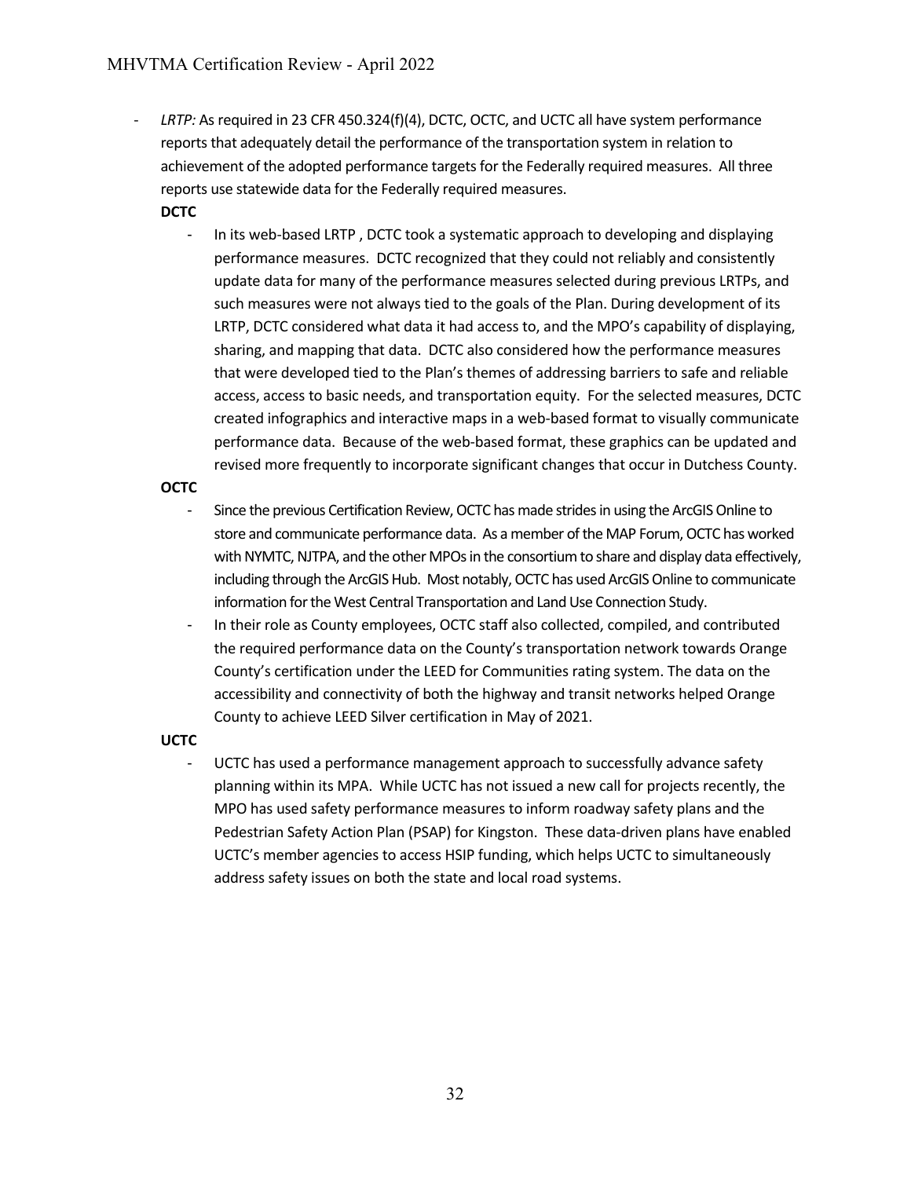- *LRTP:* As required in 23 CFR 450.324(f)(4), DCTC, OCTC, and UCTC all have system performance reports that adequately detail the performance of the transportation system in relation to achievement of the adopted performance targets for the Federally required measures. All three reports use statewide data for the Federally required measures.

  **DCTC**

  - In its web-based LRTP , DCTC took a systematic approach to developing and displaying performance measures. DCTC recognized that they could not reliably and consistently update data for many of the performance measures selected during previous LRTPs, and such measures were not always tied to the goals of the Plan. During development of its LRTP, DCTC considered what data it had access to, and the MPO's capability of displaying, sharing, and mapping that data. DCTC also considered how the performance measures that were developed tied to the Plan's themes of addressing barriers to safe and reliable access, access to basic needs, and transportation equity. For the selected measures, DCTC created infographics and interactive maps in a web-based format to visually communicate performance data. Because of the web-based format, these graphics can be updated and revised more frequently to incorporate significant changes that occur in Dutchess County.

  **OCTC**

  - Since the previous Certification Review, OCTC has made strides in using the ArcGIS Online to store and communicate performance data. As a member of the MAP Forum, OCTC has worked with NYMTC, NJTPA, and the other MPOs in the consortium to share and display data effectively, including through the ArcGIS Hub. Most notably, OCTC has used ArcGIS Online to communicate information for the West Central Transportation and Land Use Connection Study.
  - In their role as County employees, OCTC staff also collected, compiled, and contributed the required performance data on the County's transportation network towards Orange County's certification under the LEED for Communities rating system. The data on the accessibility and connectivity of both the highway and transit networks helped Orange County to achieve LEED Silver certification in May of 2021.

  **UCTC**

  - UCTC has used a performance management approach to successfully advance safety planning within its MPA. While UCTC has not issued a new call for projects recently, the MPO has used safety performance measures to inform roadway safety plans and the Pedestrian Safety Action Plan (PSAP) for Kingston. These data-driven plans have enabled UCTC's member agencies to access HSIP funding, which helps UCTC to simultaneously address safety issues on both the state and local road systems.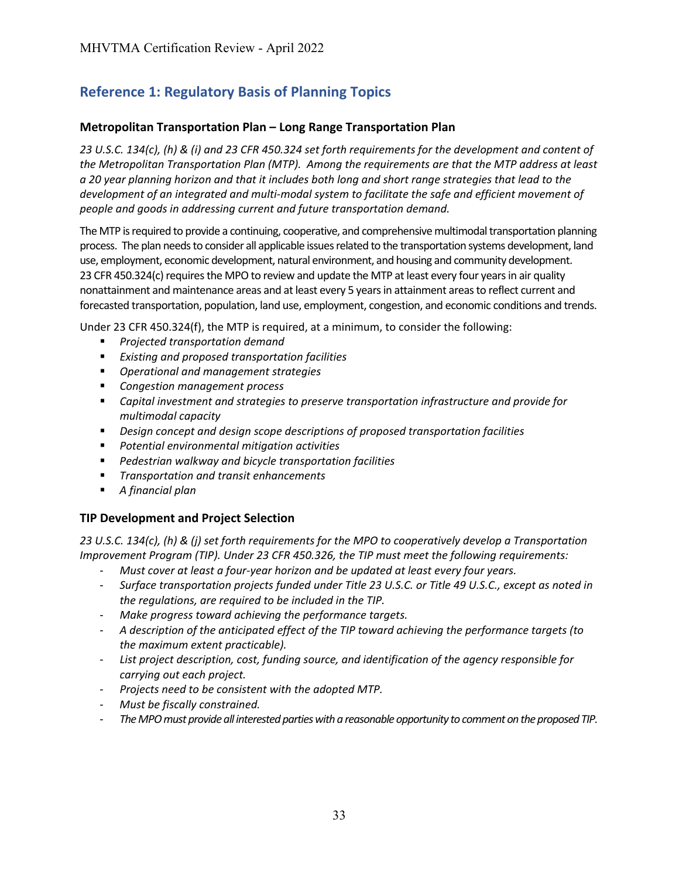## Reference 1: Regulatory Basis of Planning Topics

### Metropolitan Transportation Plan – Long Range Transportation Plan

*23 U.S.C. 134(c), (h) & (i) and 23 CFR 450.324 set forth requirements for the development and content of the Metropolitan Transportation Plan (MTP). Among the requirements are that the MTP address at least a 20 year planning horizon and that it includes both long and short range strategies that lead to the development of an integrated and multi-modal system to facilitate the safe and efficient movement of people and goods in addressing current and future transportation demand.*

The MTP is required to provide a continuing, cooperative, and comprehensive multimodal transportation planning process. The plan needs to consider all applicable issues related to the transportation systems development, land use, employment, economic development, natural environment, and housing and community development. 23 CFR 450.324(c) requires the MPO to review and update the MTP at least every four years in air quality nonattainment and maintenance areas and at least every 5 years in attainment areas to reflect current and forecasted transportation, population, land use, employment, congestion, and economic conditions and trends.

Under 23 CFR 450.324(f), the MTP is required, at a minimum, to consider the following:

- *Projected transportation demand*
- *Existing and proposed transportation facilities*
- *Operational and management strategies*
- *Congestion management process*
- *Capital investment and strategies to preserve transportation infrastructure and provide for multimodal capacity*
- *Design concept and design scope descriptions of proposed transportation facilities*
- *Potential environmental mitigation activities*
- *Pedestrian walkway and bicycle transportation facilities*
- *Transportation and transit enhancements*
- *A financial plan*

### TIP Development and Project Selection

*23 U.S.C. 134(c), (h) & (j) set forth requirements for the MPO to cooperatively develop a Transportation Improvement Program (TIP). Under 23 CFR 450.326, the TIP must meet the following requirements:*

- *Must cover at least a four-year horizon and be updated at least every four years.*
- *Surface transportation projects funded under Title 23 U.S.C. or Title 49 U.S.C., except as noted in the regulations, are required to be included in the TIP.*
- *Make progress toward achieving the performance targets.*
- *A description of the anticipated effect of the TIP toward achieving the performance targets (to the maximum extent practicable).*
- *List project description, cost, funding source, and identification of the agency responsible for carrying out each project.*
- *Projects need to be consistent with the adopted MTP.*
- *Must be fiscally constrained.*
- *The MPO must provide all interested parties with a reasonable opportunity to comment on the proposed TIP.*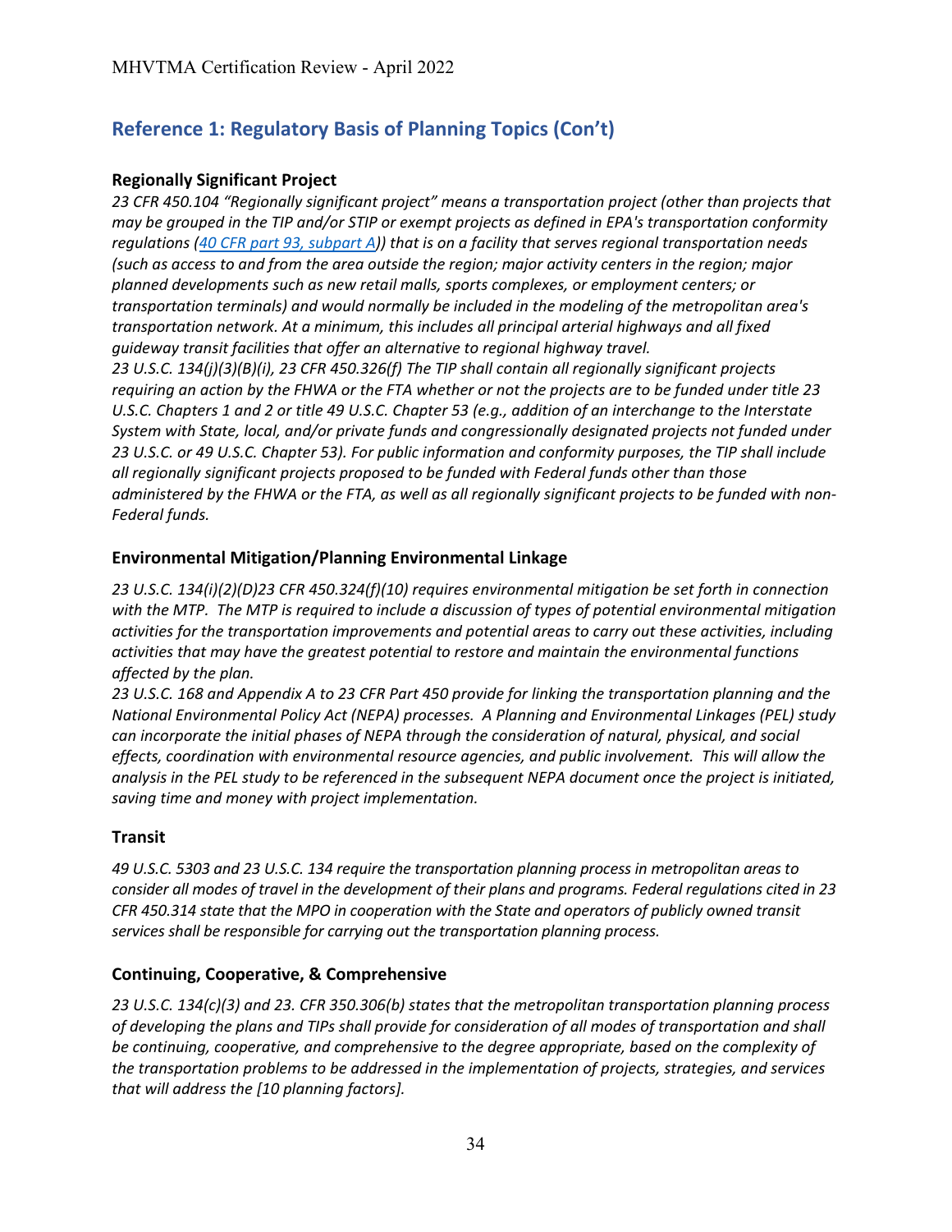## Reference 1: Regulatory Basis of Planning Topics (Con't)

### Regionally Significant Project

*23 CFR 450.104 "Regionally significant project" means a transportation project (other than projects that may be grouped in the TIP and/or STIP or exempt projects as defined in EPA's transportation conformity regulations ([40 CFR part 93, subpart A](#))) that is on a facility that serves regional transportation needs (such as access to and from the area outside the region; major activity centers in the region; major planned developments such as new retail malls, sports complexes, or employment centers; or transportation terminals) and would normally be included in the modeling of the metropolitan area's transportation network. At a minimum, this includes all principal arterial highways and all fixed guideway transit facilities that offer an alternative to regional highway travel.*

*23 U.S.C. 134(j)(3)(B)(i), 23 CFR 450.326(f) The TIP shall contain all regionally significant projects requiring an action by the FHWA or the FTA whether or not the projects are to be funded under title 23 U.S.C. Chapters 1 and 2 or title 49 U.S.C. Chapter 53 (e.g., addition of an interchange to the Interstate System with State, local, and/or private funds and congressionally designated projects not funded under 23 U.S.C. or 49 U.S.C. Chapter 53). For public information and conformity purposes, the TIP shall include all regionally significant projects proposed to be funded with Federal funds other than those administered by the FHWA or the FTA, as well as all regionally significant projects to be funded with non-Federal funds.*

### Environmental Mitigation/Planning Environmental Linkage

*23 U.S.C. 134(i)(2)(D)23 CFR 450.324(f)(10) requires environmental mitigation be set forth in connection with the MTP. The MTP is required to include a discussion of types of potential environmental mitigation activities for the transportation improvements and potential areas to carry out these activities, including activities that may have the greatest potential to restore and maintain the environmental functions affected by the plan.*

*23 U.S.C. 168 and Appendix A to 23 CFR Part 450 provide for linking the transportation planning and the National Environmental Policy Act (NEPA) processes. A Planning and Environmental Linkages (PEL) study can incorporate the initial phases of NEPA through the consideration of natural, physical, and social effects, coordination with environmental resource agencies, and public involvement. This will allow the analysis in the PEL study to be referenced in the subsequent NEPA document once the project is initiated, saving time and money with project implementation.*

### Transit

*49 U.S.C. 5303 and 23 U.S.C. 134 require the transportation planning process in metropolitan areas to consider all modes of travel in the development of their plans and programs. Federal regulations cited in 23 CFR 450.314 state that the MPO in cooperation with the State and operators of publicly owned transit services shall be responsible for carrying out the transportation planning process.*

### Continuing, Cooperative, & Comprehensive

*23 U.S.C. 134(c)(3) and 23. CFR 350.306(b) states that the metropolitan transportation planning process of developing the plans and TIPs shall provide for consideration of all modes of transportation and shall be continuing, cooperative, and comprehensive to the degree appropriate, based on the complexity of the transportation problems to be addressed in the implementation of projects, strategies, and services that will address the [10 planning factors].*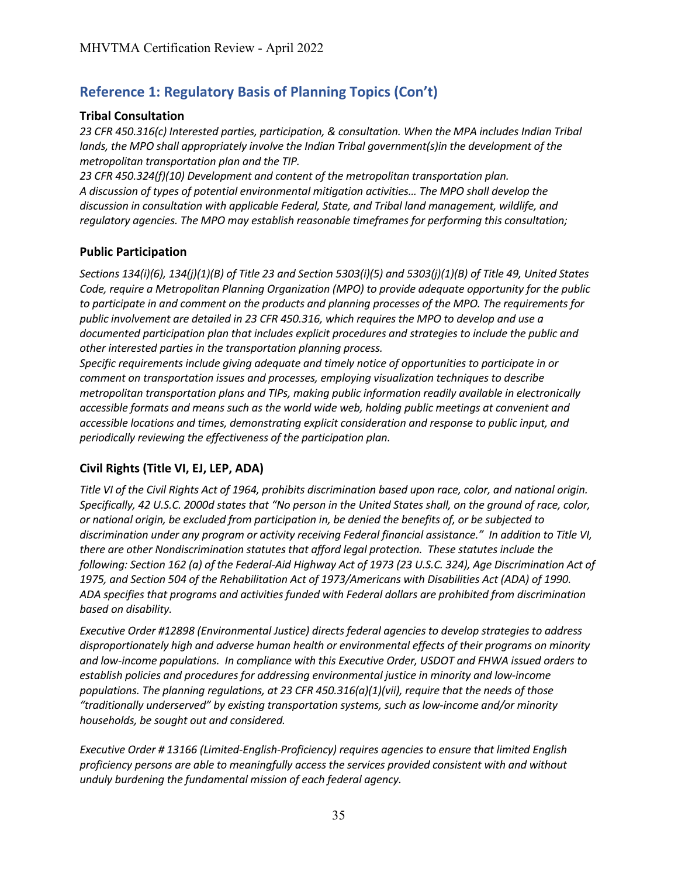## Reference 1: Regulatory Basis of Planning Topics (Con't)

### Tribal Consultation

*23 CFR 450.316(c) Interested parties, participation, & consultation. When the MPA includes Indian Tribal lands, the MPO shall appropriately involve the Indian Tribal government(s)in the development of the metropolitan transportation plan and the TIP.*

*23 CFR 450.324(f)(10) Development and content of the metropolitan transportation plan. A discussion of types of potential environmental mitigation activities… The MPO shall develop the discussion in consultation with applicable Federal, State, and Tribal land management, wildlife, and regulatory agencies. The MPO may establish reasonable timeframes for performing this consultation;*

### Public Participation

*Sections 134(i)(6), 134(j)(1)(B) of Title 23 and Section 5303(i)(5) and 5303(j)(1)(B) of Title 49, United States Code, require a Metropolitan Planning Organization (MPO) to provide adequate opportunity for the public to participate in and comment on the products and planning processes of the MPO. The requirements for public involvement are detailed in 23 CFR 450.316, which requires the MPO to develop and use a documented participation plan that includes explicit procedures and strategies to include the public and other interested parties in the transportation planning process.*

*Specific requirements include giving adequate and timely notice of opportunities to participate in or comment on transportation issues and processes, employing visualization techniques to describe metropolitan transportation plans and TIPs, making public information readily available in electronically accessible formats and means such as the world wide web, holding public meetings at convenient and accessible locations and times, demonstrating explicit consideration and response to public input, and periodically reviewing the effectiveness of the participation plan.*

### Civil Rights (Title VI, EJ, LEP, ADA)

*Title VI of the Civil Rights Act of 1964, prohibits discrimination based upon race, color, and national origin. Specifically, 42 U.S.C. 2000d states that "No person in the United States shall, on the ground of race, color, or national origin, be excluded from participation in, be denied the benefits of, or be subjected to discrimination under any program or activity receiving Federal financial assistance." In addition to Title VI, there are other Nondiscrimination statutes that afford legal protection. These statutes include the following: Section 162 (a) of the Federal-Aid Highway Act of 1973 (23 U.S.C. 324), Age Discrimination Act of 1975, and Section 504 of the Rehabilitation Act of 1973/Americans with Disabilities Act (ADA) of 1990. ADA specifies that programs and activities funded with Federal dollars are prohibited from discrimination based on disability.*

*Executive Order #12898 (Environmental Justice) directs federal agencies to develop strategies to address disproportionately high and adverse human health or environmental effects of their programs on minority and low-income populations. In compliance with this Executive Order, USDOT and FHWA issued orders to establish policies and procedures for addressing environmental justice in minority and low-income populations. The planning regulations, at 23 CFR 450.316(a)(1)(vii), require that the needs of those "traditionally underserved" by existing transportation systems, such as low-income and/or minority households, be sought out and considered.*

*Executive Order # 13166 (Limited-English-Proficiency) requires agencies to ensure that limited English proficiency persons are able to meaningfully access the services provided consistent with and without unduly burdening the fundamental mission of each federal agency.*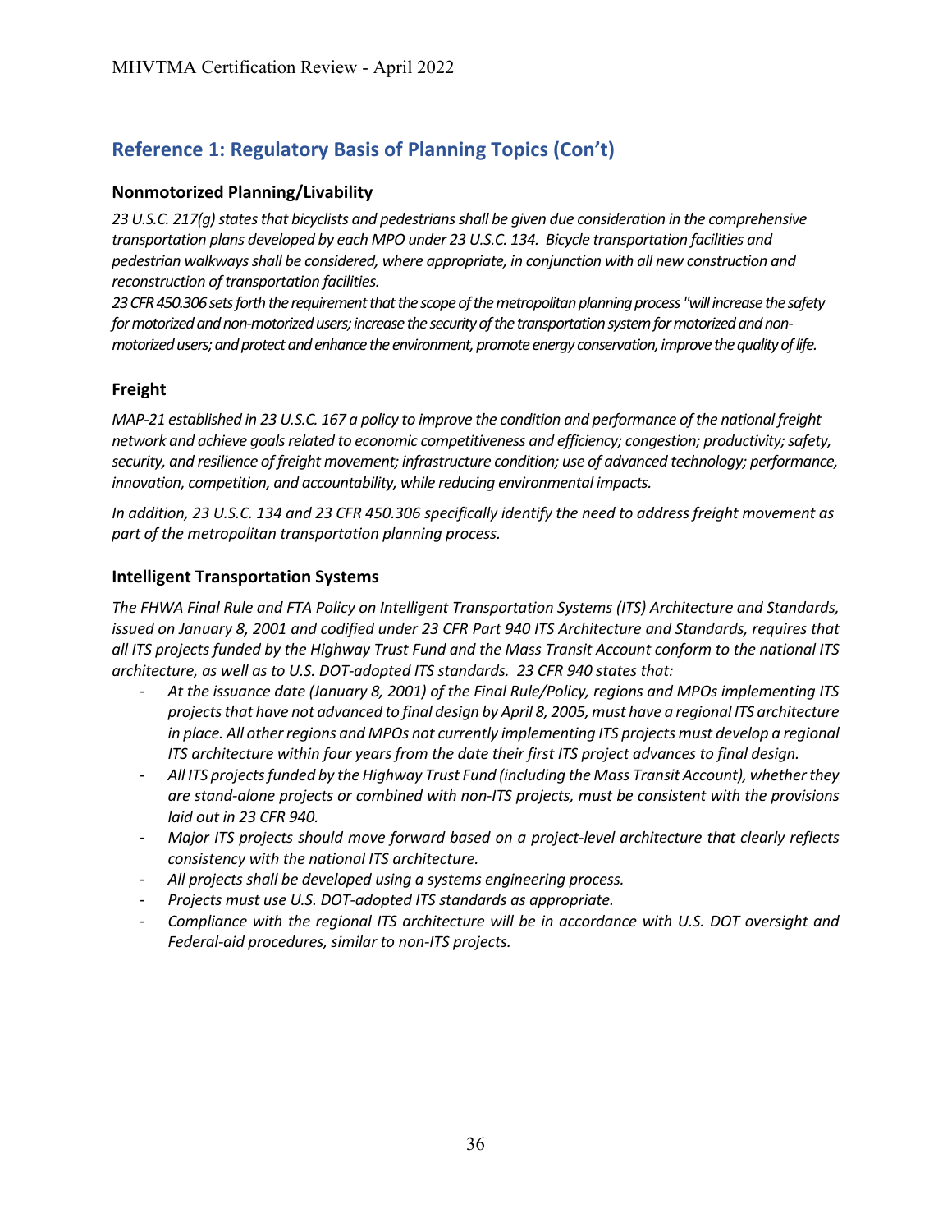## Reference 1: Regulatory Basis of Planning Topics (Con't)

### Nonmotorized Planning/Livability

*23 U.S.C. 217(g) states that bicyclists and pedestrians shall be given due consideration in the comprehensive transportation plans developed by each MPO under 23 U.S.C. 134. Bicycle transportation facilities and pedestrian walkways shall be considered, where appropriate, in conjunction with all new construction and reconstruction of transportation facilities.*

*23 CFR 450.306 sets forth the requirement that the scope of the metropolitan planning process "will increase the safety for motorized and non-motorized users; increase the security of the transportation system for motorized and non-motorized users; and protect and enhance the environment, promote energy conservation, improve the quality of life.*

### Freight

*MAP-21 established in 23 U.S.C. 167 a policy to improve the condition and performance of the national freight network and achieve goals related to economic competitiveness and efficiency; congestion; productivity; safety, security, and resilience of freight movement; infrastructure condition; use of advanced technology; performance, innovation, competition, and accountability, while reducing environmental impacts.*

*In addition, 23 U.S.C. 134 and 23 CFR 450.306 specifically identify the need to address freight movement as part of the metropolitan transportation planning process.*

### Intelligent Transportation Systems

*The FHWA Final Rule and FTA Policy on Intelligent Transportation Systems (ITS) Architecture and Standards, issued on January 8, 2001 and codified under 23 CFR Part 940 ITS Architecture and Standards, requires that all ITS projects funded by the Highway Trust Fund and the Mass Transit Account conform to the national ITS architecture, as well as to U.S. DOT-adopted ITS standards. 23 CFR 940 states that:*

- *At the issuance date (January 8, 2001) of the Final Rule/Policy, regions and MPOs implementing ITS projects that have not advanced to final design by April 8, 2005, must have a regional ITS architecture in place. All other regions and MPOs not currently implementing ITS projects must develop a regional ITS architecture within four years from the date their first ITS project advances to final design.*
- *All ITS projects funded by the Highway Trust Fund (including the Mass Transit Account), whether they are stand-alone projects or combined with non-ITS projects, must be consistent with the provisions laid out in 23 CFR 940.*
- *Major ITS projects should move forward based on a project-level architecture that clearly reflects consistency with the national ITS architecture.*
- *All projects shall be developed using a systems engineering process.*
- *Projects must use U.S. DOT-adopted ITS standards as appropriate.*
- *Compliance with the regional ITS architecture will be in accordance with U.S. DOT oversight and Federal-aid procedures, similar to non-ITS projects.*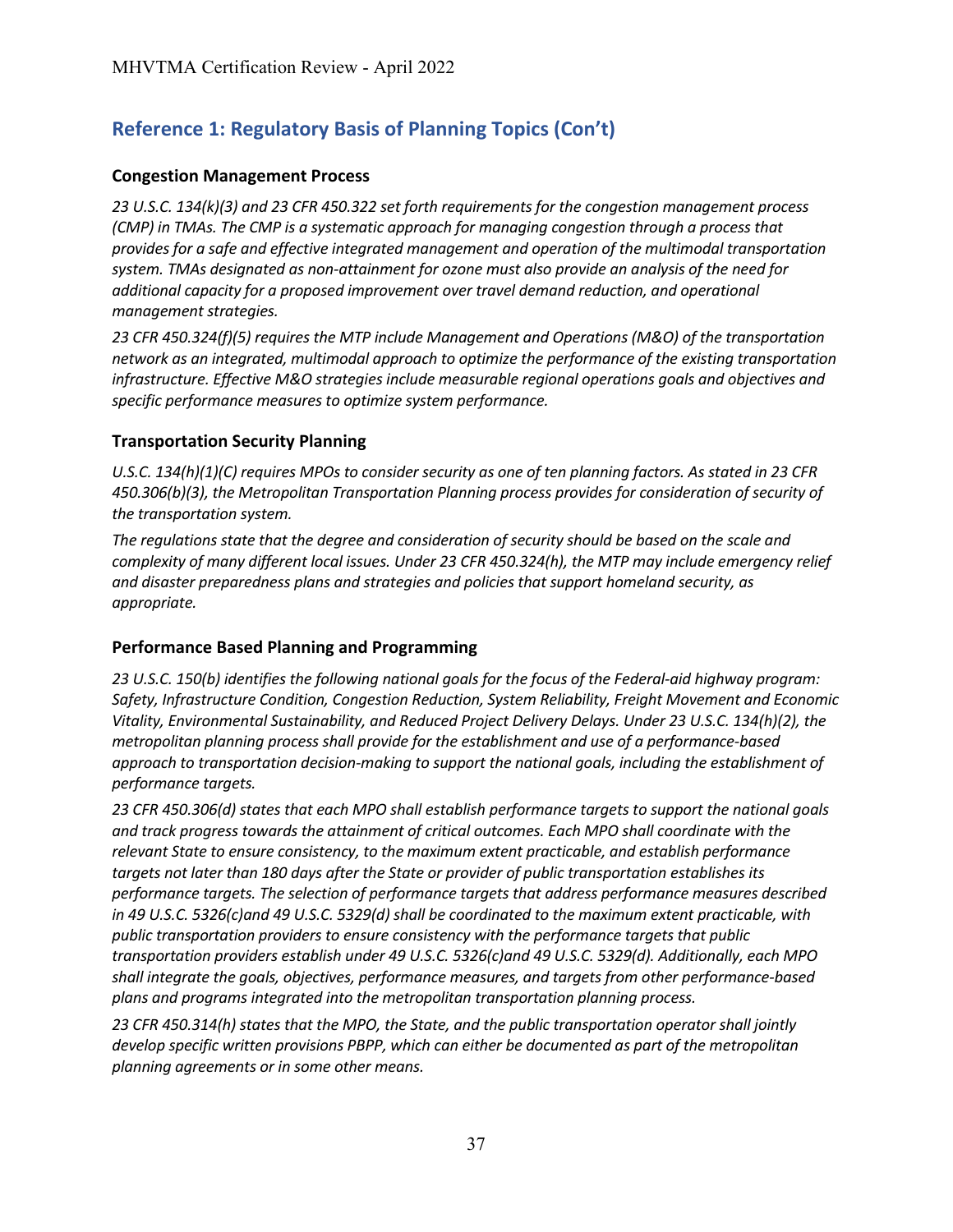## Reference 1: Regulatory Basis of Planning Topics (Con't)

### Congestion Management Process

*23 U.S.C. 134(k)(3) and 23 CFR 450.322 set forth requirements for the congestion management process (CMP) in TMAs. The CMP is a systematic approach for managing congestion through a process that provides for a safe and effective integrated management and operation of the multimodal transportation system. TMAs designated as non-attainment for ozone must also provide an analysis of the need for additional capacity for a proposed improvement over travel demand reduction, and operational management strategies.*

*23 CFR 450.324(f)(5) requires the MTP include Management and Operations (M&O) of the transportation network as an integrated, multimodal approach to optimize the performance of the existing transportation infrastructure. Effective M&O strategies include measurable regional operations goals and objectives and specific performance measures to optimize system performance.*

### Transportation Security Planning

*U.S.C. 134(h)(1)(C) requires MPOs to consider security as one of ten planning factors. As stated in 23 CFR 450.306(b)(3), the Metropolitan Transportation Planning process provides for consideration of security of the transportation system.*

*The regulations state that the degree and consideration of security should be based on the scale and complexity of many different local issues. Under 23 CFR 450.324(h), the MTP may include emergency relief and disaster preparedness plans and strategies and policies that support homeland security, as appropriate.*

### Performance Based Planning and Programming

*23 U.S.C. 150(b) identifies the following national goals for the focus of the Federal-aid highway program: Safety, Infrastructure Condition, Congestion Reduction, System Reliability, Freight Movement and Economic Vitality, Environmental Sustainability, and Reduced Project Delivery Delays. Under 23 U.S.C. 134(h)(2), the metropolitan planning process shall provide for the establishment and use of a performance-based approach to transportation decision-making to support the national goals, including the establishment of performance targets.*

*23 CFR 450.306(d) states that each MPO shall establish performance targets to support the national goals and track progress towards the attainment of critical outcomes. Each MPO shall coordinate with the relevant State to ensure consistency, to the maximum extent practicable, and establish performance targets not later than 180 days after the State or provider of public transportation establishes its performance targets. The selection of performance targets that address performance measures described in 49 U.S.C. 5326(c)and 49 U.S.C. 5329(d) shall be coordinated to the maximum extent practicable, with public transportation providers to ensure consistency with the performance targets that public transportation providers establish under 49 U.S.C. 5326(c)and 49 U.S.C. 5329(d). Additionally, each MPO shall integrate the goals, objectives, performance measures, and targets from other performance-based plans and programs integrated into the metropolitan transportation planning process.*

*23 CFR 450.314(h) states that the MPO, the State, and the public transportation operator shall jointly develop specific written provisions PBPP, which can either be documented as part of the metropolitan planning agreements or in some other means.*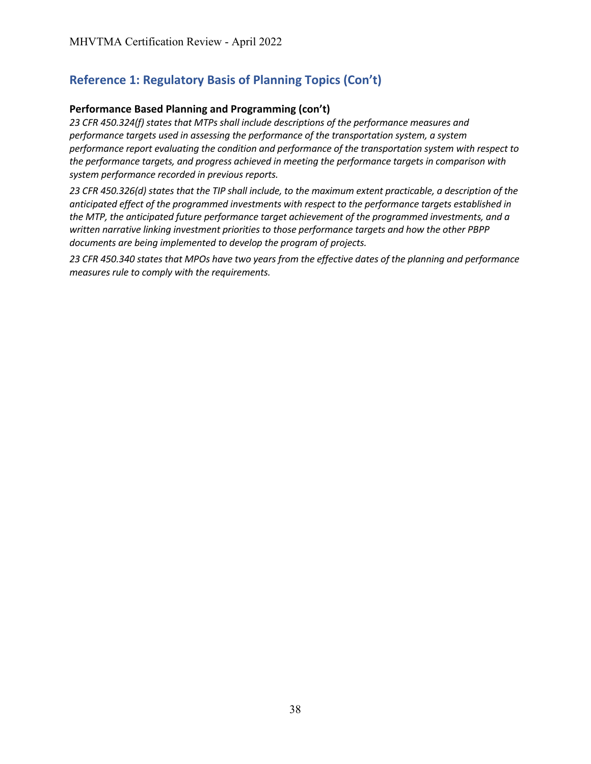## Reference 1: Regulatory Basis of Planning Topics (Con't)

### Performance Based Planning and Programming (con't)

*23 CFR 450.324(f) states that MTPs shall include descriptions of the performance measures and performance targets used in assessing the performance of the transportation system, a system performance report evaluating the condition and performance of the transportation system with respect to the performance targets, and progress achieved in meeting the performance targets in comparison with system performance recorded in previous reports.*

*23 CFR 450.326(d) states that the TIP shall include, to the maximum extent practicable, a description of the anticipated effect of the programmed investments with respect to the performance targets established in the MTP, the anticipated future performance target achievement of the programmed investments, and a written narrative linking investment priorities to those performance targets and how the other PBPP documents are being implemented to develop the program of projects.*

*23 CFR 450.340 states that MPOs have two years from the effective dates of the planning and performance measures rule to comply with the requirements.*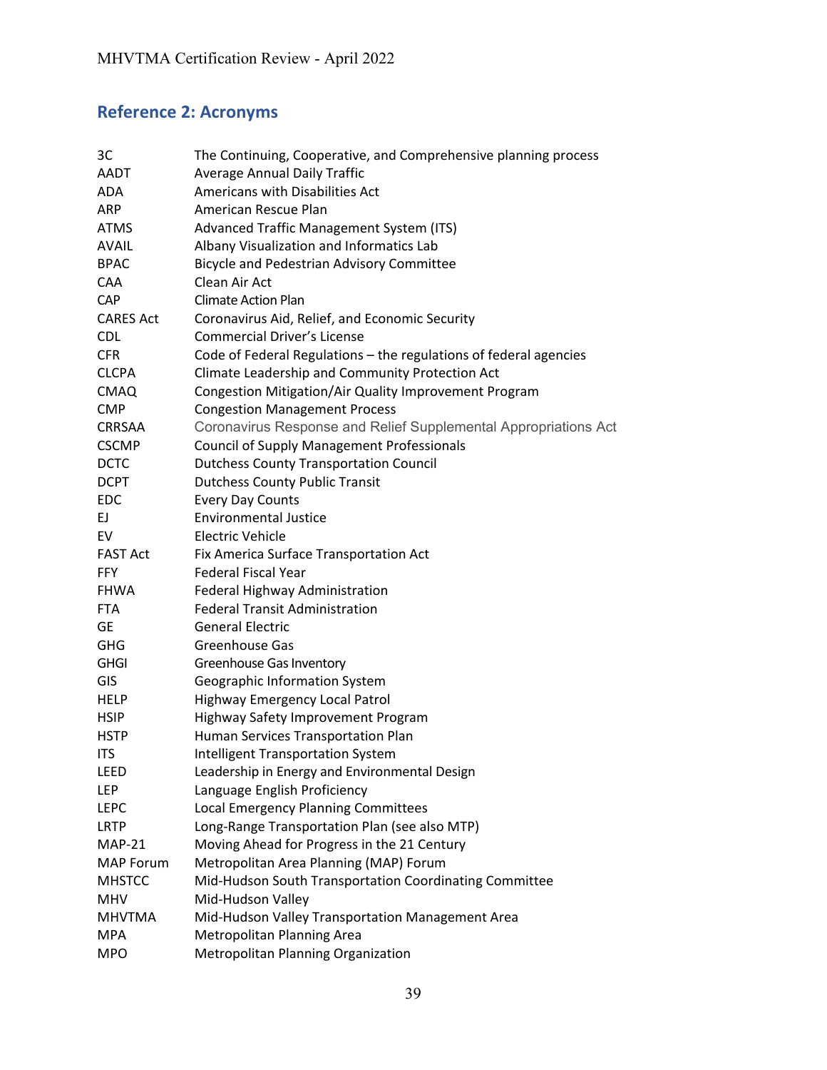## Reference 2: Acronyms

| | |
|---|---|
| 3C | The Continuing, Cooperative, and Comprehensive planning process |
| AADT | Average Annual Daily Traffic |
| ADA | Americans with Disabilities Act |
| ARP | American Rescue Plan |
| ATMS | Advanced Traffic Management System (ITS) |
| AVAIL | Albany Visualization and Informatics Lab |
| BPAC | Bicycle and Pedestrian Advisory Committee |
| CAA | Clean Air Act |
| CAP | Climate Action Plan |
| CARES Act | Coronavirus Aid, Relief, and Economic Security |
| CDL | Commercial Driver's License |
| CFR | Code of Federal Regulations – the regulations of federal agencies |
| CLCPA | Climate Leadership and Community Protection Act |
| CMAQ | Congestion Mitigation/Air Quality Improvement Program |
| CMP | Congestion Management Process |
| CRRSAA | Coronavirus Response and Relief Supplemental Appropriations Act |
| CSCMP | Council of Supply Management Professionals |
| DCTC | Dutchess County Transportation Council |
| DCPT | Dutchess County Public Transit |
| EDC | Every Day Counts |
| EJ | Environmental Justice |
| EV | Electric Vehicle |
| FAST Act | Fix America Surface Transportation Act |
| FFY | Federal Fiscal Year |
| FHWA | Federal Highway Administration |
| FTA | Federal Transit Administration |
| GE | General Electric |
| GHG | Greenhouse Gas |
| GHGI | Greenhouse Gas Inventory |
| GIS | Geographic Information System |
| HELP | Highway Emergency Local Patrol |
| HSIP | Highway Safety Improvement Program |
| HSTP | Human Services Transportation Plan |
| ITS | Intelligent Transportation System |
| LEED | Leadership in Energy and Environmental Design |
| LEP | Language English Proficiency |
| LEPC | Local Emergency Planning Committees |
| LRTP | Long-Range Transportation Plan (see also MTP) |
| MAP-21 | Moving Ahead for Progress in the 21 Century |
| MAP Forum | Metropolitan Area Planning (MAP) Forum |
| MHSTCC | Mid-Hudson South Transportation Coordinating Committee |
| MHV | Mid-Hudson Valley |
| MHVTMA | Mid-Hudson Valley Transportation Management Area |
| MPA | Metropolitan Planning Area |
| MPO | Metropolitan Planning Organization |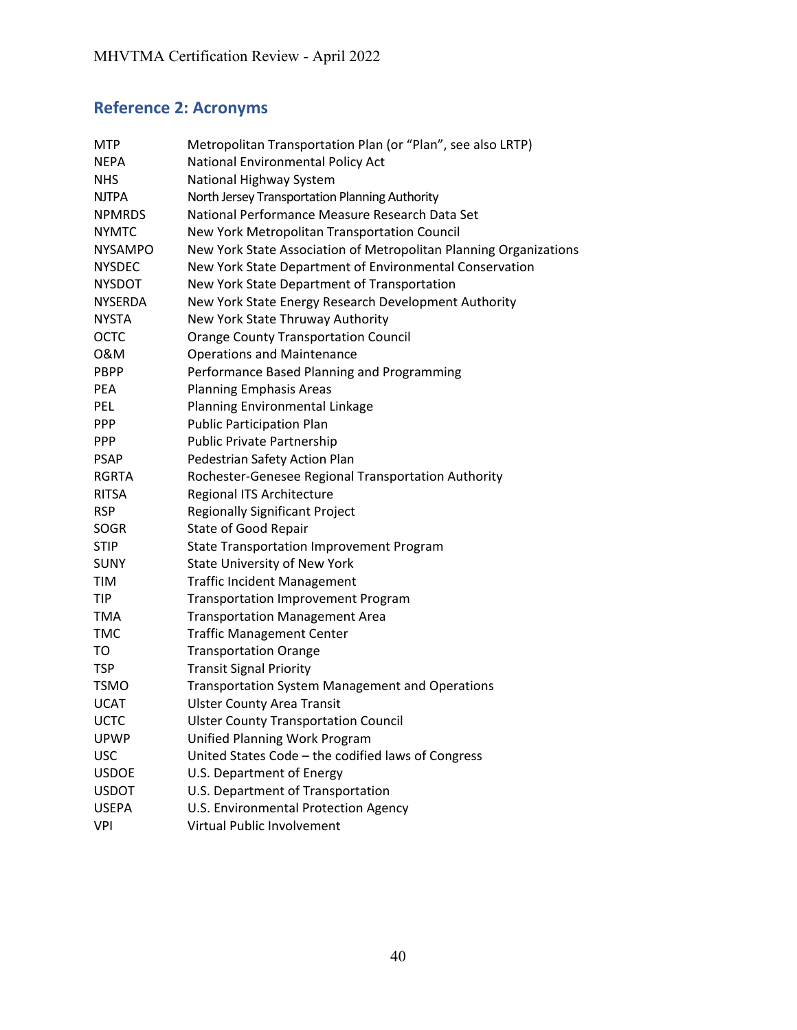## Reference 2: Acronyms

| | |
|---|---|
| MTP | Metropolitan Transportation Plan (or "Plan", see also LRTP) |
| NEPA | National Environmental Policy Act |
| NHS | National Highway System |
| NJTPA | North Jersey Transportation Planning Authority |
| NPMRDS | National Performance Measure Research Data Set |
| NYMTC | New York Metropolitan Transportation Council |
| NYSAMPO | New York State Association of Metropolitan Planning Organizations |
| NYSDEC | New York State Department of Environmental Conservation |
| NYSDOT | New York State Department of Transportation |
| NYSERDA | New York State Energy Research Development Authority |
| NYSTA | New York State Thruway Authority |
| OCTC | Orange County Transportation Council |
| O&M | Operations and Maintenance |
| PBPP | Performance Based Planning and Programming |
| PEA | Planning Emphasis Areas |
| PEL | Planning Environmental Linkage |
| PPP | Public Participation Plan |
| PPP | Public Private Partnership |
| PSAP | Pedestrian Safety Action Plan |
| RGRTA | Rochester-Genesee Regional Transportation Authority |
| RITSA | Regional ITS Architecture |
| RSP | Regionally Significant Project |
| SOGR | State of Good Repair |
| STIP | State Transportation Improvement Program |
| SUNY | State University of New York |
| TIM | Traffic Incident Management |
| TIP | Transportation Improvement Program |
| TMA | Transportation Management Area |
| TMC | Traffic Management Center |
| TO | Transportation Orange |
| TSP | Transit Signal Priority |
| TSMO | Transportation System Management and Operations |
| UCAT | Ulster County Area Transit |
| UCTC | Ulster County Transportation Council |
| UPWP | Unified Planning Work Program |
| USC | United States Code – the codified laws of Congress |
| USDOE | U.S. Department of Energy |
| USDOT | U.S. Department of Transportation |
| USEPA | U.S. Environmental Protection Agency |
| VPI | Virtual Public Involvement |